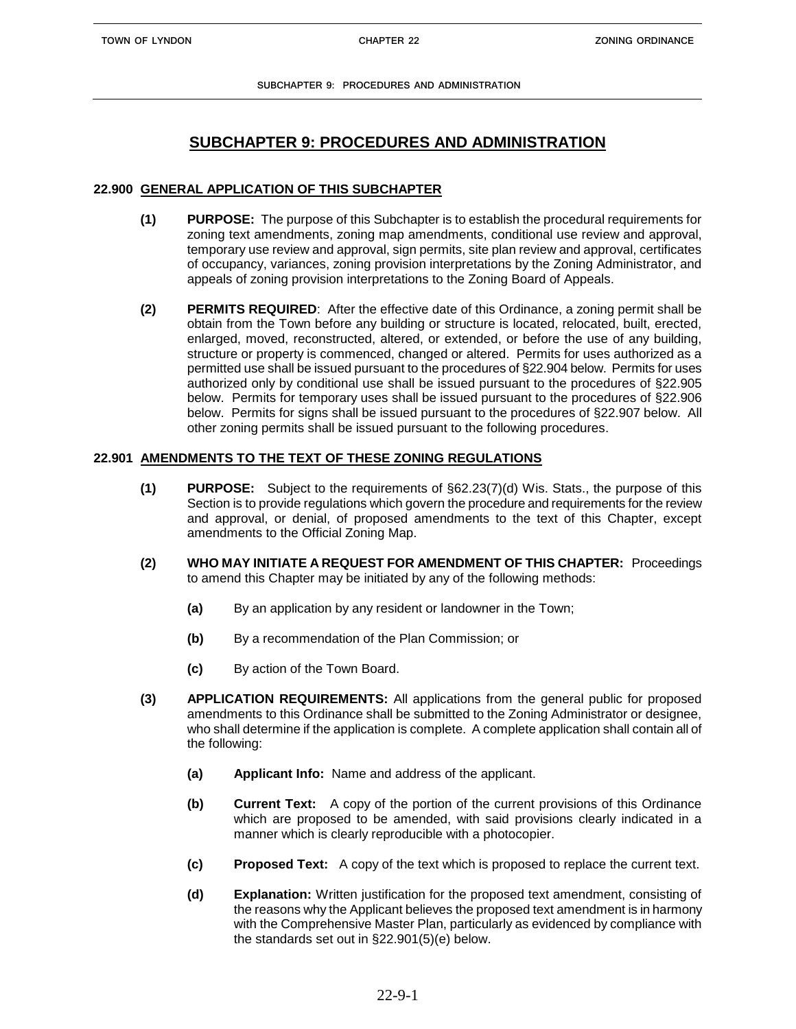# SUBCHAPTER 9: PROCEDURES AND ADMINISTRATION

## 22.900 GENERAL APPLICATION OF THIS SUBCHAPTER

**(1) PURPOSE:** The purpose of this Subchapter is to establish the procedural requirements for zoning text amendments, zoning map amendments, conditional use review and approval, temporary use review and approval, sign permits, site plan review and approval, certificates of occupancy, variances, zoning provision interpretations by the Zoning Administrator, and appeals of zoning provision interpretations to the Zoning Board of Appeals.

**(2) PERMITS REQUIRED**: After the effective date of this Ordinance, a zoning permit shall be obtain from the Town before any building or structure is located, relocated, built, erected, enlarged, moved, reconstructed, altered, or extended, or before the use of any building, structure or property is commenced, changed or altered. Permits for uses authorized as a permitted use shall be issued pursuant to the procedures of §22.904 below. Permits for uses authorized only by conditional use shall be issued pursuant to the procedures of §22.905 below. Permits for temporary uses shall be issued pursuant to the procedures of §22.906 below. Permits for signs shall be issued pursuant to the procedures of §22.907 below. All other zoning permits shall be issued pursuant to the following procedures.

## 22.901 AMENDMENTS TO THE TEXT OF THESE ZONING REGULATIONS

**(1) PURPOSE:** Subject to the requirements of §62.23(7)(d) Wis. Stats., the purpose of this Section is to provide regulations which govern the procedure and requirements for the review and approval, or denial, of proposed amendments to the text of this Chapter, except amendments to the Official Zoning Map.

**(2) WHO MAY INITIATE A REQUEST FOR AMENDMENT OF THIS CHAPTER:** Proceedings to amend this Chapter may be initiated by any of the following methods:

- **(a)** By an application by any resident or landowner in the Town;
- **(b)** By a recommendation of the Plan Commission; or
- **(c)** By action of the Town Board.

**(3) APPLICATION REQUIREMENTS:** All applications from the general public for proposed amendments to this Ordinance shall be submitted to the Zoning Administrator or designee, who shall determine if the application is complete. A complete application shall contain all of the following:

- **(a) Applicant Info:** Name and address of the applicant.
- **(b) Current Text:** A copy of the portion of the current provisions of this Ordinance which are proposed to be amended, with said provisions clearly indicated in a manner which is clearly reproducible with a photocopier.
- **(c) Proposed Text:** A copy of the text which is proposed to replace the current text.
- **(d) Explanation:** Written justification for the proposed text amendment, consisting of the reasons why the Applicant believes the proposed text amendment is in harmony with the Comprehensive Master Plan, particularly as evidenced by compliance with the standards set out in §22.901(5)(e) below.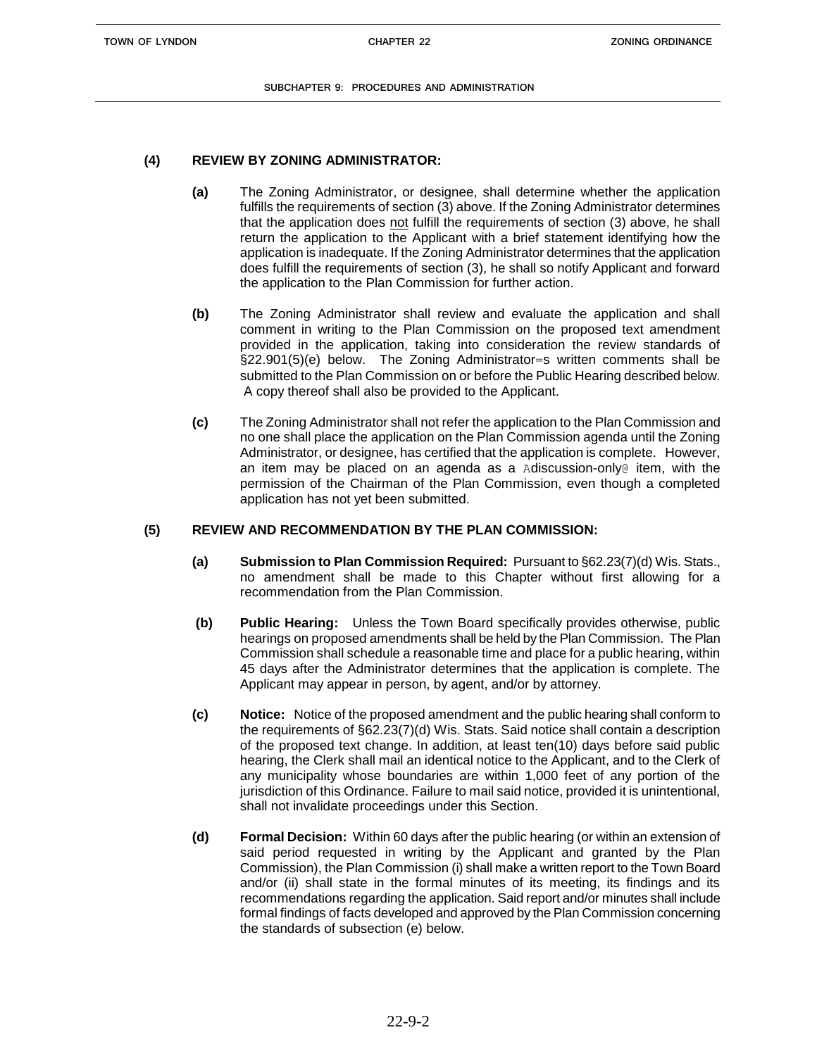### (4) REVIEW BY ZONING ADMINISTRATOR:

**(a)** The Zoning Administrator, or designee, shall determine whether the application fulfills the requirements of section (3) above. If the Zoning Administrator determines that the application does not fulfill the requirements of section (3) above, he shall return the application to the Applicant with a brief statement identifying how the application is inadequate. If the Zoning Administrator determines that the application does fulfill the requirements of section (3), he shall so notify Applicant and forward the application to the Plan Commission for further action.

**(b)** The Zoning Administrator shall review and evaluate the application and shall comment in writing to the Plan Commission on the proposed text amendment provided in the application, taking into consideration the review standards of §22.901(5)(e) below. The Zoning Administrator=s written comments shall be submitted to the Plan Commission on or before the Public Hearing described below. A copy thereof shall also be provided to the Applicant.

**(c)** The Zoning Administrator shall not refer the application to the Plan Commission and no one shall place the application on the Plan Commission agenda until the Zoning Administrator, or designee, has certified that the application is complete. However, an item may be placed on an agenda as a Adiscussion-only@ item, with the permission of the Chairman of the Plan Commission, even though a completed application has not yet been submitted.

### (5) REVIEW AND RECOMMENDATION BY THE PLAN COMMISSION:

**(a)** **Submission to Plan Commission Required:** Pursuant to §62.23(7)(d) Wis. Stats., no amendment shall be made to this Chapter without first allowing for a recommendation from the Plan Commission.

**(b)** **Public Hearing:** Unless the Town Board specifically provides otherwise, public hearings on proposed amendments shall be held by the Plan Commission. The Plan Commission shall schedule a reasonable time and place for a public hearing, within 45 days after the Administrator determines that the application is complete. The Applicant may appear in person, by agent, and/or by attorney.

**(c)** **Notice:** Notice of the proposed amendment and the public hearing shall conform to the requirements of §62.23(7)(d) Wis. Stats. Said notice shall contain a description of the proposed text change. In addition, at least ten(10) days before said public hearing, the Clerk shall mail an identical notice to the Applicant, and to the Clerk of any municipality whose boundaries are within 1,000 feet of any portion of the jurisdiction of this Ordinance. Failure to mail said notice, provided it is unintentional, shall not invalidate proceedings under this Section.

**(d)** **Formal Decision:** Within 60 days after the public hearing (or within an extension of said period requested in writing by the Applicant and granted by the Plan Commission), the Plan Commission (i) shall make a written report to the Town Board and/or (ii) shall state in the formal minutes of its meeting, its findings and its recommendations regarding the application. Said report and/or minutes shall include formal findings of facts developed and approved by the Plan Commission concerning the standards of subsection (e) below.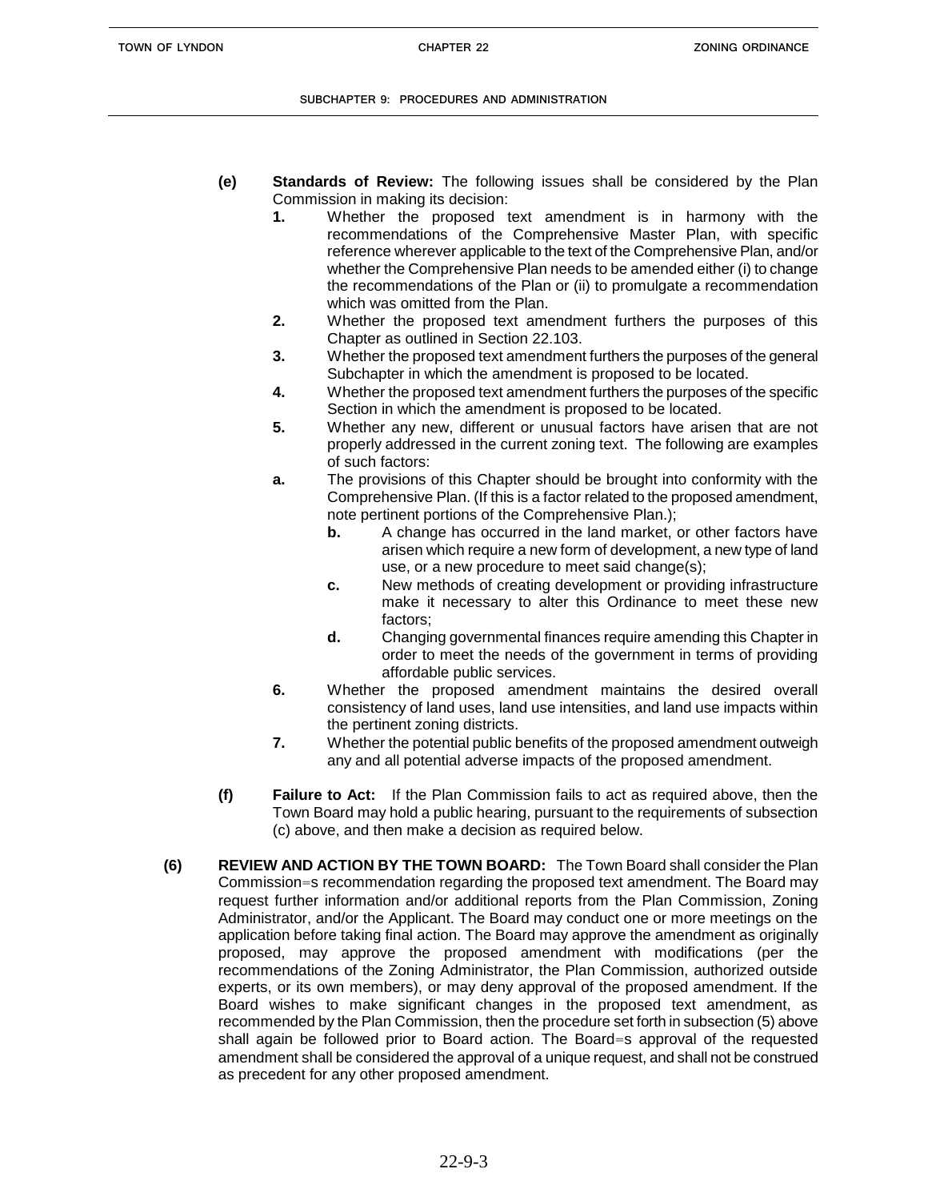**(e)** **Standards of Review:** The following issues shall be considered by the Plan Commission in making its decision:

**1.** Whether the proposed text amendment is in harmony with the recommendations of the Comprehensive Master Plan, with specific reference wherever applicable to the text of the Comprehensive Plan, and/or whether the Comprehensive Plan needs to be amended either (i) to change the recommendations of the Plan or (ii) to promulgate a recommendation which was omitted from the Plan.

**2.** Whether the proposed text amendment furthers the purposes of this Chapter as outlined in Section 22.103.

**3.** Whether the proposed text amendment furthers the purposes of the general Subchapter in which the amendment is proposed to be located.

**4.** Whether the proposed text amendment furthers the purposes of the specific Section in which the amendment is proposed to be located.

**5.** Whether any new, different or unusual factors have arisen that are not properly addressed in the current zoning text. The following are examples of such factors:

**a.** The provisions of this Chapter should be brought into conformity with the Comprehensive Plan. (If this is a factor related to the proposed amendment, note pertinent portions of the Comprehensive Plan.);

- **b.** A change has occurred in the land market, or other factors have arisen which require a new form of development, a new type of land use, or a new procedure to meet said change(s);
- **c.** New methods of creating development or providing infrastructure make it necessary to alter this Ordinance to meet these new factors;
- **d.** Changing governmental finances require amending this Chapter in order to meet the needs of the government in terms of providing affordable public services.

**6.** Whether the proposed amendment maintains the desired overall consistency of land uses, land use intensities, and land use impacts within the pertinent zoning districts.

**7.** Whether the potential public benefits of the proposed amendment outweigh any and all potential adverse impacts of the proposed amendment.

**(f)** **Failure to Act:** If the Plan Commission fails to act as required above, then the Town Board may hold a public hearing, pursuant to the requirements of subsection (c) above, and then make a decision as required below.

**(6)** **REVIEW AND ACTION BY THE TOWN BOARD:** The Town Board shall consider the Plan Commission=s recommendation regarding the proposed text amendment. The Board may request further information and/or additional reports from the Plan Commission, Zoning Administrator, and/or the Applicant. The Board may conduct one or more meetings on the application before taking final action. The Board may approve the amendment as originally proposed, may approve the proposed amendment with modifications (per the recommendations of the Zoning Administrator, the Plan Commission, authorized outside experts, or its own members), or may deny approval of the proposed amendment. If the Board wishes to make significant changes in the proposed text amendment, as recommended by the Plan Commission, then the procedure set forth in subsection (5) above shall again be followed prior to Board action. The Board=s approval of the requested amendment shall be considered the approval of a unique request, and shall not be construed as precedent for any other proposed amendment.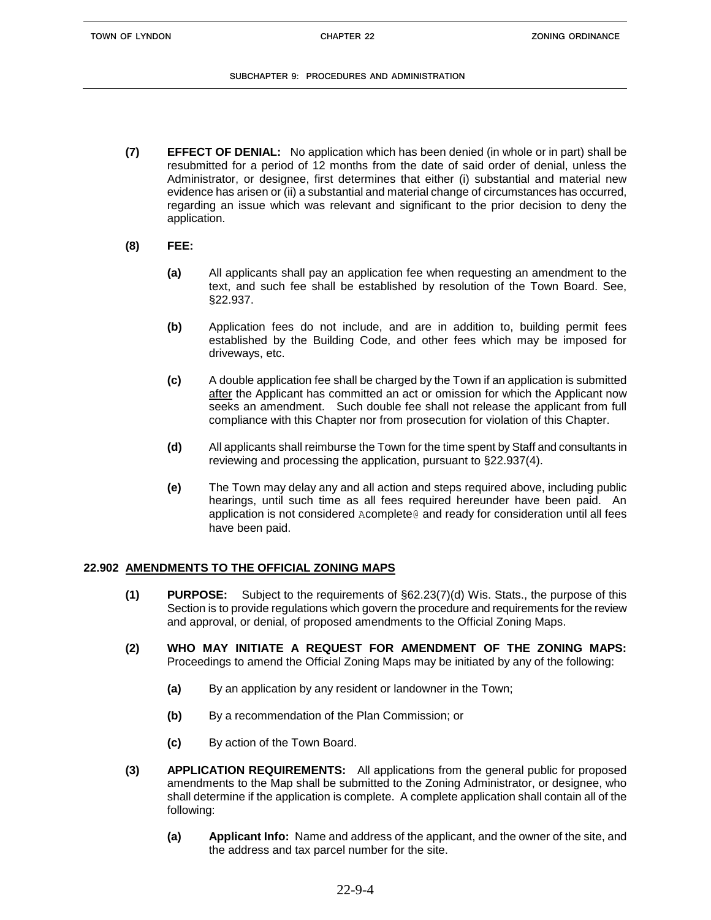**(7) EFFECT OF DENIAL:** No application which has been denied (in whole or in part) shall be resubmitted for a period of 12 months from the date of said order of denial, unless the Administrator, or designee, first determines that either (i) substantial and material new evidence has arisen or (ii) a substantial and material change of circumstances has occurred, regarding an issue which was relevant and significant to the prior decision to deny the application.

**(8) FEE:**

**(a)** All applicants shall pay an application fee when requesting an amendment to the text, and such fee shall be established by resolution of the Town Board. See, §22.937.

**(b)** Application fees do not include, and are in addition to, building permit fees established by the Building Code, and other fees which may be imposed for driveways, etc.

**(c)** A double application fee shall be charged by the Town if an application is submitted after the Applicant has committed an act or omission for which the Applicant now seeks an amendment. Such double fee shall not release the applicant from full compliance with this Chapter nor from prosecution for violation of this Chapter.

**(d)** All applicants shall reimburse the Town for the time spent by Staff and consultants in reviewing and processing the application, pursuant to §22.937(4).

**(e)** The Town may delay any and all action and steps required above, including public hearings, until such time as all fees required hereunder have been paid. An application is not considered Acomplete@ and ready for consideration until all fees have been paid.

## 22.902 AMENDMENTS TO THE OFFICIAL ZONING MAPS

**(1) PURPOSE:** Subject to the requirements of §62.23(7)(d) Wis. Stats., the purpose of this Section is to provide regulations which govern the procedure and requirements for the review and approval, or denial, of proposed amendments to the Official Zoning Maps.

**(2) WHO MAY INITIATE A REQUEST FOR AMENDMENT OF THE ZONING MAPS:** Proceedings to amend the Official Zoning Maps may be initiated by any of the following:

**(a)** By an application by any resident or landowner in the Town;

**(b)** By a recommendation of the Plan Commission; or

**(c)** By action of the Town Board.

**(3) APPLICATION REQUIREMENTS:** All applications from the general public for proposed amendments to the Map shall be submitted to the Zoning Administrator, or designee, who shall determine if the application is complete. A complete application shall contain all of the following:

**(a) Applicant Info:** Name and address of the applicant, and the owner of the site, and the address and tax parcel number for the site.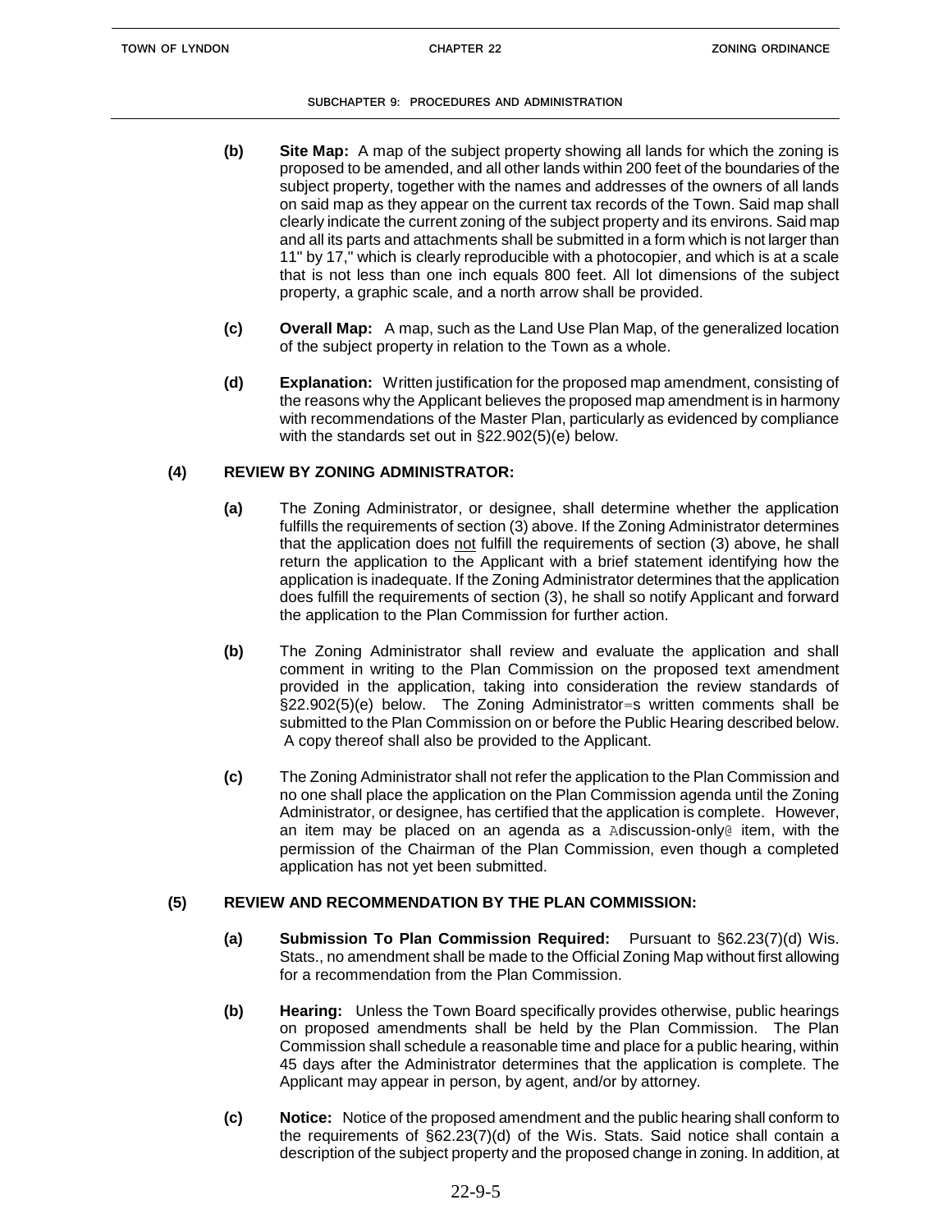**(b)** **Site Map:** A map of the subject property showing all lands for which the zoning is proposed to be amended, and all other lands within 200 feet of the boundaries of the subject property, together with the names and addresses of the owners of all lands on said map as they appear on the current tax records of the Town. Said map shall clearly indicate the current zoning of the subject property and its environs. Said map and all its parts and attachments shall be submitted in a form which is not larger than 11" by 17," which is clearly reproducible with a photocopier, and which is at a scale that is not less than one inch equals 800 feet. All lot dimensions of the subject property, a graphic scale, and a north arrow shall be provided.

**(c)** **Overall Map:** A map, such as the Land Use Plan Map, of the generalized location of the subject property in relation to the Town as a whole.

**(d)** **Explanation:** Written justification for the proposed map amendment, consisting of the reasons why the Applicant believes the proposed map amendment is in harmony with recommendations of the Master Plan, particularly as evidenced by compliance with the standards set out in §22.902(5)(e) below.

**(4) REVIEW BY ZONING ADMINISTRATOR:**

**(a)** The Zoning Administrator, or designee, shall determine whether the application fulfills the requirements of section (3) above. If the Zoning Administrator determines that the application does not fulfill the requirements of section (3) above, he shall return the application to the Applicant with a brief statement identifying how the application is inadequate. If the Zoning Administrator determines that the application does fulfill the requirements of section (3), he shall so notify Applicant and forward the application to the Plan Commission for further action.

**(b)** The Zoning Administrator shall review and evaluate the application and shall comment in writing to the Plan Commission on the proposed text amendment provided in the application, taking into consideration the review standards of §22.902(5)(e) below. The Zoning Administrator=s written comments shall be submitted to the Plan Commission on or before the Public Hearing described below. A copy thereof shall also be provided to the Applicant.

**(c)** The Zoning Administrator shall not refer the application to the Plan Commission and no one shall place the application on the Plan Commission agenda until the Zoning Administrator, or designee, has certified that the application is complete. However, an item may be placed on an agenda as a Adiscussion-only@ item, with the permission of the Chairman of the Plan Commission, even though a completed application has not yet been submitted.

**(5) REVIEW AND RECOMMENDATION BY THE PLAN COMMISSION:**

**(a)** **Submission To Plan Commission Required:** Pursuant to §62.23(7)(d) Wis. Stats., no amendment shall be made to the Official Zoning Map without first allowing for a recommendation from the Plan Commission.

**(b)** **Hearing:** Unless the Town Board specifically provides otherwise, public hearings on proposed amendments shall be held by the Plan Commission. The Plan Commission shall schedule a reasonable time and place for a public hearing, within 45 days after the Administrator determines that the application is complete. The Applicant may appear in person, by agent, and/or by attorney.

**(c)** **Notice:** Notice of the proposed amendment and the public hearing shall conform to the requirements of §62.23(7)(d) of the Wis. Stats. Said notice shall contain a description of the subject property and the proposed change in zoning. In addition, at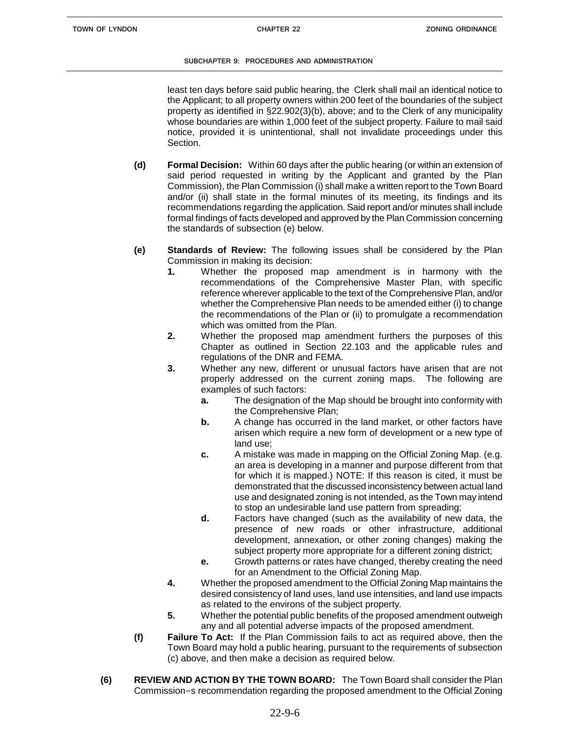least ten days before said public hearing, the Clerk shall mail an identical notice to the Applicant; to all property owners within 200 feet of the boundaries of the subject property as identified in §22.902(3)(b), above; and to the Clerk of any municipality whose boundaries are within 1,000 feet of the subject property. Failure to mail said notice, provided it is unintentional, shall not invalidate proceedings under this Section.

**(d)** **Formal Decision:** Within 60 days after the public hearing (or within an extension of said period requested in writing by the Applicant and granted by the Plan Commission), the Plan Commission (i) shall make a written report to the Town Board and/or (ii) shall state in the formal minutes of its meeting, its findings and its recommendations regarding the application. Said report and/or minutes shall include formal findings of facts developed and approved by the Plan Commission concerning the standards of subsection (e) below.

**(e)** **Standards of Review:** The following issues shall be considered by the Plan Commission in making its decision:

**1.** Whether the proposed map amendment is in harmony with the recommendations of the Comprehensive Master Plan, with specific reference wherever applicable to the text of the Comprehensive Plan, and/or whether the Comprehensive Plan needs to be amended either (i) to change the recommendations of the Plan or (ii) to promulgate a recommendation which was omitted from the Plan.

**2.** Whether the proposed map amendment furthers the purposes of this Chapter as outlined in Section 22.103 and the applicable rules and regulations of the DNR and FEMA.

**3.** Whether any new, different or unusual factors have arisen that are not properly addressed on the current zoning maps. The following are examples of such factors:

**a.** The designation of the Map should be brought into conformity with the Comprehensive Plan;

**b.** A change has occurred in the land market, or other factors have arisen which require a new form of development or a new type of land use;

**c.** A mistake was made in mapping on the Official Zoning Map. (e.g. an area is developing in a manner and purpose different from that for which it is mapped.) NOTE: If this reason is cited, it must be demonstrated that the discussed inconsistency between actual land use and designated zoning is not intended, as the Town may intend to stop an undesirable land use pattern from spreading;

**d.** Factors have changed (such as the availability of new data, the presence of new roads or other infrastructure, additional development, annexation, or other zoning changes) making the subject property more appropriate for a different zoning district;

**e.** Growth patterns or rates have changed, thereby creating the need for an Amendment to the Official Zoning Map.

**4.** Whether the proposed amendment to the Official Zoning Map maintains the desired consistency of land uses, land use intensities, and land use impacts as related to the environs of the subject property.

**5.** Whether the potential public benefits of the proposed amendment outweigh any and all potential adverse impacts of the proposed amendment.

**(f)** **Failure To Act:** If the Plan Commission fails to act as required above, then the Town Board may hold a public hearing, pursuant to the requirements of subsection (c) above, and then make a decision as required below.

**(6)** **REVIEW AND ACTION BY THE TOWN BOARD:** The Town Board shall consider the Plan Commission=s recommendation regarding the proposed amendment to the Official Zoning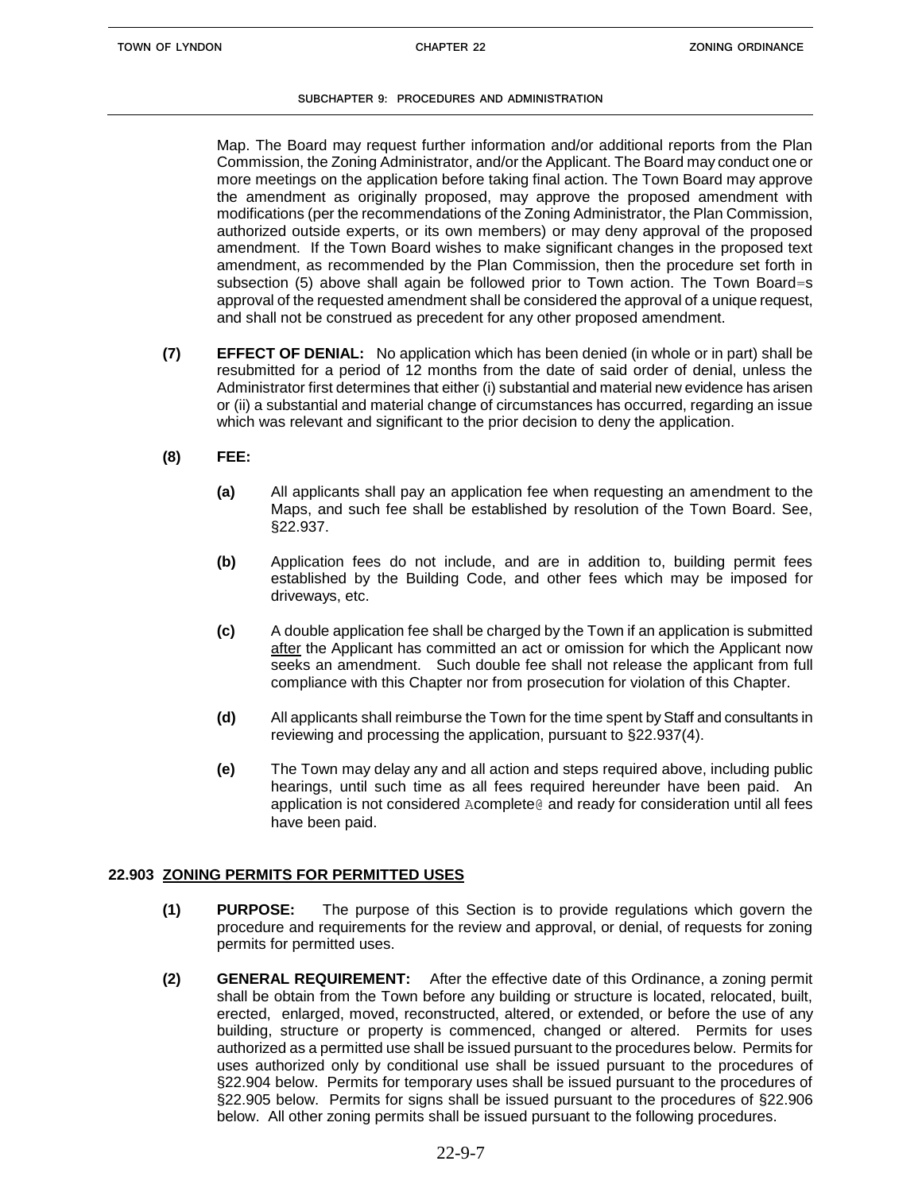Map. The Board may request further information and/or additional reports from the Plan Commission, the Zoning Administrator, and/or the Applicant. The Board may conduct one or more meetings on the application before taking final action. The Town Board may approve the amendment as originally proposed, may approve the proposed amendment with modifications (per the recommendations of the Zoning Administrator, the Plan Commission, authorized outside experts, or its own members) or may deny approval of the proposed amendment. If the Town Board wishes to make significant changes in the proposed text amendment, as recommended by the Plan Commission, then the procedure set forth in subsection (5) above shall again be followed prior to Town action. The Town Board=s approval of the requested amendment shall be considered the approval of a unique request, and shall not be construed as precedent for any other proposed amendment.

**(7) EFFECT OF DENIAL:** No application which has been denied (in whole or in part) shall be resubmitted for a period of 12 months from the date of said order of denial, unless the Administrator first determines that either (i) substantial and material new evidence has arisen or (ii) a substantial and material change of circumstances has occurred, regarding an issue which was relevant and significant to the prior decision to deny the application.

**(8) FEE:**

**(a)** All applicants shall pay an application fee when requesting an amendment to the Maps, and such fee shall be established by resolution of the Town Board. See, §22.937.

**(b)** Application fees do not include, and are in addition to, building permit fees established by the Building Code, and other fees which may be imposed for driveways, etc.

**(c)** A double application fee shall be charged by the Town if an application is submitted after the Applicant has committed an act or omission for which the Applicant now seeks an amendment. Such double fee shall not release the applicant from full compliance with this Chapter nor from prosecution for violation of this Chapter.

**(d)** All applicants shall reimburse the Town for the time spent by Staff and consultants in reviewing and processing the application, pursuant to §22.937(4).

**(e)** The Town may delay any and all action and steps required above, including public hearings, until such time as all fees required hereunder have been paid. An application is not considered Acomplete@ and ready for consideration until all fees have been paid.

## 22.903 ZONING PERMITS FOR PERMITTED USES

**(1) PURPOSE:** The purpose of this Section is to provide regulations which govern the procedure and requirements for the review and approval, or denial, of requests for zoning permits for permitted uses.

**(2) GENERAL REQUIREMENT:** After the effective date of this Ordinance, a zoning permit shall be obtain from the Town before any building or structure is located, relocated, built, erected, enlarged, moved, reconstructed, altered, or extended, or before the use of any building, structure or property is commenced, changed or altered. Permits for uses authorized as a permitted use shall be issued pursuant to the procedures below. Permits for uses authorized only by conditional use shall be issued pursuant to the procedures of §22.904 below. Permits for temporary uses shall be issued pursuant to the procedures of §22.905 below. Permits for signs shall be issued pursuant to the procedures of §22.906 below. All other zoning permits shall be issued pursuant to the following procedures.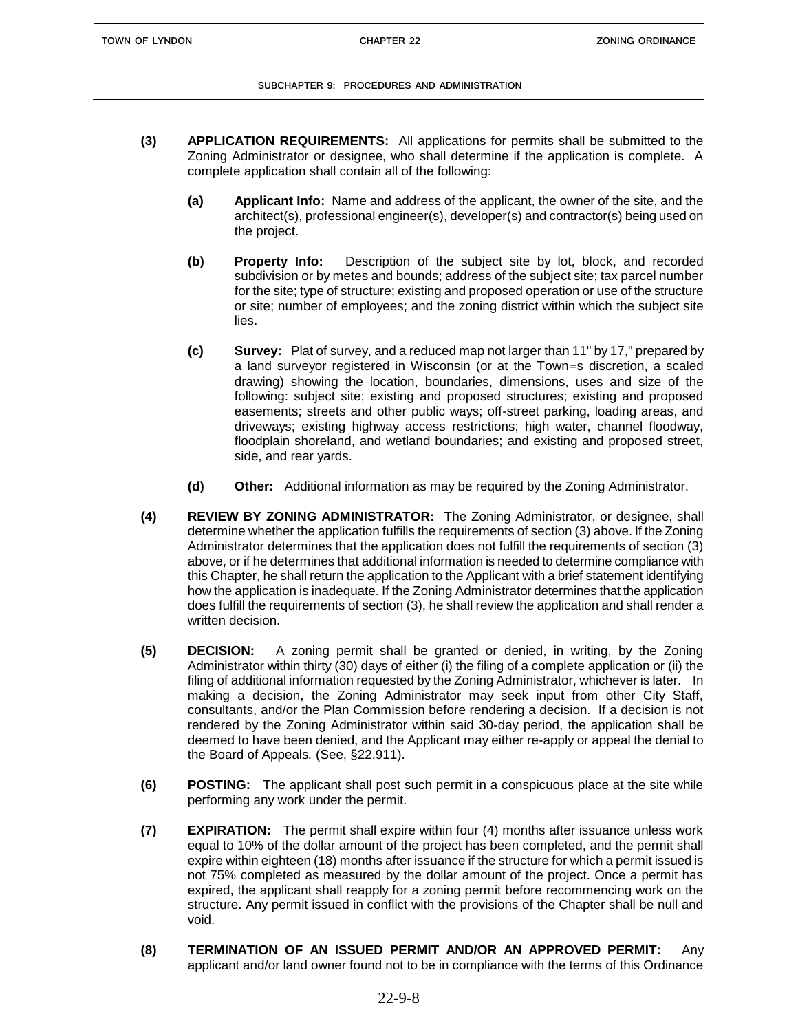**(3) APPLICATION REQUIREMENTS:** All applications for permits shall be submitted to the Zoning Administrator or designee, who shall determine if the application is complete. A complete application shall contain all of the following:

**(a) Applicant Info:** Name and address of the applicant, the owner of the site, and the architect(s), professional engineer(s), developer(s) and contractor(s) being used on the project.

**(b) Property Info:** Description of the subject site by lot, block, and recorded subdivision or by metes and bounds; address of the subject site; tax parcel number for the site; type of structure; existing and proposed operation or use of the structure or site; number of employees; and the zoning district within which the subject site lies.

**(c) Survey:** Plat of survey, and a reduced map not larger than 11" by 17," prepared by a land surveyor registered in Wisconsin (or at the Town=s discretion, a scaled drawing) showing the location, boundaries, dimensions, uses and size of the following: subject site; existing and proposed structures; existing and proposed easements; streets and other public ways; off-street parking, loading areas, and driveways; existing highway access restrictions; high water, channel floodway, floodplain shoreland, and wetland boundaries; and existing and proposed street, side, and rear yards.

**(d) Other:** Additional information as may be required by the Zoning Administrator.

**(4) REVIEW BY ZONING ADMINISTRATOR:** The Zoning Administrator, or designee, shall determine whether the application fulfills the requirements of section (3) above. If the Zoning Administrator determines that the application does not fulfill the requirements of section (3) above, or if he determines that additional information is needed to determine compliance with this Chapter, he shall return the application to the Applicant with a brief statement identifying how the application is inadequate. If the Zoning Administrator determines that the application does fulfill the requirements of section (3), he shall review the application and shall render a written decision.

**(5) DECISION:** A zoning permit shall be granted or denied, in writing, by the Zoning Administrator within thirty (30) days of either (i) the filing of a complete application or (ii) the filing of additional information requested by the Zoning Administrator, whichever is later. In making a decision, the Zoning Administrator may seek input from other City Staff, consultants, and/or the Plan Commission before rendering a decision. If a decision is not rendered by the Zoning Administrator within said 30-day period, the application shall be deemed to have been denied, and the Applicant may either re-apply or appeal the denial to the Board of Appeals*.* (See, §22.911).

**(6) POSTING:** The applicant shall post such permit in a conspicuous place at the site while performing any work under the permit.

**(7) EXPIRATION:** The permit shall expire within four (4) months after issuance unless work equal to 10% of the dollar amount of the project has been completed, and the permit shall expire within eighteen (18) months after issuance if the structure for which a permit issued is not 75% completed as measured by the dollar amount of the project. Once a permit has expired, the applicant shall reapply for a zoning permit before recommencing work on the structure. Any permit issued in conflict with the provisions of the Chapter shall be null and void.

**(8) TERMINATION OF AN ISSUED PERMIT AND/OR AN APPROVED PERMIT:** Any applicant and/or land owner found not to be in compliance with the terms of this Ordinance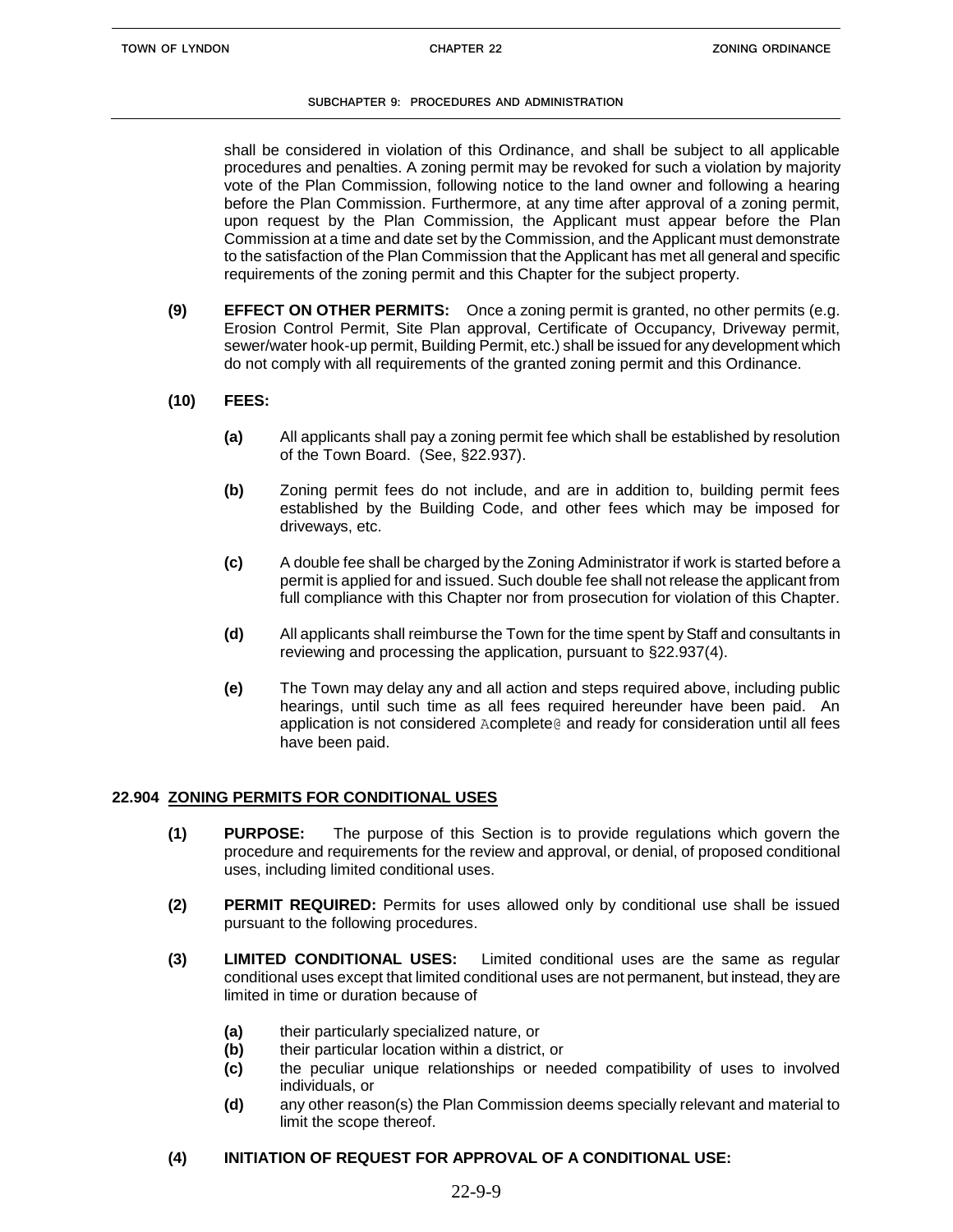shall be considered in violation of this Ordinance, and shall be subject to all applicable procedures and penalties. A zoning permit may be revoked for such a violation by majority vote of the Plan Commission, following notice to the land owner and following a hearing before the Plan Commission. Furthermore, at any time after approval of a zoning permit, upon request by the Plan Commission, the Applicant must appear before the Plan Commission at a time and date set by the Commission, and the Applicant must demonstrate to the satisfaction of the Plan Commission that the Applicant has met all general and specific requirements of the zoning permit and this Chapter for the subject property.

**(9) EFFECT ON OTHER PERMITS:** Once a zoning permit is granted, no other permits (e.g. Erosion Control Permit, Site Plan approval, Certificate of Occupancy, Driveway permit, sewer/water hook-up permit, Building Permit, etc.) shall be issued for any development which do not comply with all requirements of the granted zoning permit and this Ordinance.

**(10) FEES:**

**(a)** All applicants shall pay a zoning permit fee which shall be established by resolution of the Town Board. (See, §22.937).

**(b)** Zoning permit fees do not include, and are in addition to, building permit fees established by the Building Code, and other fees which may be imposed for driveways, etc.

**(c)** A double fee shall be charged by the Zoning Administrator if work is started before a permit is applied for and issued. Such double fee shall not release the applicant from full compliance with this Chapter nor from prosecution for violation of this Chapter.

**(d)** All applicants shall reimburse the Town for the time spent by Staff and consultants in reviewing and processing the application, pursuant to §22.937(4).

**(e)** The Town may delay any and all action and steps required above, including public hearings, until such time as all fees required hereunder have been paid. An application is not considered Acomplete@ and ready for consideration until all fees have been paid.

## 22.904 ZONING PERMITS FOR CONDITIONAL USES

**(1) PURPOSE:** The purpose of this Section is to provide regulations which govern the procedure and requirements for the review and approval, or denial, of proposed conditional uses, including limited conditional uses.

**(2) PERMIT REQUIRED:** Permits for uses allowed only by conditional use shall be issued pursuant to the following procedures.

**(3) LIMITED CONDITIONAL USES:** Limited conditional uses are the same as regular conditional uses except that limited conditional uses are not permanent, but instead, they are limited in time or duration because of

**(a)** their particularly specialized nature, or
**(b)** their particular location within a district, or
**(c)** the peculiar unique relationships or needed compatibility of uses to involved individuals, or
**(d)** any other reason(s) the Plan Commission deems specially relevant and material to limit the scope thereof.

**(4) INITIATION OF REQUEST FOR APPROVAL OF A CONDITIONAL USE:**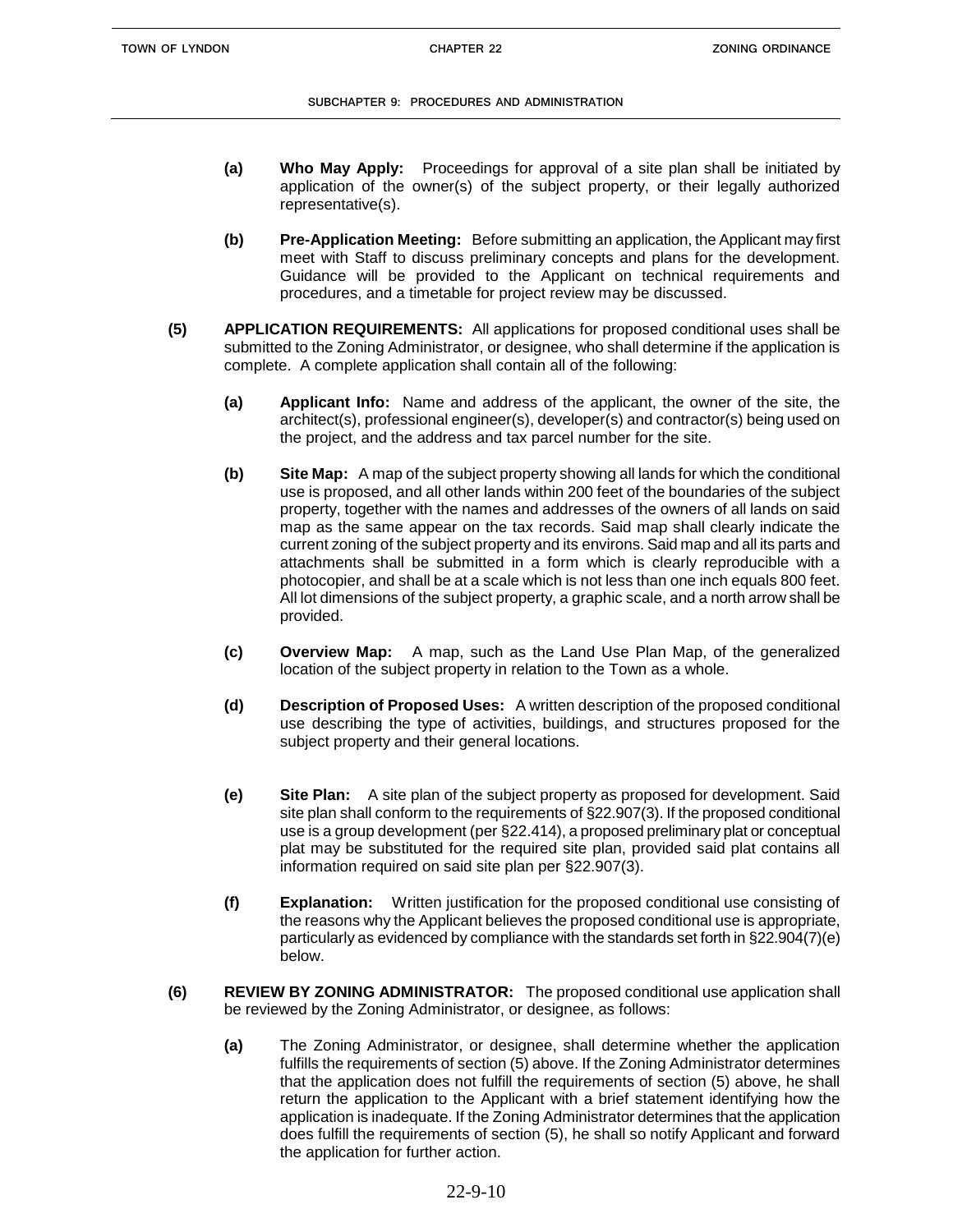**(a)** **Who May Apply:** Proceedings for approval of a site plan shall be initiated by application of the owner(s) of the subject property, or their legally authorized representative(s).

**(b)** **Pre-Application Meeting:** Before submitting an application, the Applicant may first meet with Staff to discuss preliminary concepts and plans for the development. Guidance will be provided to the Applicant on technical requirements and procedures, and a timetable for project review may be discussed.

**(5)** **APPLICATION REQUIREMENTS:** All applications for proposed conditional uses shall be submitted to the Zoning Administrator, or designee, who shall determine if the application is complete. A complete application shall contain all of the following:

**(a)** **Applicant Info:** Name and address of the applicant, the owner of the site, the architect(s), professional engineer(s), developer(s) and contractor(s) being used on the project, and the address and tax parcel number for the site.

**(b)** **Site Map:** A map of the subject property showing all lands for which the conditional use is proposed, and all other lands within 200 feet of the boundaries of the subject property, together with the names and addresses of the owners of all lands on said map as the same appear on the tax records. Said map shall clearly indicate the current zoning of the subject property and its environs. Said map and all its parts and attachments shall be submitted in a form which is clearly reproducible with a photocopier, and shall be at a scale which is not less than one inch equals 800 feet. All lot dimensions of the subject property, a graphic scale, and a north arrow shall be provided.

**(c)** **Overview Map:** A map, such as the Land Use Plan Map, of the generalized location of the subject property in relation to the Town as a whole.

**(d)** **Description of Proposed Uses:** A written description of the proposed conditional use describing the type of activities, buildings, and structures proposed for the subject property and their general locations.

**(e)** **Site Plan:** A site plan of the subject property as proposed for development. Said site plan shall conform to the requirements of §22.907(3). If the proposed conditional use is a group development (per §22.414), a proposed preliminary plat or conceptual plat may be substituted for the required site plan, provided said plat contains all information required on said site plan per §22.907(3).

**(f)** **Explanation:** Written justification for the proposed conditional use consisting of the reasons why the Applicant believes the proposed conditional use is appropriate, particularly as evidenced by compliance with the standards set forth in §22.904(7)(e) below.

**(6)** **REVIEW BY ZONING ADMINISTRATOR:** The proposed conditional use application shall be reviewed by the Zoning Administrator, or designee, as follows:

**(a)** The Zoning Administrator, or designee, shall determine whether the application fulfills the requirements of section (5) above. If the Zoning Administrator determines that the application does not fulfill the requirements of section (5) above, he shall return the application to the Applicant with a brief statement identifying how the application is inadequate. If the Zoning Administrator determines that the application does fulfill the requirements of section (5), he shall so notify Applicant and forward the application for further action.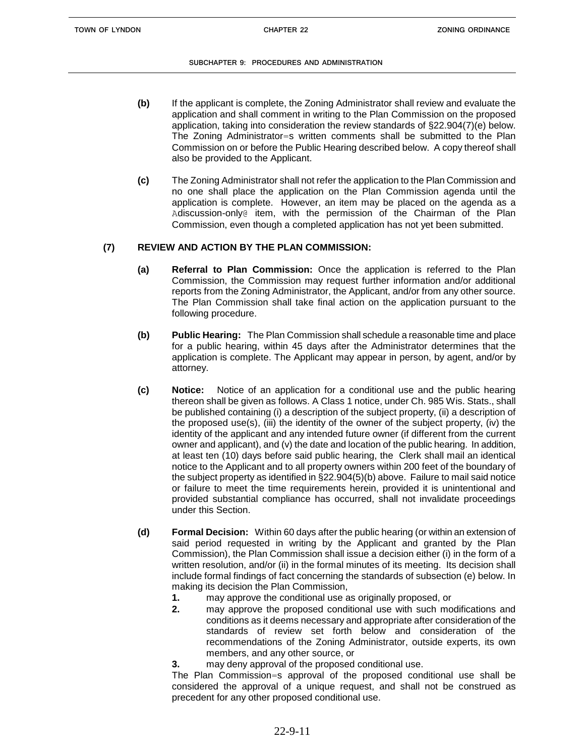**(b)** If the applicant is complete, the Zoning Administrator shall review and evaluate the application and shall comment in writing to the Plan Commission on the proposed application, taking into consideration the review standards of §22.904(7)(e) below. The Zoning Administrator=s written comments shall be submitted to the Plan Commission on or before the Public Hearing described below. A copy thereof shall also be provided to the Applicant.

**(c)** The Zoning Administrator shall not refer the application to the Plan Commission and no one shall place the application on the Plan Commission agenda until the application is complete. However, an item may be placed on the agenda as a Adiscussion-only@ item, with the permission of the Chairman of the Plan Commission, even though a completed application has not yet been submitted.

**(7) REVIEW AND ACTION BY THE PLAN COMMISSION:**

**(a) Referral to Plan Commission:** Once the application is referred to the Plan Commission, the Commission may request further information and/or additional reports from the Zoning Administrator, the Applicant, and/or from any other source. The Plan Commission shall take final action on the application pursuant to the following procedure.

**(b) Public Hearing:** The Plan Commission shall schedule a reasonable time and place for a public hearing, within 45 days after the Administrator determines that the application is complete. The Applicant may appear in person, by agent, and/or by attorney.

**(c) Notice:** Notice of an application for a conditional use and the public hearing thereon shall be given as follows. A Class 1 notice, under Ch. 985 Wis. Stats., shall be published containing (i) a description of the subject property, (ii) a description of the proposed use(s), (iii) the identity of the owner of the subject property, (iv) the identity of the applicant and any intended future owner (if different from the current owner and applicant), and (v) the date and location of the public hearing. In addition, at least ten (10) days before said public hearing, the Clerk shall mail an identical notice to the Applicant and to all property owners within 200 feet of the boundary of the subject property as identified in §22.904(5)(b) above. Failure to mail said notice or failure to meet the time requirements herein, provided it is unintentional and provided substantial compliance has occurred, shall not invalidate proceedings under this Section.

**(d) Formal Decision:** Within 60 days after the public hearing (or within an extension of said period requested in writing by the Applicant and granted by the Plan Commission), the Plan Commission shall issue a decision either (i) in the form of a written resolution, and/or (ii) in the formal minutes of its meeting. Its decision shall include formal findings of fact concerning the standards of subsection (e) below. In making its decision the Plan Commission,

**1.** may approve the conditional use as originally proposed, or

**2.** may approve the proposed conditional use with such modifications and conditions as it deems necessary and appropriate after consideration of the standards of review set forth below and consideration of the recommendations of the Zoning Administrator, outside experts, its own members, and any other source, or

**3.** may deny approval of the proposed conditional use.

The Plan Commission=s approval of the proposed conditional use shall be considered the approval of a unique request, and shall not be construed as precedent for any other proposed conditional use.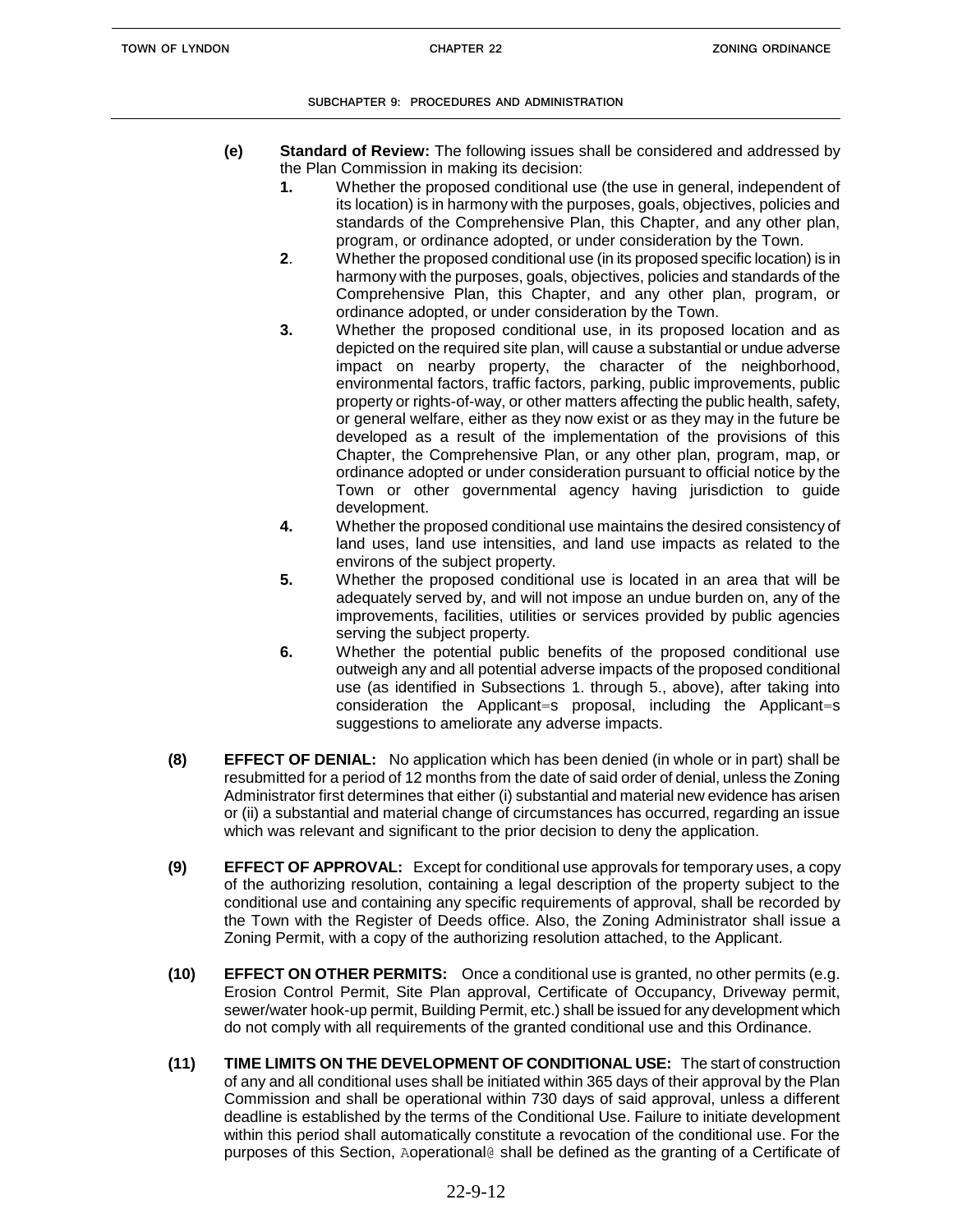**(e) Standard of Review:** The following issues shall be considered and addressed by the Plan Commission in making its decision:

**1.** Whether the proposed conditional use (the use in general, independent of its location) is in harmony with the purposes, goals, objectives, policies and standards of the Comprehensive Plan, this Chapter, and any other plan, program, or ordinance adopted, or under consideration by the Town.

**2**. Whether the proposed conditional use (in its proposed specific location) is in harmony with the purposes, goals, objectives, policies and standards of the Comprehensive Plan, this Chapter, and any other plan, program, or ordinance adopted, or under consideration by the Town.

**3.** Whether the proposed conditional use, in its proposed location and as depicted on the required site plan, will cause a substantial or undue adverse impact on nearby property, the character of the neighborhood, environmental factors, traffic factors, parking, public improvements, public property or rights-of-way, or other matters affecting the public health, safety, or general welfare, either as they now exist or as they may in the future be developed as a result of the implementation of the provisions of this Chapter, the Comprehensive Plan, or any other plan, program, map, or ordinance adopted or under consideration pursuant to official notice by the Town or other governmental agency having jurisdiction to guide development.

**4.** Whether the proposed conditional use maintains the desired consistency of land uses, land use intensities, and land use impacts as related to the environs of the subject property.

**5.** Whether the proposed conditional use is located in an area that will be adequately served by, and will not impose an undue burden on, any of the improvements, facilities, utilities or services provided by public agencies serving the subject property.

**6.** Whether the potential public benefits of the proposed conditional use outweigh any and all potential adverse impacts of the proposed conditional use (as identified in Subsections 1. through 5., above), after taking into consideration the Applicant=s proposal, including the Applicant=s suggestions to ameliorate any adverse impacts.

**(8) EFFECT OF DENIAL:** No application which has been denied (in whole or in part) shall be resubmitted for a period of 12 months from the date of said order of denial, unless the Zoning Administrator first determines that either (i) substantial and material new evidence has arisen or (ii) a substantial and material change of circumstances has occurred, regarding an issue which was relevant and significant to the prior decision to deny the application.

**(9) EFFECT OF APPROVAL:** Except for conditional use approvals for temporary uses, a copy of the authorizing resolution, containing a legal description of the property subject to the conditional use and containing any specific requirements of approval, shall be recorded by the Town with the Register of Deeds office. Also, the Zoning Administrator shall issue a Zoning Permit, with a copy of the authorizing resolution attached, to the Applicant.

**(10) EFFECT ON OTHER PERMITS:** Once a conditional use is granted, no other permits (e.g. Erosion Control Permit, Site Plan approval, Certificate of Occupancy, Driveway permit, sewer/water hook-up permit, Building Permit, etc.) shall be issued for any development which do not comply with all requirements of the granted conditional use and this Ordinance.

**(11) TIME LIMITS ON THE DEVELOPMENT OF CONDITIONAL USE:** The start of construction of any and all conditional uses shall be initiated within 365 days of their approval by the Plan Commission and shall be operational within 730 days of said approval, unless a different deadline is established by the terms of the Conditional Use. Failure to initiate development within this period shall automatically constitute a revocation of the conditional use. For the purposes of this Section, Aoperational@ shall be defined as the granting of a Certificate of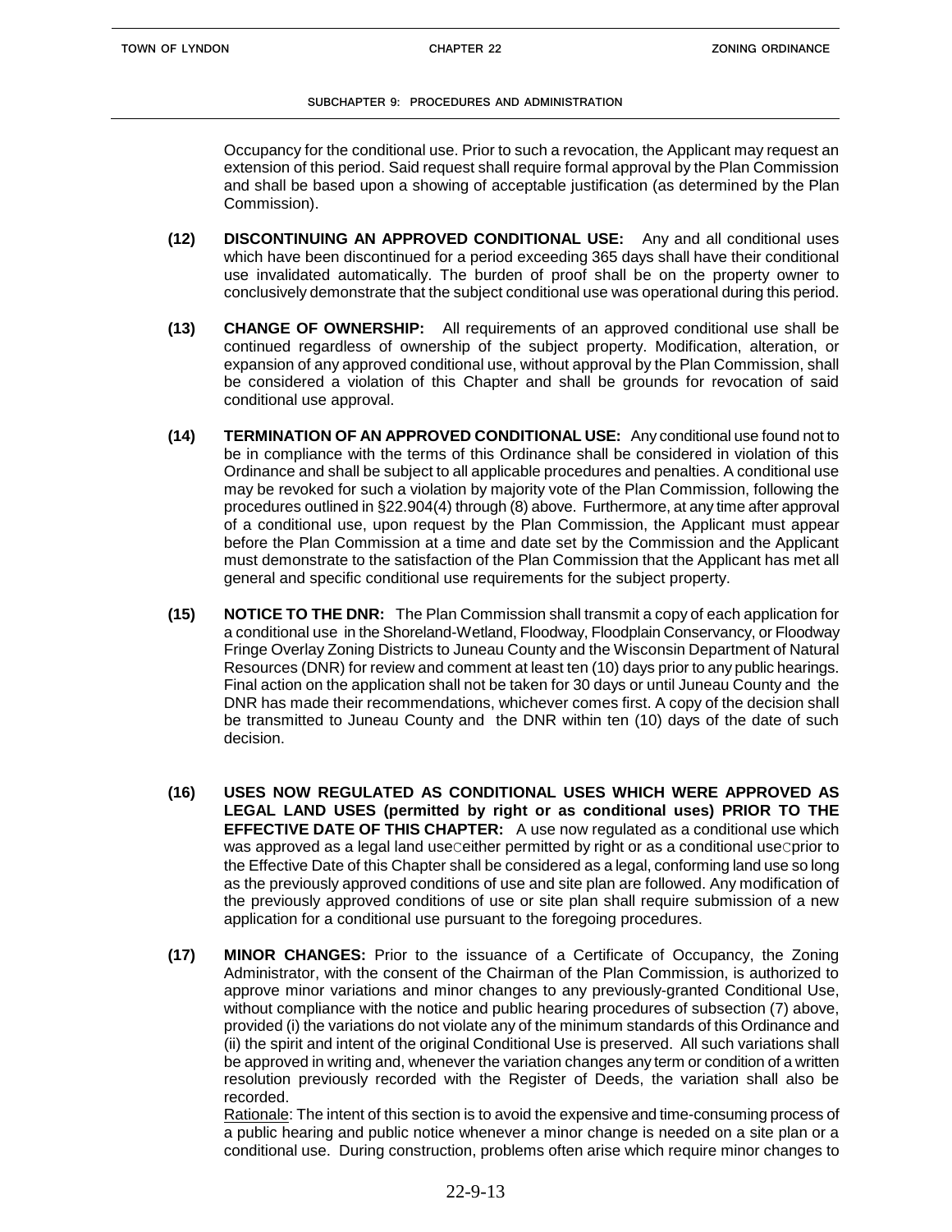Occupancy for the conditional use. Prior to such a revocation, the Applicant may request an extension of this period. Said request shall require formal approval by the Plan Commission and shall be based upon a showing of acceptable justification (as determined by the Plan Commission).

**(12) DISCONTINUING AN APPROVED CONDITIONAL USE:** Any and all conditional uses which have been discontinued for a period exceeding 365 days shall have their conditional use invalidated automatically. The burden of proof shall be on the property owner to conclusively demonstrate that the subject conditional use was operational during this period.

**(13) CHANGE OF OWNERSHIP:** All requirements of an approved conditional use shall be continued regardless of ownership of the subject property. Modification, alteration, or expansion of any approved conditional use, without approval by the Plan Commission, shall be considered a violation of this Chapter and shall be grounds for revocation of said conditional use approval.

**(14) TERMINATION OF AN APPROVED CONDITIONAL USE:** Any conditional use found not to be in compliance with the terms of this Ordinance shall be considered in violation of this Ordinance and shall be subject to all applicable procedures and penalties. A conditional use may be revoked for such a violation by majority vote of the Plan Commission, following the procedures outlined in §22.904(4) through (8) above. Furthermore, at any time after approval of a conditional use, upon request by the Plan Commission, the Applicant must appear before the Plan Commission at a time and date set by the Commission and the Applicant must demonstrate to the satisfaction of the Plan Commission that the Applicant has met all general and specific conditional use requirements for the subject property.

**(15) NOTICE TO THE DNR:** The Plan Commission shall transmit a copy of each application for a conditional use in the Shoreland-Wetland, Floodway, Floodplain Conservancy, or Floodway Fringe Overlay Zoning Districts to Juneau County and the Wisconsin Department of Natural Resources (DNR) for review and comment at least ten (10) days prior to any public hearings. Final action on the application shall not be taken for 30 days or until Juneau County and the DNR has made their recommendations, whichever comes first. A copy of the decision shall be transmitted to Juneau County and the DNR within ten (10) days of the date of such decision.

**(16) USES NOW REGULATED AS CONDITIONAL USES WHICH WERE APPROVED AS LEGAL LAND USES (permitted by right or as conditional uses) PRIOR TO THE EFFECTIVE DATE OF THIS CHAPTER:** A use now regulated as a conditional use which was approved as a legal land useCeither permitted by right or as a conditional useCprior to the Effective Date of this Chapter shall be considered as a legal, conforming land use so long as the previously approved conditions of use and site plan are followed. Any modification of the previously approved conditions of use or site plan shall require submission of a new application for a conditional use pursuant to the foregoing procedures.

**(17) MINOR CHANGES:** Prior to the issuance of a Certificate of Occupancy, the Zoning Administrator, with the consent of the Chairman of the Plan Commission, is authorized to approve minor variations and minor changes to any previously-granted Conditional Use, without compliance with the notice and public hearing procedures of subsection (7) above, provided (i) the variations do not violate any of the minimum standards of this Ordinance and (ii) the spirit and intent of the original Conditional Use is preserved. All such variations shall be approved in writing and, whenever the variation changes any term or condition of a written resolution previously recorded with the Register of Deeds, the variation shall also be recorded.
Rationale: The intent of this section is to avoid the expensive and time-consuming process of a public hearing and public notice whenever a minor change is needed on a site plan or a conditional use. During construction, problems often arise which require minor changes to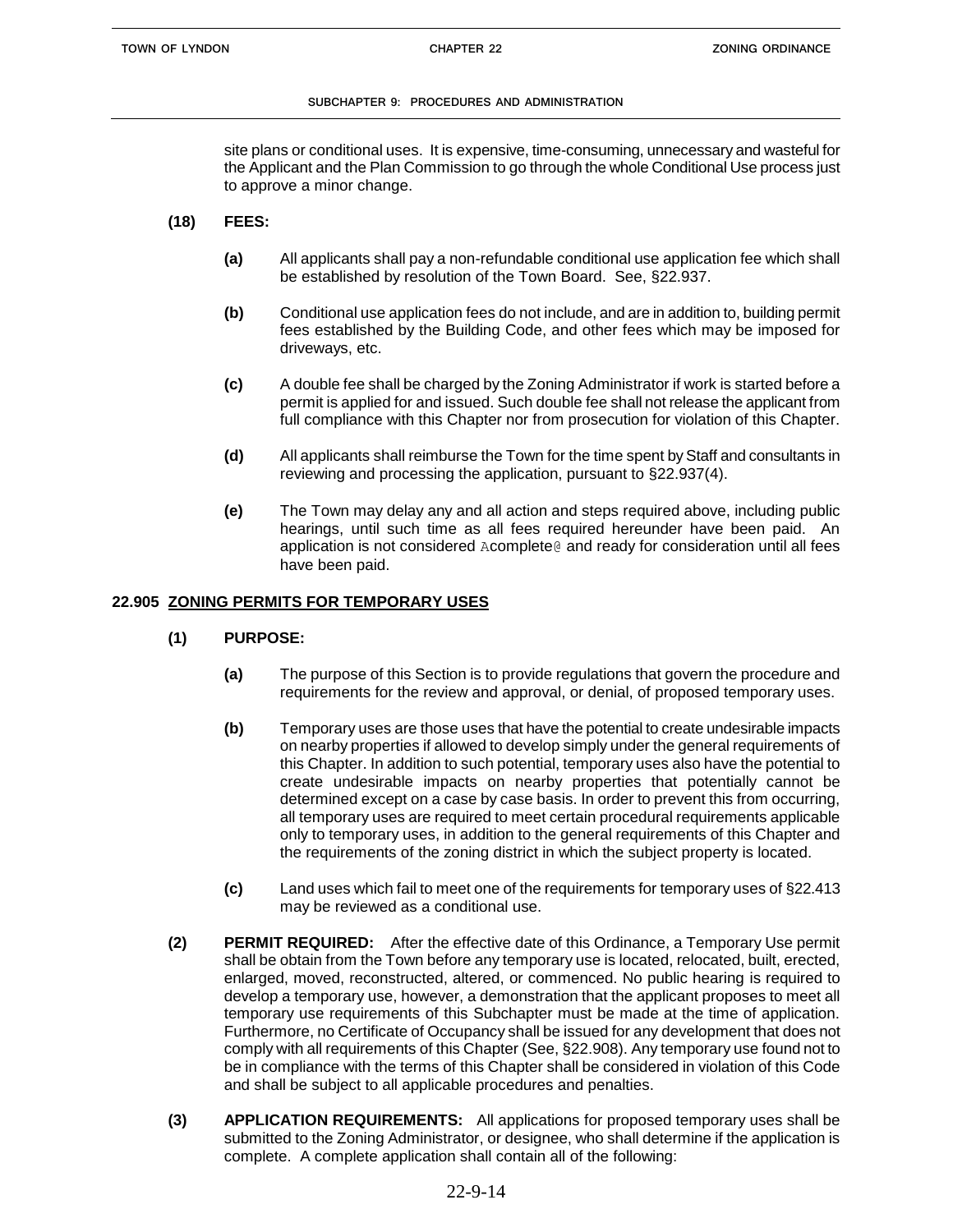site plans or conditional uses. It is expensive, time-consuming, unnecessary and wasteful for the Applicant and the Plan Commission to go through the whole Conditional Use process just to approve a minor change.

**(18) FEES:**

**(a)** All applicants shall pay a non-refundable conditional use application fee which shall be established by resolution of the Town Board. See, §22.937.

**(b)** Conditional use application fees do not include, and are in addition to, building permit fees established by the Building Code, and other fees which may be imposed for driveways, etc.

**(c)** A double fee shall be charged by the Zoning Administrator if work is started before a permit is applied for and issued. Such double fee shall not release the applicant from full compliance with this Chapter nor from prosecution for violation of this Chapter.

**(d)** All applicants shall reimburse the Town for the time spent by Staff and consultants in reviewing and processing the application, pursuant to §22.937(4).

**(e)** The Town may delay any and all action and steps required above, including public hearings, until such time as all fees required hereunder have been paid. An application is not considered Acomplete@ and ready for consideration until all fees have been paid.

## 22.905 ZONING PERMITS FOR TEMPORARY USES

**(1) PURPOSE:**

**(a)** The purpose of this Section is to provide regulations that govern the procedure and requirements for the review and approval, or denial, of proposed temporary uses.

**(b)** Temporary uses are those uses that have the potential to create undesirable impacts on nearby properties if allowed to develop simply under the general requirements of this Chapter. In addition to such potential, temporary uses also have the potential to create undesirable impacts on nearby properties that potentially cannot be determined except on a case by case basis. In order to prevent this from occurring, all temporary uses are required to meet certain procedural requirements applicable only to temporary uses, in addition to the general requirements of this Chapter and the requirements of the zoning district in which the subject property is located.

**(c)** Land uses which fail to meet one of the requirements for temporary uses of §22.413 may be reviewed as a conditional use.

**(2) PERMIT REQUIRED:** After the effective date of this Ordinance, a Temporary Use permit shall be obtain from the Town before any temporary use is located, relocated, built, erected, enlarged, moved, reconstructed, altered, or commenced. No public hearing is required to develop a temporary use, however, a demonstration that the applicant proposes to meet all temporary use requirements of this Subchapter must be made at the time of application. Furthermore, no Certificate of Occupancy shall be issued for any development that does not comply with all requirements of this Chapter (See, §22.908). Any temporary use found not to be in compliance with the terms of this Chapter shall be considered in violation of this Code and shall be subject to all applicable procedures and penalties.

**(3) APPLICATION REQUIREMENTS:** All applications for proposed temporary uses shall be submitted to the Zoning Administrator, or designee, who shall determine if the application is complete. A complete application shall contain all of the following: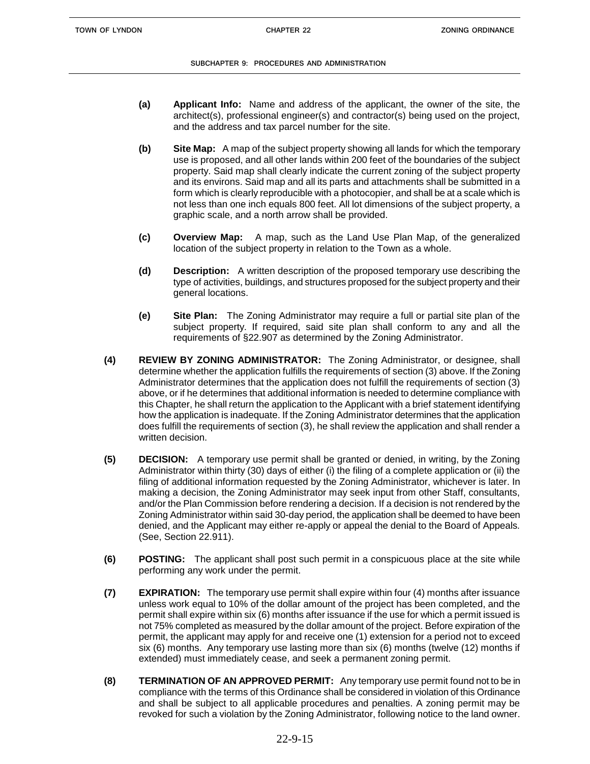**(a)** **Applicant Info:** Name and address of the applicant, the owner of the site, the architect(s), professional engineer(s) and contractor(s) being used on the project, and the address and tax parcel number for the site.

**(b)** **Site Map:** A map of the subject property showing all lands for which the temporary use is proposed, and all other lands within 200 feet of the boundaries of the subject property. Said map shall clearly indicate the current zoning of the subject property and its environs. Said map and all its parts and attachments shall be submitted in a form which is clearly reproducible with a photocopier, and shall be at a scale which is not less than one inch equals 800 feet. All lot dimensions of the subject property, a graphic scale, and a north arrow shall be provided.

**(c)** **Overview Map:** A map, such as the Land Use Plan Map, of the generalized location of the subject property in relation to the Town as a whole.

**(d)** **Description:** A written description of the proposed temporary use describing the type of activities, buildings, and structures proposed for the subject property and their general locations.

**(e)** **Site Plan:** The Zoning Administrator may require a full or partial site plan of the subject property. If required, said site plan shall conform to any and all the requirements of §22.907 as determined by the Zoning Administrator.

**(4)** **REVIEW BY ZONING ADMINISTRATOR:** The Zoning Administrator, or designee, shall determine whether the application fulfills the requirements of section (3) above. If the Zoning Administrator determines that the application does not fulfill the requirements of section (3) above, or if he determines that additional information is needed to determine compliance with this Chapter, he shall return the application to the Applicant with a brief statement identifying how the application is inadequate. If the Zoning Administrator determines that the application does fulfill the requirements of section (3), he shall review the application and shall render a written decision.

**(5)** **DECISION:** A temporary use permit shall be granted or denied, in writing, by the Zoning Administrator within thirty (30) days of either (i) the filing of a complete application or (ii) the filing of additional information requested by the Zoning Administrator, whichever is later. In making a decision, the Zoning Administrator may seek input from other Staff, consultants, and/or the Plan Commission before rendering a decision. If a decision is not rendered by the Zoning Administrator within said 30-day period, the application shall be deemed to have been denied, and the Applicant may either re-apply or appeal the denial to the Board of Appeals. (See, Section 22.911).

**(6)** **POSTING:** The applicant shall post such permit in a conspicuous place at the site while performing any work under the permit.

**(7)** **EXPIRATION:** The temporary use permit shall expire within four (4) months after issuance unless work equal to 10% of the dollar amount of the project has been completed, and the permit shall expire within six (6) months after issuance if the use for which a permit issued is not 75% completed as measured by the dollar amount of the project. Before expiration of the permit, the applicant may apply for and receive one (1) extension for a period not to exceed six (6) months. Any temporary use lasting more than six (6) months (twelve (12) months if extended) must immediately cease, and seek a permanent zoning permit.

**(8)** **TERMINATION OF AN APPROVED PERMIT:** Any temporary use permit found not to be in compliance with the terms of this Ordinance shall be considered in violation of this Ordinance and shall be subject to all applicable procedures and penalties. A zoning permit may be revoked for such a violation by the Zoning Administrator, following notice to the land owner.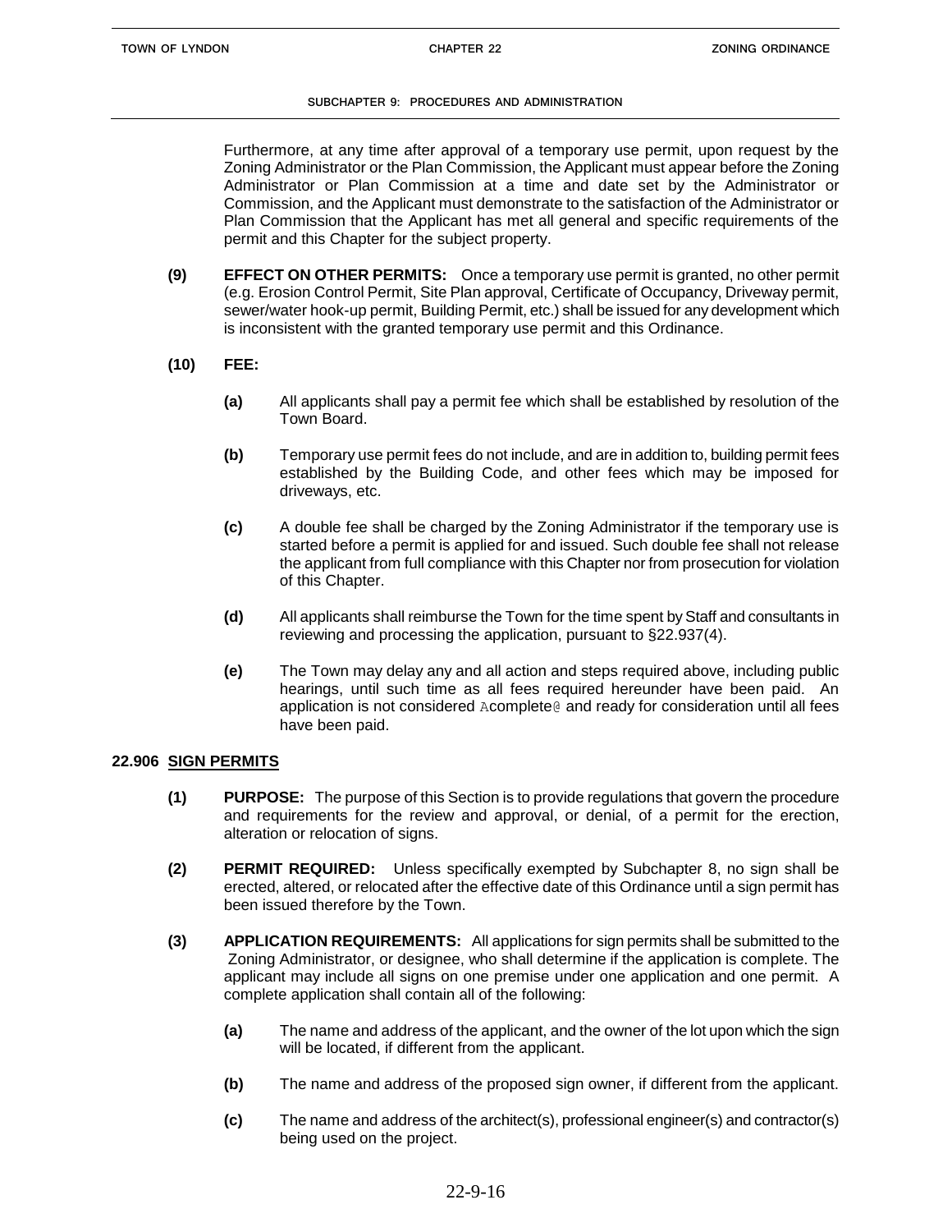Furthermore, at any time after approval of a temporary use permit, upon request by the Zoning Administrator or the Plan Commission, the Applicant must appear before the Zoning Administrator or Plan Commission at a time and date set by the Administrator or Commission, and the Applicant must demonstrate to the satisfaction of the Administrator or Plan Commission that the Applicant has met all general and specific requirements of the permit and this Chapter for the subject property.

**(9) EFFECT ON OTHER PERMITS:** Once a temporary use permit is granted, no other permit (e.g. Erosion Control Permit, Site Plan approval, Certificate of Occupancy, Driveway permit, sewer/water hook-up permit, Building Permit, etc.) shall be issued for any development which is inconsistent with the granted temporary use permit and this Ordinance.

**(10) FEE:**

**(a)** All applicants shall pay a permit fee which shall be established by resolution of the Town Board.

**(b)** Temporary use permit fees do not include, and are in addition to, building permit fees established by the Building Code, and other fees which may be imposed for driveways, etc.

**(c)** A double fee shall be charged by the Zoning Administrator if the temporary use is started before a permit is applied for and issued. Such double fee shall not release the applicant from full compliance with this Chapter nor from prosecution for violation of this Chapter.

**(d)** All applicants shall reimburse the Town for the time spent by Staff and consultants in reviewing and processing the application, pursuant to §22.937(4).

**(e)** The Town may delay any and all action and steps required above, including public hearings, until such time as all fees required hereunder have been paid. An application is not considered Acomplete@ and ready for consideration until all fees have been paid.

## 22.906 SIGN PERMITS

**(1) PURPOSE:** The purpose of this Section is to provide regulations that govern the procedure and requirements for the review and approval, or denial, of a permit for the erection, alteration or relocation of signs.

**(2) PERMIT REQUIRED:** Unless specifically exempted by Subchapter 8, no sign shall be erected, altered, or relocated after the effective date of this Ordinance until a sign permit has been issued therefore by the Town.

**(3) APPLICATION REQUIREMENTS:** All applications for sign permits shall be submitted to the Zoning Administrator, or designee, who shall determine if the application is complete. The applicant may include all signs on one premise under one application and one permit. A complete application shall contain all of the following:

**(a)** The name and address of the applicant, and the owner of the lot upon which the sign will be located, if different from the applicant.

**(b)** The name and address of the proposed sign owner, if different from the applicant.

**(c)** The name and address of the architect(s), professional engineer(s) and contractor(s) being used on the project.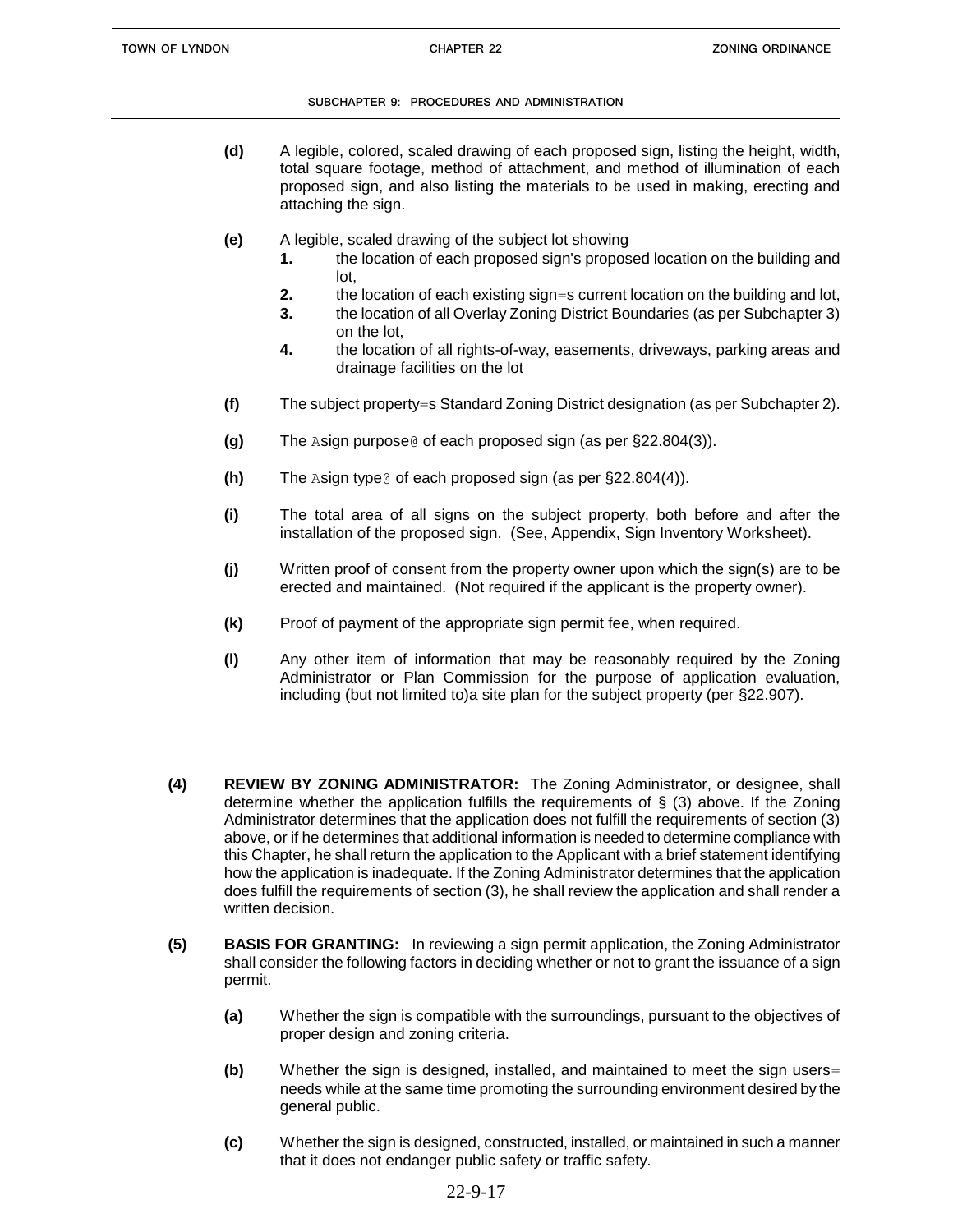**(d)** A legible, colored, scaled drawing of each proposed sign, listing the height, width, total square footage, method of attachment, and method of illumination of each proposed sign, and also listing the materials to be used in making, erecting and attaching the sign.

**(e)** A legible, scaled drawing of the subject lot showing

**1.** the location of each proposed sign's proposed location on the building and lot,

**2.** the location of each existing sign=s current location on the building and lot,

**3.** the location of all Overlay Zoning District Boundaries (as per Subchapter 3) on the lot,

**4.** the location of all rights-of-way, easements, driveways, parking areas and drainage facilities on the lot

**(f)** The subject property=s Standard Zoning District designation (as per Subchapter 2).

**(g)** The Asign purpose@ of each proposed sign (as per §22.804(3)).

**(h)** The Asign type@ of each proposed sign (as per §22.804(4)).

**(i)** The total area of all signs on the subject property, both before and after the installation of the proposed sign. (See, Appendix, Sign Inventory Worksheet).

**(j)** Written proof of consent from the property owner upon which the sign(s) are to be erected and maintained. (Not required if the applicant is the property owner).

**(k)** Proof of payment of the appropriate sign permit fee, when required.

**(l)** Any other item of information that may be reasonably required by the Zoning Administrator or Plan Commission for the purpose of application evaluation, including (but not limited to)a site plan for the subject property (per §22.907).

**(4) REVIEW BY ZONING ADMINISTRATOR:** The Zoning Administrator, or designee, shall determine whether the application fulfills the requirements of § (3) above. If the Zoning Administrator determines that the application does not fulfill the requirements of section (3) above, or if he determines that additional information is needed to determine compliance with this Chapter, he shall return the application to the Applicant with a brief statement identifying how the application is inadequate. If the Zoning Administrator determines that the application does fulfill the requirements of section (3), he shall review the application and shall render a written decision.

**(5) BASIS FOR GRANTING:** In reviewing a sign permit application, the Zoning Administrator shall consider the following factors in deciding whether or not to grant the issuance of a sign permit.

**(a)** Whether the sign is compatible with the surroundings, pursuant to the objectives of proper design and zoning criteria.

**(b)** Whether the sign is designed, installed, and maintained to meet the sign users= needs while at the same time promoting the surrounding environment desired by the general public.

**(c)** Whether the sign is designed, constructed, installed, or maintained in such a manner that it does not endanger public safety or traffic safety.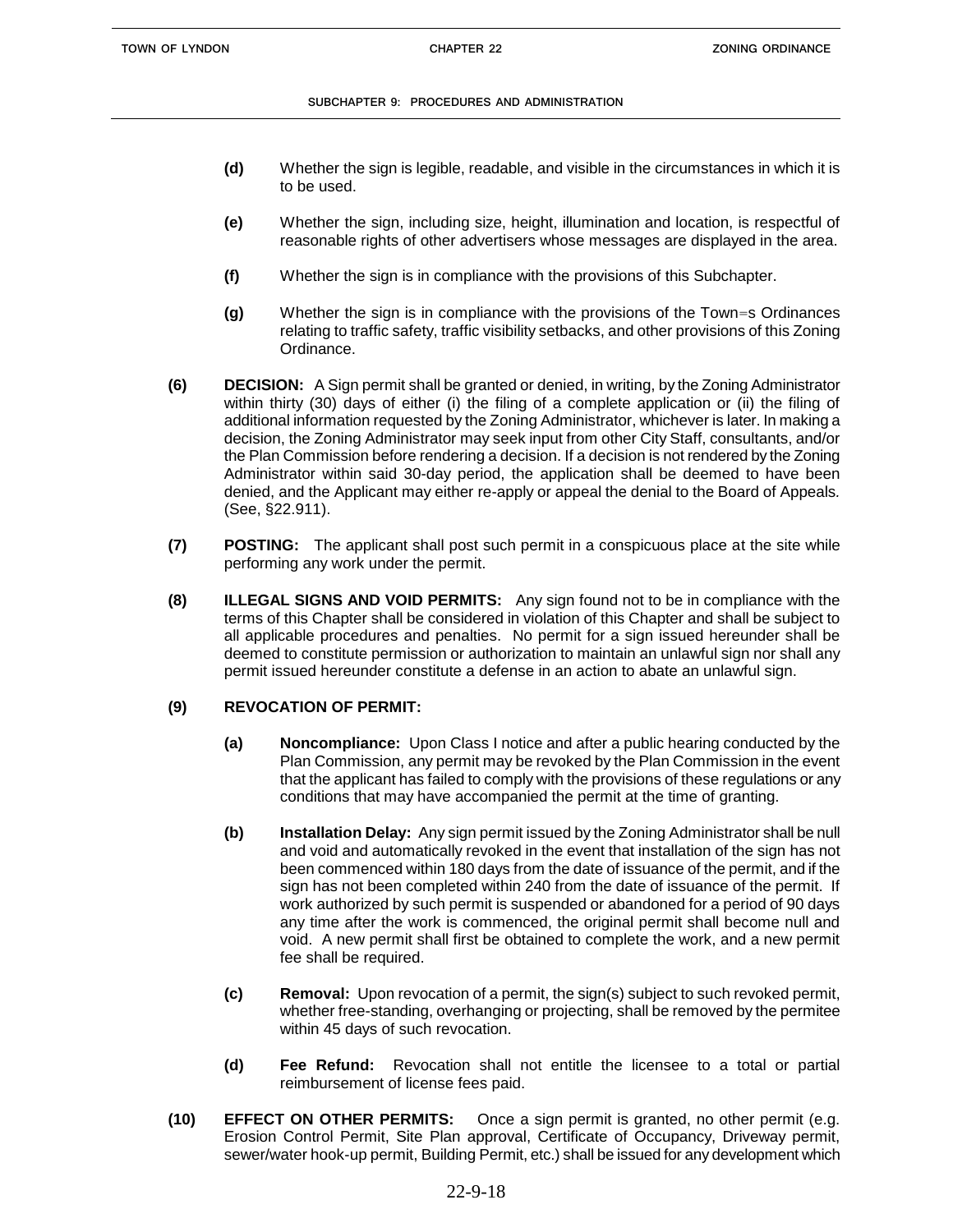**(d)** Whether the sign is legible, readable, and visible in the circumstances in which it is to be used.

**(e)** Whether the sign, including size, height, illumination and location, is respectful of reasonable rights of other advertisers whose messages are displayed in the area.

**(f)** Whether the sign is in compliance with the provisions of this Subchapter.

**(g)** Whether the sign is in compliance with the provisions of the Town=s Ordinances relating to traffic safety, traffic visibility setbacks, and other provisions of this Zoning Ordinance.

**(6) DECISION:** A Sign permit shall be granted or denied, in writing, by the Zoning Administrator within thirty (30) days of either (i) the filing of a complete application or (ii) the filing of additional information requested by the Zoning Administrator, whichever is later. In making a decision, the Zoning Administrator may seek input from other City Staff, consultants, and/or the Plan Commission before rendering a decision. If a decision is not rendered by the Zoning Administrator within said 30-day period, the application shall be deemed to have been denied, and the Applicant may either re-apply or appeal the denial to the Board of Appeals. (See, §22.911).

**(7) POSTING:** The applicant shall post such permit in a conspicuous place at the site while performing any work under the permit.

**(8) ILLEGAL SIGNS AND VOID PERMITS:** Any sign found not to be in compliance with the terms of this Chapter shall be considered in violation of this Chapter and shall be subject to all applicable procedures and penalties. No permit for a sign issued hereunder shall be deemed to constitute permission or authorization to maintain an unlawful sign nor shall any permit issued hereunder constitute a defense in an action to abate an unlawful sign.

**(9) REVOCATION OF PERMIT:**

**(a) Noncompliance:** Upon Class I notice and after a public hearing conducted by the Plan Commission, any permit may be revoked by the Plan Commission in the event that the applicant has failed to comply with the provisions of these regulations or any conditions that may have accompanied the permit at the time of granting.

**(b) Installation Delay:** Any sign permit issued by the Zoning Administrator shall be null and void and automatically revoked in the event that installation of the sign has not been commenced within 180 days from the date of issuance of the permit, and if the sign has not been completed within 240 from the date of issuance of the permit. If work authorized by such permit is suspended or abandoned for a period of 90 days any time after the work is commenced, the original permit shall become null and void. A new permit shall first be obtained to complete the work, and a new permit fee shall be required.

**(c) Removal:** Upon revocation of a permit, the sign(s) subject to such revoked permit, whether free-standing, overhanging or projecting, shall be removed by the permitee within 45 days of such revocation.

**(d) Fee Refund:** Revocation shall not entitle the licensee to a total or partial reimbursement of license fees paid.

**(10) EFFECT ON OTHER PERMITS:** Once a sign permit is granted, no other permit (e.g. Erosion Control Permit, Site Plan approval, Certificate of Occupancy, Driveway permit, sewer/water hook-up permit, Building Permit, etc.) shall be issued for any development which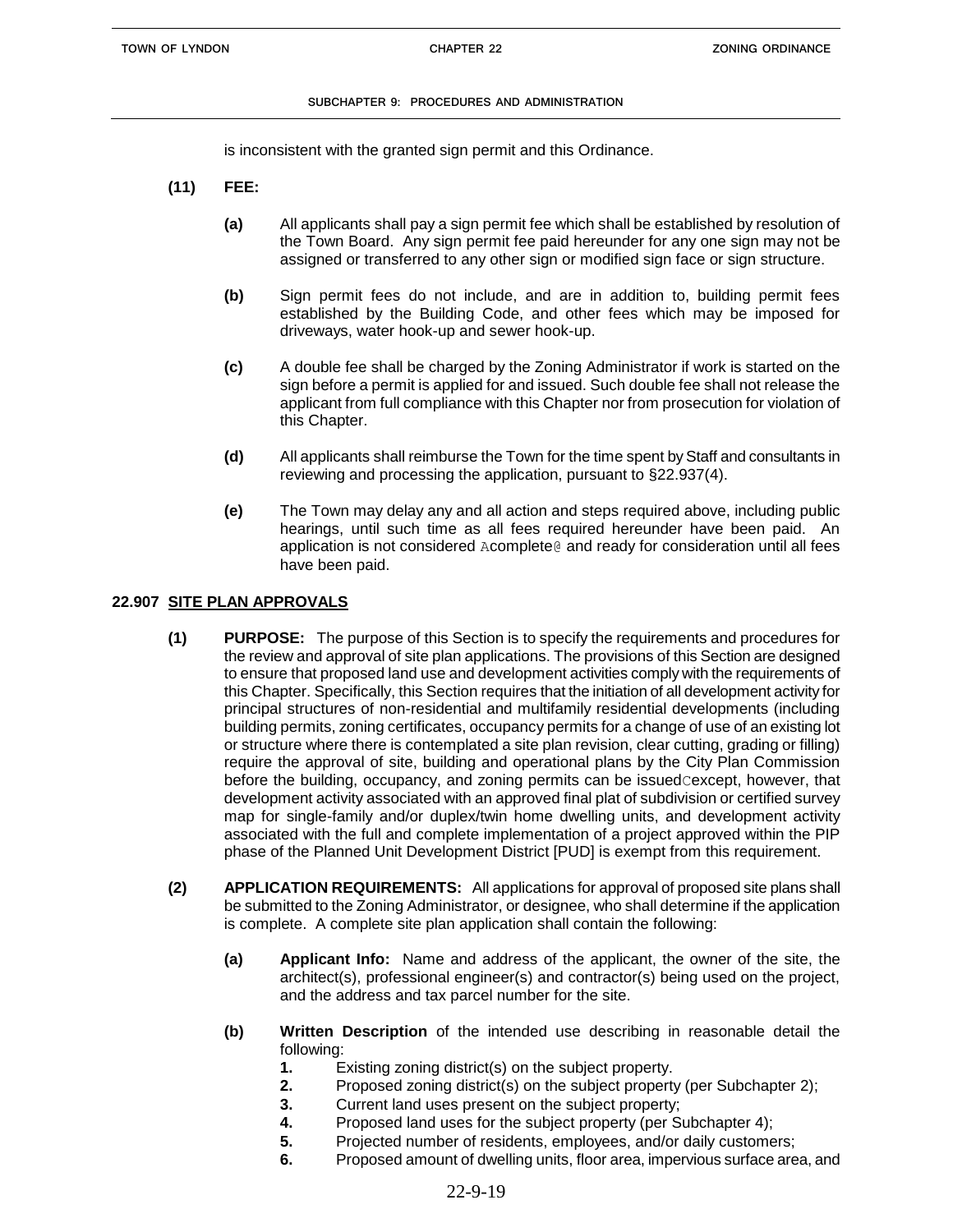is inconsistent with the granted sign permit and this Ordinance.

**(11) FEE:**

**(a)** All applicants shall pay a sign permit fee which shall be established by resolution of the Town Board. Any sign permit fee paid hereunder for any one sign may not be assigned or transferred to any other sign or modified sign face or sign structure.

**(b)** Sign permit fees do not include, and are in addition to, building permit fees established by the Building Code, and other fees which may be imposed for driveways, water hook-up and sewer hook-up.

**(c)** A double fee shall be charged by the Zoning Administrator if work is started on the sign before a permit is applied for and issued. Such double fee shall not release the applicant from full compliance with this Chapter nor from prosecution for violation of this Chapter.

**(d)** All applicants shall reimburse the Town for the time spent by Staff and consultants in reviewing and processing the application, pursuant to §22.937(4).

**(e)** The Town may delay any and all action and steps required above, including public hearings, until such time as all fees required hereunder have been paid. An application is not considered Acomplete@ and ready for consideration until all fees have been paid.

## 22.907 SITE PLAN APPROVALS

**(1) PURPOSE:** The purpose of this Section is to specify the requirements and procedures for the review and approval of site plan applications. The provisions of this Section are designed to ensure that proposed land use and development activities comply with the requirements of this Chapter. Specifically, this Section requires that the initiation of all development activity for principal structures of non-residential and multifamily residential developments (including building permits, zoning certificates, occupancy permits for a change of use of an existing lot or structure where there is contemplated a site plan revision, clear cutting, grading or filling) require the approval of site, building and operational plans by the City Plan Commission before the building, occupancy, and zoning permits can be issuedCexcept, however, that development activity associated with an approved final plat of subdivision or certified survey map for single-family and/or duplex/twin home dwelling units, and development activity associated with the full and complete implementation of a project approved within the PIP phase of the Planned Unit Development District [PUD] is exempt from this requirement.

**(2) APPLICATION REQUIREMENTS:** All applications for approval of proposed site plans shall be submitted to the Zoning Administrator, or designee, who shall determine if the application is complete. A complete site plan application shall contain the following:

**(a) Applicant Info:** Name and address of the applicant, the owner of the site, the architect(s), professional engineer(s) and contractor(s) being used on the project, and the address and tax parcel number for the site.

**(b) Written Description** of the intended use describing in reasonable detail the following:

1. Existing zoning district(s) on the subject property.
2. Proposed zoning district(s) on the subject property (per Subchapter 2);
3. Current land uses present on the subject property;
4. Proposed land uses for the subject property (per Subchapter 4);
5. Projected number of residents, employees, and/or daily customers;
6. Proposed amount of dwelling units, floor area, impervious surface area, and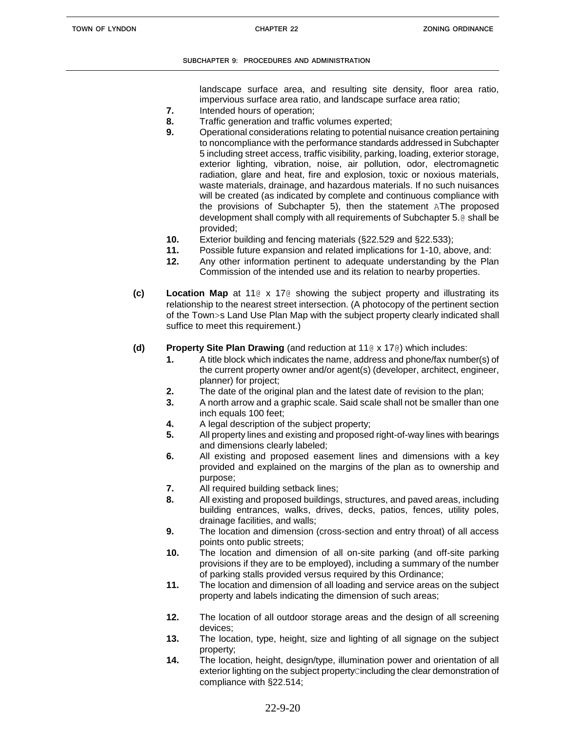landscape surface area, and resulting site density, floor area ratio, impervious surface area ratio, and landscape surface area ratio;

**7.** Intended hours of operation;

**8.** Traffic generation and traffic volumes experted;

**9.** Operational considerations relating to potential nuisance creation pertaining to noncompliance with the performance standards addressed in Subchapter 5 including street access, traffic visibility, parking, loading, exterior storage, exterior lighting, vibration, noise, air pollution, odor, electromagnetic radiation, glare and heat, fire and explosion, toxic or noxious materials, waste materials, drainage, and hazardous materials. If no such nuisances will be created (as indicated by complete and continuous compliance with the provisions of Subchapter 5), then the statement AThe proposed development shall comply with all requirements of Subchapter 5.@ shall be provided;

**10.** Exterior building and fencing materials (§22.529 and §22.533);

**11.** Possible future expansion and related implications for 1-10, above, and:

**12.** Any other information pertinent to adequate understanding by the Plan Commission of the intended use and its relation to nearby properties.

**(c)** **Location Map** at 11@ x 17@ showing the subject property and illustrating its relationship to the nearest street intersection. (A photocopy of the pertinent section of the Town>s Land Use Plan Map with the subject property clearly indicated shall suffice to meet this requirement.)

**(d)** **Property Site Plan Drawing** (and reduction at 11@ x 17@) which includes:

**1.** A title block which indicates the name, address and phone/fax number(s) of the current property owner and/or agent(s) (developer, architect, engineer, planner) for project;

**2.** The date of the original plan and the latest date of revision to the plan;

**3.** A north arrow and a graphic scale. Said scale shall not be smaller than one inch equals 100 feet;

**4.** A legal description of the subject property;

**5.** All property lines and existing and proposed right-of-way lines with bearings and dimensions clearly labeled;

**6.** All existing and proposed easement lines and dimensions with a key provided and explained on the margins of the plan as to ownership and purpose;

**7.** All required building setback lines;

**8.** All existing and proposed buildings, structures, and paved areas, including building entrances, walks, drives, decks, patios, fences, utility poles, drainage facilities, and walls;

**9.** The location and dimension (cross-section and entry throat) of all access points onto public streets;

**10.** The location and dimension of all on-site parking (and off-site parking provisions if they are to be employed), including a summary of the number of parking stalls provided versus required by this Ordinance;

**11.** The location and dimension of all loading and service areas on the subject property and labels indicating the dimension of such areas;

**12.** The location of all outdoor storage areas and the design of all screening devices;

**13.** The location, type, height, size and lighting of all signage on the subject property;

**14.** The location, height, design/type, illumination power and orientation of all exterior lighting on the subject propertyCincluding the clear demonstration of compliance with §22.514;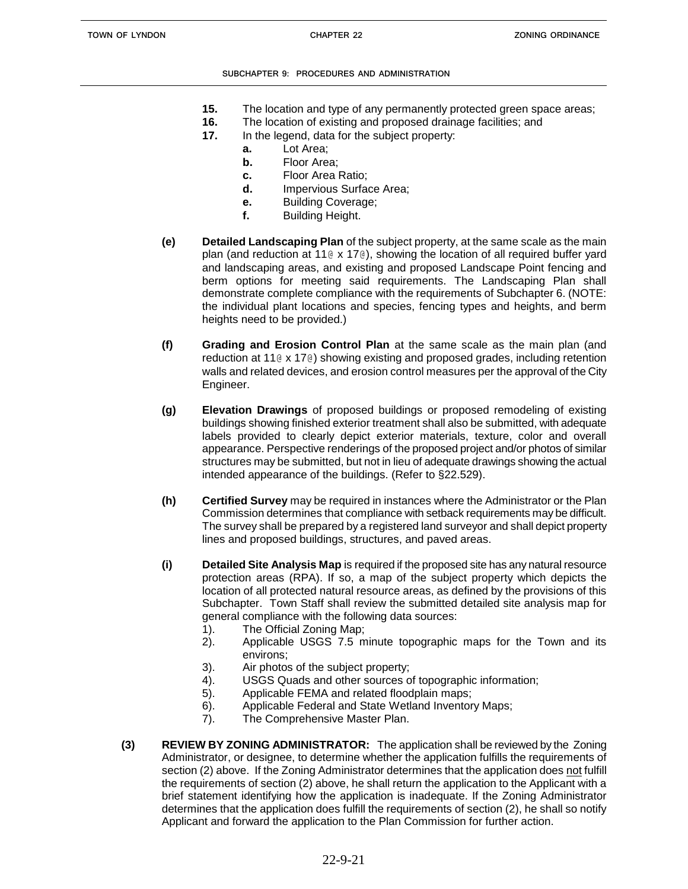15. The location and type of any permanently protected green space areas;
16. The location of existing and proposed drainage facilities; and
17. In the legend, data for the subject property:
    - a. Lot Area;
    - b. Floor Area;
    - c. Floor Area Ratio;
    - d. Impervious Surface Area;
    - e. Building Coverage;
    - f. Building Height.

**(e)** **Detailed Landscaping Plan** of the subject property, at the same scale as the main plan (and reduction at 11@ x 17@), showing the location of all required buffer yard and landscaping areas, and existing and proposed Landscape Point fencing and berm options for meeting said requirements. The Landscaping Plan shall demonstrate complete compliance with the requirements of Subchapter 6. (NOTE: the individual plant locations and species, fencing types and heights, and berm heights need to be provided.)

**(f)** **Grading and Erosion Control Plan** at the same scale as the main plan (and reduction at 11@ x 17@) showing existing and proposed grades, including retention walls and related devices, and erosion control measures per the approval of the City Engineer.

**(g)** **Elevation Drawings** of proposed buildings or proposed remodeling of existing buildings showing finished exterior treatment shall also be submitted, with adequate labels provided to clearly depict exterior materials, texture, color and overall appearance. Perspective renderings of the proposed project and/or photos of similar structures may be submitted, but not in lieu of adequate drawings showing the actual intended appearance of the buildings. (Refer to §22.529).

**(h)** **Certified Survey** may be required in instances where the Administrator or the Plan Commission determines that compliance with setback requirements may be difficult. The survey shall be prepared by a registered land surveyor and shall depict property lines and proposed buildings, structures, and paved areas.

**(i)** **Detailed Site Analysis Map** is required if the proposed site has any natural resource protection areas (RPA). If so, a map of the subject property which depicts the location of all protected natural resource areas, as defined by the provisions of this Subchapter. Town Staff shall review the submitted detailed site analysis map for general compliance with the following data sources:
1). The Official Zoning Map;
2). Applicable USGS 7.5 minute topographic maps for the Town and its environs;
3). Air photos of the subject property;
4). USGS Quads and other sources of topographic information;
5). Applicable FEMA and related floodplain maps;
6). Applicable Federal and State Wetland Inventory Maps;
7). The Comprehensive Master Plan.

**(3)** **REVIEW BY ZONING ADMINISTRATOR:** The application shall be reviewed by the Zoning Administrator, or designee, to determine whether the application fulfills the requirements of section (2) above. If the Zoning Administrator determines that the application does not fulfill the requirements of section (2) above, he shall return the application to the Applicant with a brief statement identifying how the application is inadequate. If the Zoning Administrator determines that the application does fulfill the requirements of section (2), he shall so notify Applicant and forward the application to the Plan Commission for further action.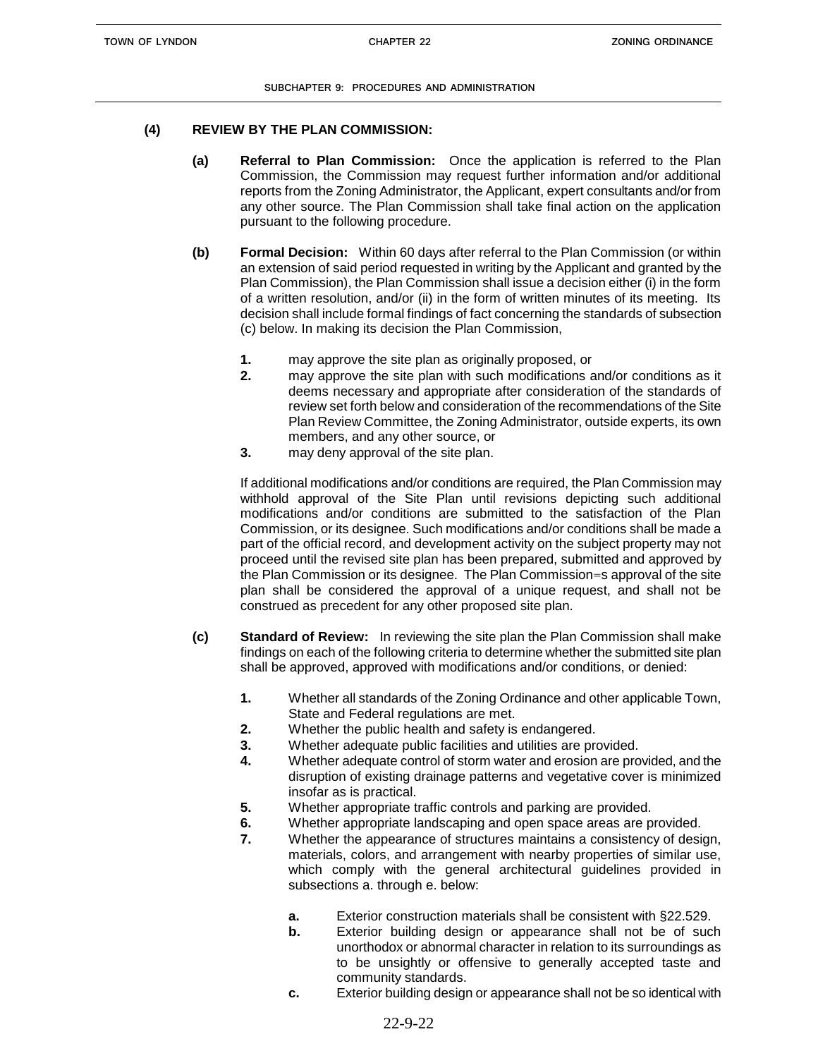**(4) REVIEW BY THE PLAN COMMISSION:**

**(a) Referral to Plan Commission:** Once the application is referred to the Plan Commission, the Commission may request further information and/or additional reports from the Zoning Administrator, the Applicant, expert consultants and/or from any other source. The Plan Commission shall take final action on the application pursuant to the following procedure.

**(b) Formal Decision:** Within 60 days after referral to the Plan Commission (or within an extension of said period requested in writing by the Applicant and granted by the Plan Commission), the Plan Commission shall issue a decision either (i) in the form of a written resolution, and/or (ii) in the form of written minutes of its meeting. Its decision shall include formal findings of fact concerning the standards of subsection (c) below. In making its decision the Plan Commission,

**1.** may approve the site plan as originally proposed, or

**2.** may approve the site plan with such modifications and/or conditions as it deems necessary and appropriate after consideration of the standards of review set forth below and consideration of the recommendations of the Site Plan Review Committee, the Zoning Administrator, outside experts, its own members, and any other source, or

**3.** may deny approval of the site plan.

If additional modifications and/or conditions are required, the Plan Commission may withhold approval of the Site Plan until revisions depicting such additional modifications and/or conditions are submitted to the satisfaction of the Plan Commission, or its designee. Such modifications and/or conditions shall be made a part of the official record, and development activity on the subject property may not proceed until the revised site plan has been prepared, submitted and approved by the Plan Commission or its designee. The Plan Commission=s approval of the site plan shall be considered the approval of a unique request, and shall not be construed as precedent for any other proposed site plan.

**(c) Standard of Review:** In reviewing the site plan the Plan Commission shall make findings on each of the following criteria to determine whether the submitted site plan shall be approved, approved with modifications and/or conditions, or denied:

**1.** Whether all standards of the Zoning Ordinance and other applicable Town, State and Federal regulations are met.

**2.** Whether the public health and safety is endangered.

**3.** Whether adequate public facilities and utilities are provided.

**4.** Whether adequate control of storm water and erosion are provided, and the disruption of existing drainage patterns and vegetative cover is minimized insofar as is practical.

**5.** Whether appropriate traffic controls and parking are provided.

**6.** Whether appropriate landscaping and open space areas are provided.

**7.** Whether the appearance of structures maintains a consistency of design, materials, colors, and arrangement with nearby properties of similar use, which comply with the general architectural guidelines provided in subsections a. through e. below:

**a.** Exterior construction materials shall be consistent with §22.529.

**b.** Exterior building design or appearance shall not be of such unorthodox or abnormal character in relation to its surroundings as to be unsightly or offensive to generally accepted taste and community standards.

**c.** Exterior building design or appearance shall not be so identical with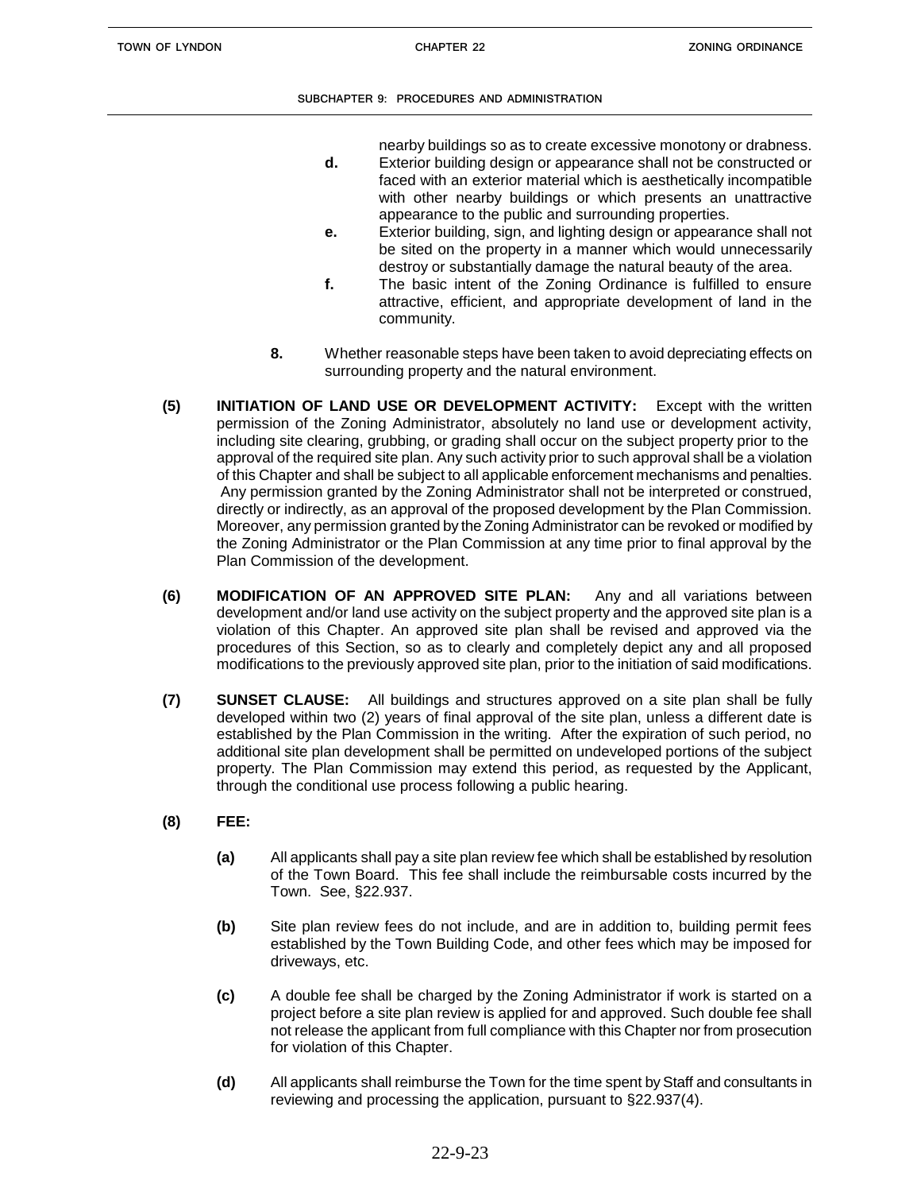nearby buildings so as to create excessive monotony or drabness.

**d.** Exterior building design or appearance shall not be constructed or faced with an exterior material which is aesthetically incompatible with other nearby buildings or which presents an unattractive appearance to the public and surrounding properties.

**e.** Exterior building, sign, and lighting design or appearance shall not be sited on the property in a manner which would unnecessarily destroy or substantially damage the natural beauty of the area.

**f.** The basic intent of the Zoning Ordinance is fulfilled to ensure attractive, efficient, and appropriate development of land in the community.

**8.** Whether reasonable steps have been taken to avoid depreciating effects on surrounding property and the natural environment.

**(5) INITIATION OF LAND USE OR DEVELOPMENT ACTIVITY:** Except with the written permission of the Zoning Administrator, absolutely no land use or development activity, including site clearing, grubbing, or grading shall occur on the subject property prior to the approval of the required site plan. Any such activity prior to such approval shall be a violation of this Chapter and shall be subject to all applicable enforcement mechanisms and penalties. Any permission granted by the Zoning Administrator shall not be interpreted or construed, directly or indirectly, as an approval of the proposed development by the Plan Commission. Moreover, any permission granted by the Zoning Administrator can be revoked or modified by the Zoning Administrator or the Plan Commission at any time prior to final approval by the Plan Commission of the development.

**(6) MODIFICATION OF AN APPROVED SITE PLAN:** Any and all variations between development and/or land use activity on the subject property and the approved site plan is a violation of this Chapter. An approved site plan shall be revised and approved via the procedures of this Section, so as to clearly and completely depict any and all proposed modifications to the previously approved site plan, prior to the initiation of said modifications.

**(7) SUNSET CLAUSE:** All buildings and structures approved on a site plan shall be fully developed within two (2) years of final approval of the site plan, unless a different date is established by the Plan Commission in the writing. After the expiration of such period, no additional site plan development shall be permitted on undeveloped portions of the subject property. The Plan Commission may extend this period, as requested by the Applicant, through the conditional use process following a public hearing.

**(8) FEE:**

**(a)** All applicants shall pay a site plan review fee which shall be established by resolution of the Town Board. This fee shall include the reimbursable costs incurred by the Town. See, §22.937.

**(b)** Site plan review fees do not include, and are in addition to, building permit fees established by the Town Building Code, and other fees which may be imposed for driveways, etc.

**(c)** A double fee shall be charged by the Zoning Administrator if work is started on a project before a site plan review is applied for and approved. Such double fee shall not release the applicant from full compliance with this Chapter nor from prosecution for violation of this Chapter.

**(d)** All applicants shall reimburse the Town for the time spent by Staff and consultants in reviewing and processing the application, pursuant to §22.937(4).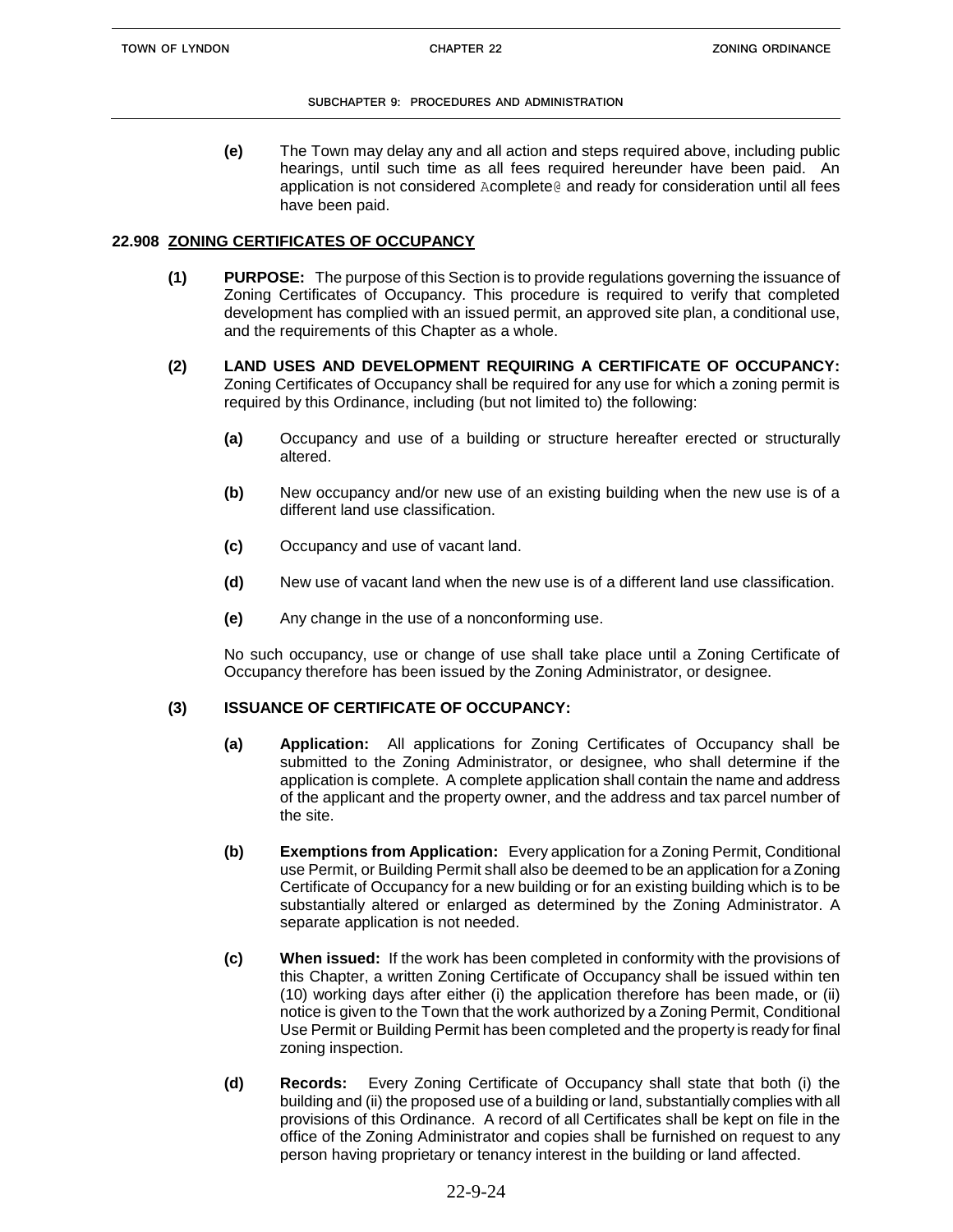**(e)** The Town may delay any and all action and steps required above, including public hearings, until such time as all fees required hereunder have been paid. An application is not considered Acomplete@ and ready for consideration until all fees have been paid.

## 22.908 ZONING CERTIFICATES OF OCCUPANCY

**(1) PURPOSE:** The purpose of this Section is to provide regulations governing the issuance of Zoning Certificates of Occupancy. This procedure is required to verify that completed development has complied with an issued permit, an approved site plan, a conditional use, and the requirements of this Chapter as a whole.

**(2) LAND USES AND DEVELOPMENT REQUIRING A CERTIFICATE OF OCCUPANCY:** Zoning Certificates of Occupancy shall be required for any use for which a zoning permit is required by this Ordinance, including (but not limited to) the following:

**(a)** Occupancy and use of a building or structure hereafter erected or structurally altered.

**(b)** New occupancy and/or new use of an existing building when the new use is of a different land use classification.

**(c)** Occupancy and use of vacant land.

**(d)** New use of vacant land when the new use is of a different land use classification.

**(e)** Any change in the use of a nonconforming use.

No such occupancy, use or change of use shall take place until a Zoning Certificate of Occupancy therefore has been issued by the Zoning Administrator, or designee.

**(3) ISSUANCE OF CERTIFICATE OF OCCUPANCY:**

**(a) Application:** All applications for Zoning Certificates of Occupancy shall be submitted to the Zoning Administrator, or designee, who shall determine if the application is complete. A complete application shall contain the name and address of the applicant and the property owner, and the address and tax parcel number of the site.

**(b) Exemptions from Application:** Every application for a Zoning Permit, Conditional use Permit, or Building Permit shall also be deemed to be an application for a Zoning Certificate of Occupancy for a new building or for an existing building which is to be substantially altered or enlarged as determined by the Zoning Administrator. A separate application is not needed.

**(c) When issued:** If the work has been completed in conformity with the provisions of this Chapter, a written Zoning Certificate of Occupancy shall be issued within ten (10) working days after either (i) the application therefore has been made, or (ii) notice is given to the Town that the work authorized by a Zoning Permit, Conditional Use Permit or Building Permit has been completed and the property is ready for final zoning inspection.

**(d) Records:** Every Zoning Certificate of Occupancy shall state that both (i) the building and (ii) the proposed use of a building or land, substantially complies with all provisions of this Ordinance. A record of all Certificates shall be kept on file in the office of the Zoning Administrator and copies shall be furnished on request to any person having proprietary or tenancy interest in the building or land affected.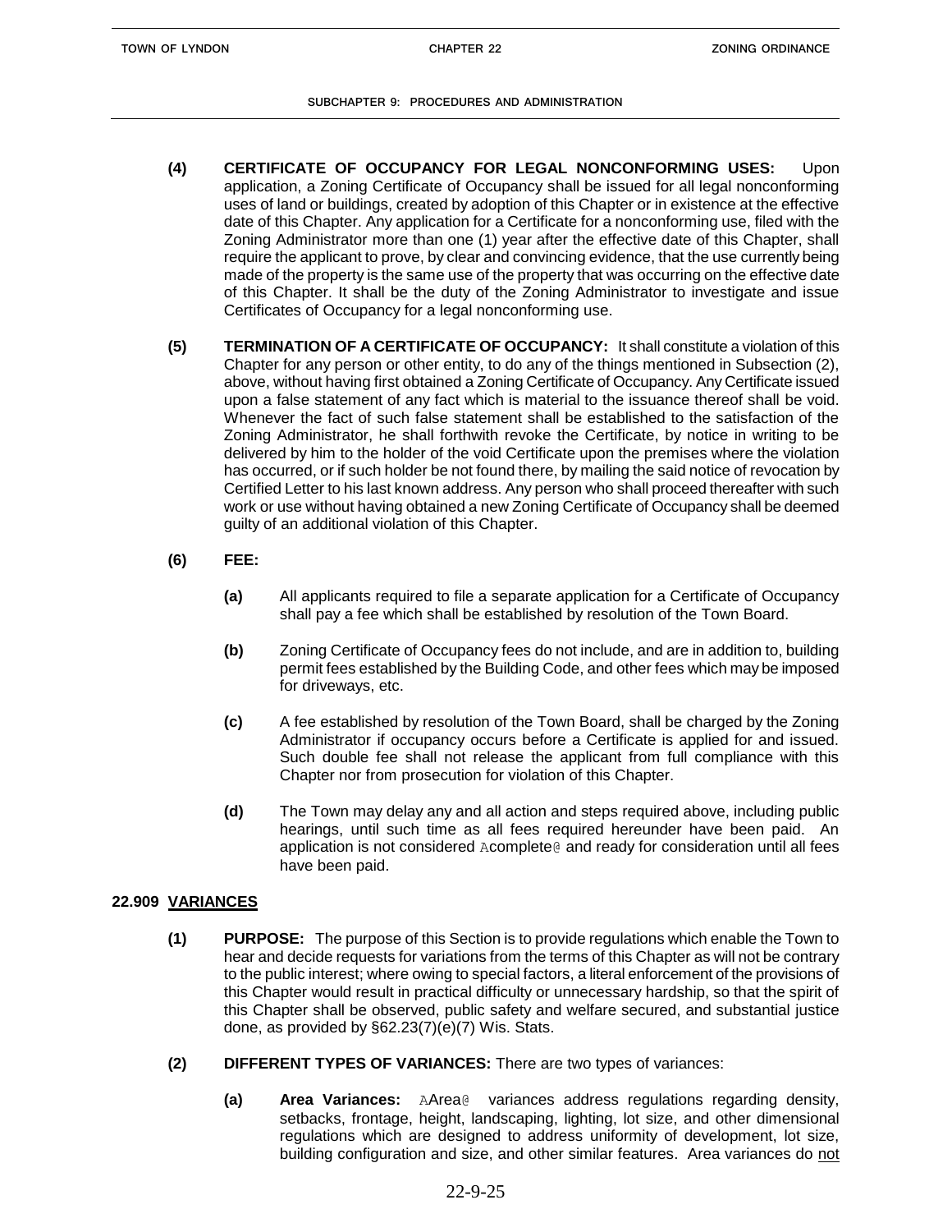**(4) CERTIFICATE OF OCCUPANCY FOR LEGAL NONCONFORMING USES:** Upon application, a Zoning Certificate of Occupancy shall be issued for all legal nonconforming uses of land or buildings, created by adoption of this Chapter or in existence at the effective date of this Chapter. Any application for a Certificate for a nonconforming use, filed with the Zoning Administrator more than one (1) year after the effective date of this Chapter, shall require the applicant to prove, by clear and convincing evidence, that the use currently being made of the property is the same use of the property that was occurring on the effective date of this Chapter. It shall be the duty of the Zoning Administrator to investigate and issue Certificates of Occupancy for a legal nonconforming use.

**(5) TERMINATION OF A CERTIFICATE OF OCCUPANCY:** It shall constitute a violation of this Chapter for any person or other entity, to do any of the things mentioned in Subsection (2), above, without having first obtained a Zoning Certificate of Occupancy. Any Certificate issued upon a false statement of any fact which is material to the issuance thereof shall be void. Whenever the fact of such false statement shall be established to the satisfaction of the Zoning Administrator, he shall forthwith revoke the Certificate, by notice in writing to be delivered by him to the holder of the void Certificate upon the premises where the violation has occurred, or if such holder be not found there, by mailing the said notice of revocation by Certified Letter to his last known address. Any person who shall proceed thereafter with such work or use without having obtained a new Zoning Certificate of Occupancy shall be deemed guilty of an additional violation of this Chapter.

**(6) FEE:**

**(a)** All applicants required to file a separate application for a Certificate of Occupancy shall pay a fee which shall be established by resolution of the Town Board.

**(b)** Zoning Certificate of Occupancy fees do not include, and are in addition to, building permit fees established by the Building Code, and other fees which may be imposed for driveways, etc.

**(c)** A fee established by resolution of the Town Board, shall be charged by the Zoning Administrator if occupancy occurs before a Certificate is applied for and issued. Such double fee shall not release the applicant from full compliance with this Chapter nor from prosecution for violation of this Chapter.

**(d)** The Town may delay any and all action and steps required above, including public hearings, until such time as all fees required hereunder have been paid. An application is not considered "complete" and ready for consideration until all fees have been paid.

## 22.909 VARIANCES

**(1) PURPOSE:** The purpose of this Section is to provide regulations which enable the Town to hear and decide requests for variations from the terms of this Chapter as will not be contrary to the public interest; where owing to special factors, a literal enforcement of the provisions of this Chapter would result in practical difficulty or unnecessary hardship, so that the spirit of this Chapter shall be observed, public safety and welfare secured, and substantial justice done, as provided by §62.23(7)(e)(7) Wis. Stats.

**(2) DIFFERENT TYPES OF VARIANCES:** There are two types of variances:

**(a) Area Variances:** "Area" variances address regulations regarding density, setbacks, frontage, height, landscaping, lighting, lot size, and other dimensional regulations which are designed to address uniformity of development, lot size, building configuration and size, and other similar features. Area variances do not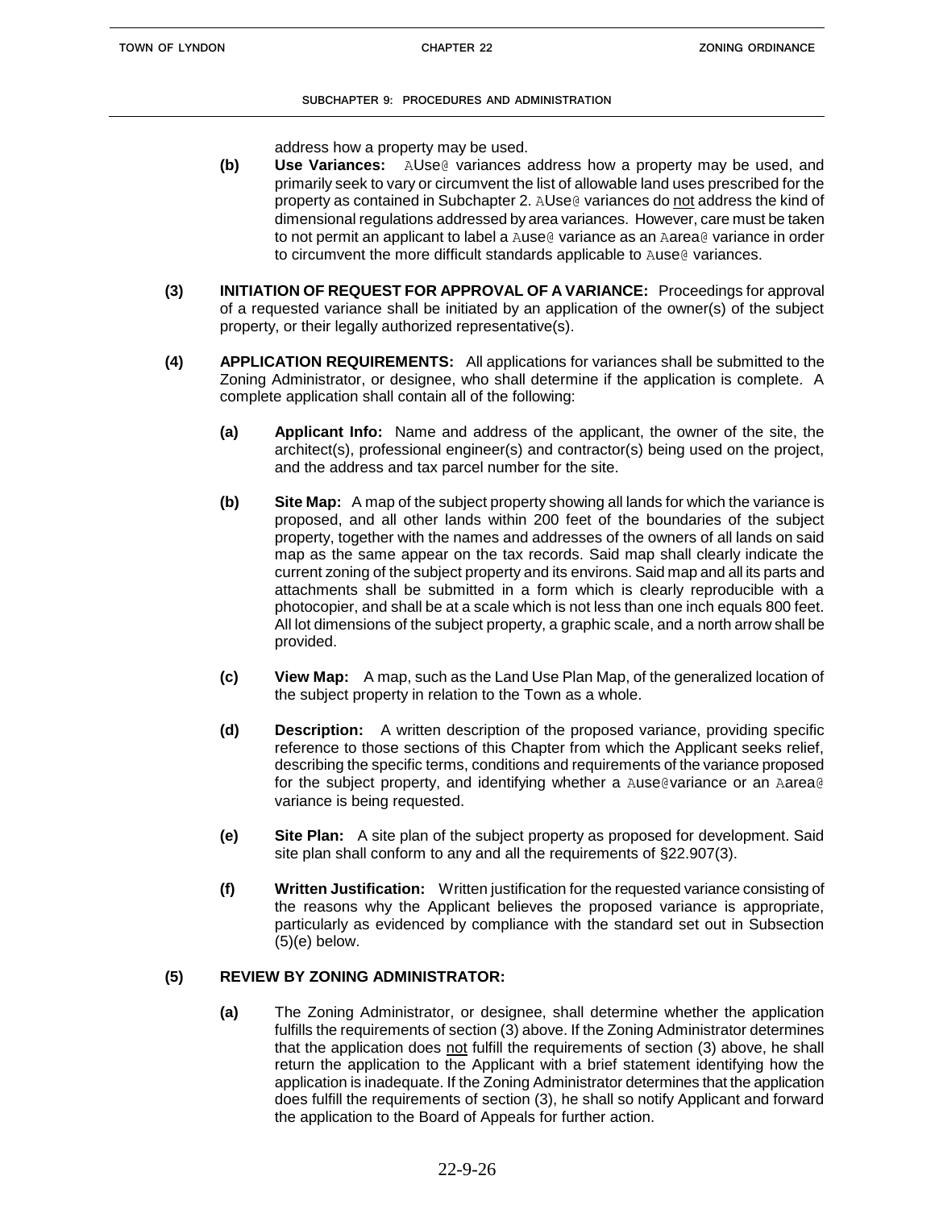address how a property may be used.

**(b) Use Variances:** AUse@ variances address how a property may be used, and primarily seek to vary or circumvent the list of allowable land uses prescribed for the property as contained in Subchapter 2. AUse@ variances do not address the kind of dimensional regulations addressed by area variances. However, care must be taken to not permit an applicant to label a Ause@ variance as an Aarea@ variance in order to circumvent the more difficult standards applicable to Ause@ variances.

**(3) INITIATION OF REQUEST FOR APPROVAL OF A VARIANCE:** Proceedings for approval of a requested variance shall be initiated by an application of the owner(s) of the subject property, or their legally authorized representative(s).

**(4) APPLICATION REQUIREMENTS:** All applications for variances shall be submitted to the Zoning Administrator, or designee, who shall determine if the application is complete. A complete application shall contain all of the following:

**(a) Applicant Info:** Name and address of the applicant, the owner of the site, the architect(s), professional engineer(s) and contractor(s) being used on the project, and the address and tax parcel number for the site.

**(b) Site Map:** A map of the subject property showing all lands for which the variance is proposed, and all other lands within 200 feet of the boundaries of the subject property, together with the names and addresses of the owners of all lands on said map as the same appear on the tax records. Said map shall clearly indicate the current zoning of the subject property and its environs. Said map and all its parts and attachments shall be submitted in a form which is clearly reproducible with a photocopier, and shall be at a scale which is not less than one inch equals 800 feet. All lot dimensions of the subject property, a graphic scale, and a north arrow shall be provided.

**(c) View Map:** A map, such as the Land Use Plan Map, of the generalized location of the subject property in relation to the Town as a whole.

**(d) Description:** A written description of the proposed variance, providing specific reference to those sections of this Chapter from which the Applicant seeks relief, describing the specific terms, conditions and requirements of the variance proposed for the subject property, and identifying whether a Ause@variance or an Aarea@ variance is being requested.

**(e) Site Plan:** A site plan of the subject property as proposed for development. Said site plan shall conform to any and all the requirements of §22.907(3).

**(f) Written Justification:** Written justification for the requested variance consisting of the reasons why the Applicant believes the proposed variance is appropriate, particularly as evidenced by compliance with the standard set out in Subsection (5)(e) below.

**(5) REVIEW BY ZONING ADMINISTRATOR:**

**(a)** The Zoning Administrator, or designee, shall determine whether the application fulfills the requirements of section (3) above. If the Zoning Administrator determines that the application does not fulfill the requirements of section (3) above, he shall return the application to the Applicant with a brief statement identifying how the application is inadequate. If the Zoning Administrator determines that the application does fulfill the requirements of section (3), he shall so notify Applicant and forward the application to the Board of Appeals for further action.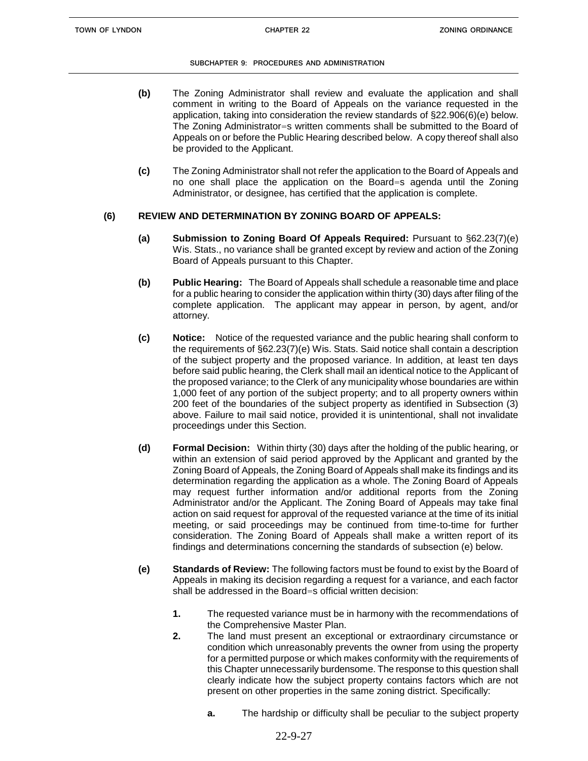**(b)** The Zoning Administrator shall review and evaluate the application and shall comment in writing to the Board of Appeals on the variance requested in the application, taking into consideration the review standards of §22.906(6)(e) below. The Zoning Administrator=s written comments shall be submitted to the Board of Appeals on or before the Public Hearing described below. A copy thereof shall also be provided to the Applicant.

**(c)** The Zoning Administrator shall not refer the application to the Board of Appeals and no one shall place the application on the Board=s agenda until the Zoning Administrator, or designee, has certified that the application is complete.

**(6) REVIEW AND DETERMINATION BY ZONING BOARD OF APPEALS:**

**(a) Submission to Zoning Board Of Appeals Required:** Pursuant to §62.23(7)(e) Wis. Stats., no variance shall be granted except by review and action of the Zoning Board of Appeals pursuant to this Chapter.

**(b) Public Hearing:** The Board of Appeals shall schedule a reasonable time and place for a public hearing to consider the application within thirty (30) days after filing of the complete application. The applicant may appear in person, by agent, and/or attorney.

**(c) Notice:** Notice of the requested variance and the public hearing shall conform to the requirements of §62.23(7)(e) Wis. Stats. Said notice shall contain a description of the subject property and the proposed variance. In addition, at least ten days before said public hearing, the Clerk shall mail an identical notice to the Applicant of the proposed variance; to the Clerk of any municipality whose boundaries are within 1,000 feet of any portion of the subject property; and to all property owners within 200 feet of the boundaries of the subject property as identified in Subsection (3) above. Failure to mail said notice, provided it is unintentional, shall not invalidate proceedings under this Section.

**(d) Formal Decision:** Within thirty (30) days after the holding of the public hearing, or within an extension of said period approved by the Applicant and granted by the Zoning Board of Appeals, the Zoning Board of Appeals shall make its findings and its determination regarding the application as a whole. The Zoning Board of Appeals may request further information and/or additional reports from the Zoning Administrator and/or the Applicant. The Zoning Board of Appeals may take final action on said request for approval of the requested variance at the time of its initial meeting, or said proceedings may be continued from time-to-time for further consideration. The Zoning Board of Appeals shall make a written report of its findings and determinations concerning the standards of subsection (e) below.

**(e) Standards of Review:** The following factors must be found to exist by the Board of Appeals in making its decision regarding a request for a variance, and each factor shall be addressed in the Board=s official written decision:

**1.** The requested variance must be in harmony with the recommendations of the Comprehensive Master Plan.

**2.** The land must present an exceptional or extraordinary circumstance or condition which unreasonably prevents the owner from using the property for a permitted purpose or which makes conformity with the requirements of this Chapter unnecessarily burdensome. The response to this question shall clearly indicate how the subject property contains factors which are not present on other properties in the same zoning district. Specifically:

**a.** The hardship or difficulty shall be peculiar to the subject property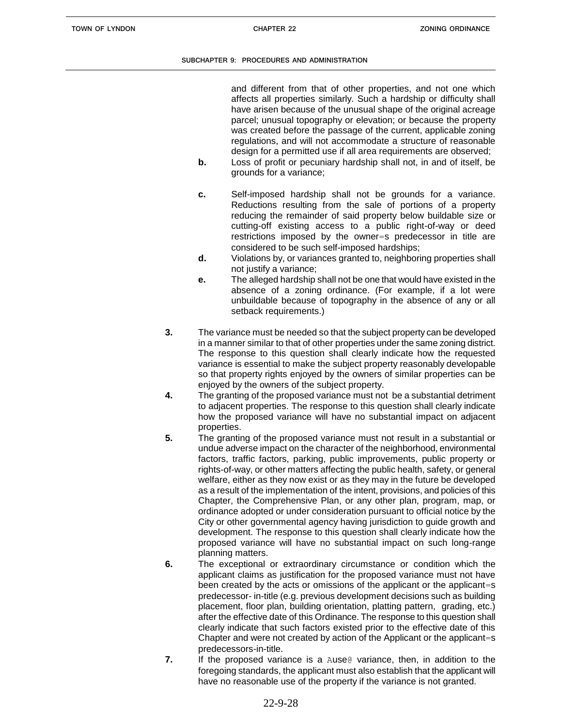and different from that of other properties, and not one which affects all properties similarly. Such a hardship or difficulty shall have arisen because of the unusual shape of the original acreage parcel; unusual topography or elevation; or because the property was created before the passage of the current, applicable zoning regulations, and will not accommodate a structure of reasonable design for a permitted use if all area requirements are observed;

**b.** Loss of profit or pecuniary hardship shall not, in and of itself, be grounds for a variance;

**c.** Self-imposed hardship shall not be grounds for a variance. Reductions resulting from the sale of portions of a property reducing the remainder of said property below buildable size or cutting-off existing access to a public right-of-way or deed restrictions imposed by the owner=s predecessor in title are considered to be such self-imposed hardships;

**d.** Violations by, or variances granted to, neighboring properties shall not justify a variance;

**e.** The alleged hardship shall not be one that would have existed in the absence of a zoning ordinance. (For example, if a lot were unbuildable because of topography in the absence of any or all setback requirements.)

**3.** The variance must be needed so that the subject property can be developed in a manner similar to that of other properties under the same zoning district. The response to this question shall clearly indicate how the requested variance is essential to make the subject property reasonably developable so that property rights enjoyed by the owners of similar properties can be enjoyed by the owners of the subject property.

**4.** The granting of the proposed variance must not be a substantial detriment to adjacent properties. The response to this question shall clearly indicate how the proposed variance will have no substantial impact on adjacent properties.

**5.** The granting of the proposed variance must not result in a substantial or undue adverse impact on the character of the neighborhood, environmental factors, traffic factors, parking, public improvements, public property or rights-of-way, or other matters affecting the public health, safety, or general welfare, either as they now exist or as they may in the future be developed as a result of the implementation of the intent, provisions, and policies of this Chapter, the Comprehensive Plan, or any other plan, program, map, or ordinance adopted or under consideration pursuant to official notice by the City or other governmental agency having jurisdiction to guide growth and development. The response to this question shall clearly indicate how the proposed variance will have no substantial impact on such long-range planning matters.

**6.** The exceptional or extraordinary circumstance or condition which the applicant claims as justification for the proposed variance must not have been created by the acts or omissions of the applicant or the applicant=s predecessor- in-title (e.g. previous development decisions such as building placement, floor plan, building orientation, platting pattern, grading, etc.) after the effective date of this Ordinance. The response to this question shall clearly indicate that such factors existed prior to the effective date of this Chapter and were not created by action of the Applicant or the applicant=s predecessors-in-title.

**7.** If the proposed variance is a Ause@ variance, then, in addition to the foregoing standards, the applicant must also establish that the applicant will have no reasonable use of the property if the variance is not granted.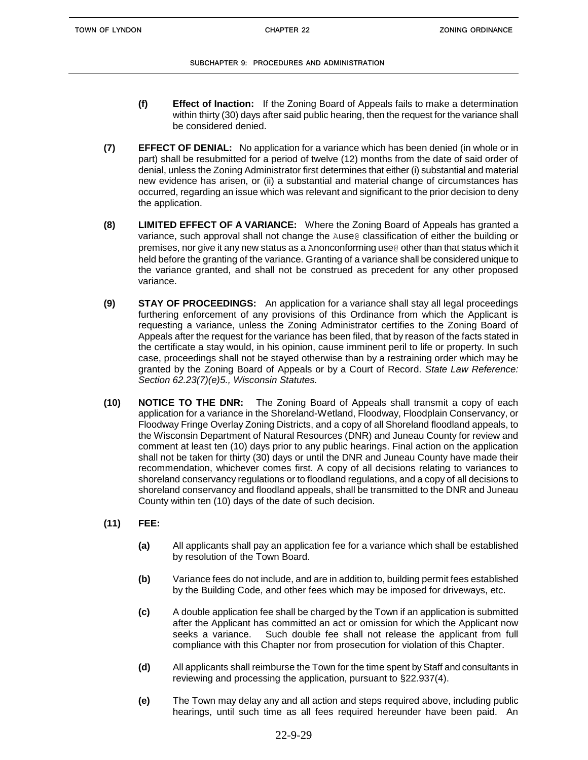**(f)** **Effect of Inaction:** If the Zoning Board of Appeals fails to make a determination within thirty (30) days after said public hearing, then the request for the variance shall be considered denied.

**(7)** **EFFECT OF DENIAL:** No application for a variance which has been denied (in whole or in part) shall be resubmitted for a period of twelve (12) months from the date of said order of denial, unless the Zoning Administrator first determines that either (i) substantial and material new evidence has arisen, or (ii) a substantial and material change of circumstances has occurred, regarding an issue which was relevant and significant to the prior decision to deny the application.

**(8)** **LIMITED EFFECT OF A VARIANCE:** Where the Zoning Board of Appeals has granted a variance, such approval shall not change the Ause@ classification of either the building or premises, nor give it any new status as a Anonconforming use@ other than that status which it held before the granting of the variance. Granting of a variance shall be considered unique to the variance granted, and shall not be construed as precedent for any other proposed variance.

**(9)** **STAY OF PROCEEDINGS:** An application for a variance shall stay all legal proceedings furthering enforcement of any provisions of this Ordinance from which the Applicant is requesting a variance, unless the Zoning Administrator certifies to the Zoning Board of Appeals after the request for the variance has been filed, that by reason of the facts stated in the certificate a stay would, in his opinion, cause imminent peril to life or property. In such case, proceedings shall not be stayed otherwise than by a restraining order which may be granted by the Zoning Board of Appeals or by a Court of Record. *State Law Reference: Section 62.23(7)(e)5., Wisconsin Statutes.*

**(10)** **NOTICE TO THE DNR:** The Zoning Board of Appeals shall transmit a copy of each application for a variance in the Shoreland-Wetland, Floodway, Floodplain Conservancy, or Floodway Fringe Overlay Zoning Districts, and a copy of all Shoreland floodland appeals, to the Wisconsin Department of Natural Resources (DNR) and Juneau County for review and comment at least ten (10) days prior to any public hearings. Final action on the application shall not be taken for thirty (30) days or until the DNR and Juneau County have made their recommendation, whichever comes first. A copy of all decisions relating to variances to shoreland conservancy regulations or to floodland regulations, and a copy of all decisions to shoreland conservancy and floodland appeals, shall be transmitted to the DNR and Juneau County within ten (10) days of the date of such decision.

**(11)** **FEE:**

**(a)** All applicants shall pay an application fee for a variance which shall be established by resolution of the Town Board.

**(b)** Variance fees do not include, and are in addition to, building permit fees established by the Building Code, and other fees which may be imposed for driveways, etc.

**(c)** A double application fee shall be charged by the Town if an application is submitted after the Applicant has committed an act or omission for which the Applicant now seeks a variance. Such double fee shall not release the applicant from full compliance with this Chapter nor from prosecution for violation of this Chapter.

**(d)** All applicants shall reimburse the Town for the time spent by Staff and consultants in reviewing and processing the application, pursuant to §22.937(4).

**(e)** The Town may delay any and all action and steps required above, including public hearings, until such time as all fees required hereunder have been paid. An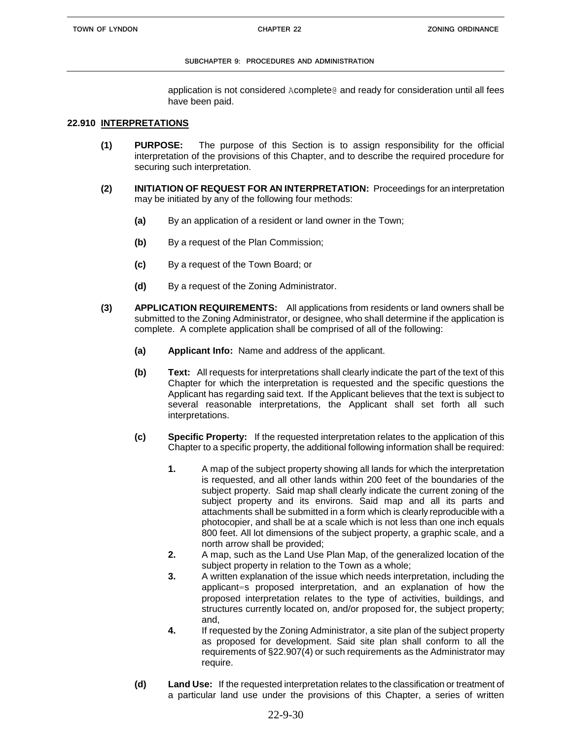application is not considered Acomplete@ and ready for consideration until all fees have been paid.

## 22.910 INTERPRETATIONS

**(1) PURPOSE:** The purpose of this Section is to assign responsibility for the official interpretation of the provisions of this Chapter, and to describe the required procedure for securing such interpretation.

**(2) INITIATION OF REQUEST FOR AN INTERPRETATION:** Proceedings for an interpretation may be initiated by any of the following four methods:

- **(a)** By an application of a resident or land owner in the Town;
- **(b)** By a request of the Plan Commission;
- **(c)** By a request of the Town Board; or
- **(d)** By a request of the Zoning Administrator.

**(3) APPLICATION REQUIREMENTS:** All applications from residents or land owners shall be submitted to the Zoning Administrator, or designee, who shall determine if the application is complete. A complete application shall be comprised of all of the following:

- **(a) Applicant Info:** Name and address of the applicant.
- **(b) Text:** All requests for interpretations shall clearly indicate the part of the text of this Chapter for which the interpretation is requested and the specific questions the Applicant has regarding said text. If the Applicant believes that the text is subject to several reasonable interpretations, the Applicant shall set forth all such interpretations.
- **(c) Specific Property:** If the requested interpretation relates to the application of this Chapter to a specific property, the additional following information shall be required:
  1. A map of the subject property showing all lands for which the interpretation is requested, and all other lands within 200 feet of the boundaries of the subject property. Said map shall clearly indicate the current zoning of the subject property and its environs. Said map and all its parts and attachments shall be submitted in a form which is clearly reproducible with a photocopier, and shall be at a scale which is not less than one inch equals 800 feet. All lot dimensions of the subject property, a graphic scale, and a north arrow shall be provided;
  2. A map, such as the Land Use Plan Map, of the generalized location of the subject property in relation to the Town as a whole;
  3. A written explanation of the issue which needs interpretation, including the applicant=s proposed interpretation, and an explanation of how the proposed interpretation relates to the type of activities, buildings, and structures currently located on, and/or proposed for, the subject property; and,
  4. If requested by the Zoning Administrator, a site plan of the subject property as proposed for development. Said site plan shall conform to all the requirements of §22.907(4) or such requirements as the Administrator may require.
- **(d) Land Use:** If the requested interpretation relates to the classification or treatment of a particular land use under the provisions of this Chapter, a series of written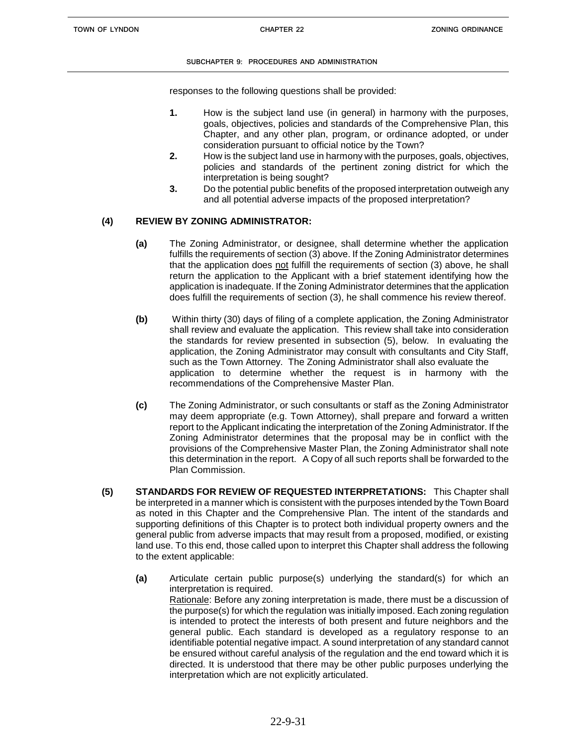responses to the following questions shall be provided:

1. How is the subject land use (in general) in harmony with the purposes, goals, objectives, policies and standards of the Comprehensive Plan, this Chapter, and any other plan, program, or ordinance adopted, or under consideration pursuant to official notice by the Town?
2. How is the subject land use in harmony with the purposes, goals, objectives, policies and standards of the pertinent zoning district for which the interpretation is being sought?
3. Do the potential public benefits of the proposed interpretation outweigh any and all potential adverse impacts of the proposed interpretation?

**(4) REVIEW BY ZONING ADMINISTRATOR:**

**(a)** The Zoning Administrator, or designee, shall determine whether the application fulfills the requirements of section (3) above. If the Zoning Administrator determines that the application does not fulfill the requirements of section (3) above, he shall return the application to the Applicant with a brief statement identifying how the application is inadequate. If the Zoning Administrator determines that the application does fulfill the requirements of section (3), he shall commence his review thereof.

**(b)** Within thirty (30) days of filing of a complete application, the Zoning Administrator shall review and evaluate the application. This review shall take into consideration the standards for review presented in subsection (5), below. In evaluating the application, the Zoning Administrator may consult with consultants and City Staff, such as the Town Attorney. The Zoning Administrator shall also evaluate the application to determine whether the request is in harmony with the recommendations of the Comprehensive Master Plan.

**(c)** The Zoning Administrator, or such consultants or staff as the Zoning Administrator may deem appropriate (e.g. Town Attorney), shall prepare and forward a written report to the Applicant indicating the interpretation of the Zoning Administrator. If the Zoning Administrator determines that the proposal may be in conflict with the provisions of the Comprehensive Master Plan, the Zoning Administrator shall note this determination in the report. A Copy of all such reports shall be forwarded to the Plan Commission.

**(5) STANDARDS FOR REVIEW OF REQUESTED INTERPRETATIONS:** This Chapter shall be interpreted in a manner which is consistent with the purposes intended by the Town Board as noted in this Chapter and the Comprehensive Plan. The intent of the standards and supporting definitions of this Chapter is to protect both individual property owners and the general public from adverse impacts that may result from a proposed, modified, or existing land use. To this end, those called upon to interpret this Chapter shall address the following to the extent applicable:

**(a)** Articulate certain public purpose(s) underlying the standard(s) for which an interpretation is required.
Rationale: Before any zoning interpretation is made, there must be a discussion of the purpose(s) for which the regulation was initially imposed. Each zoning regulation is intended to protect the interests of both present and future neighbors and the general public. Each standard is developed as a regulatory response to an identifiable potential negative impact. A sound interpretation of any standard cannot be ensured without careful analysis of the regulation and the end toward which it is directed. It is understood that there may be other public purposes underlying the interpretation which are not explicitly articulated.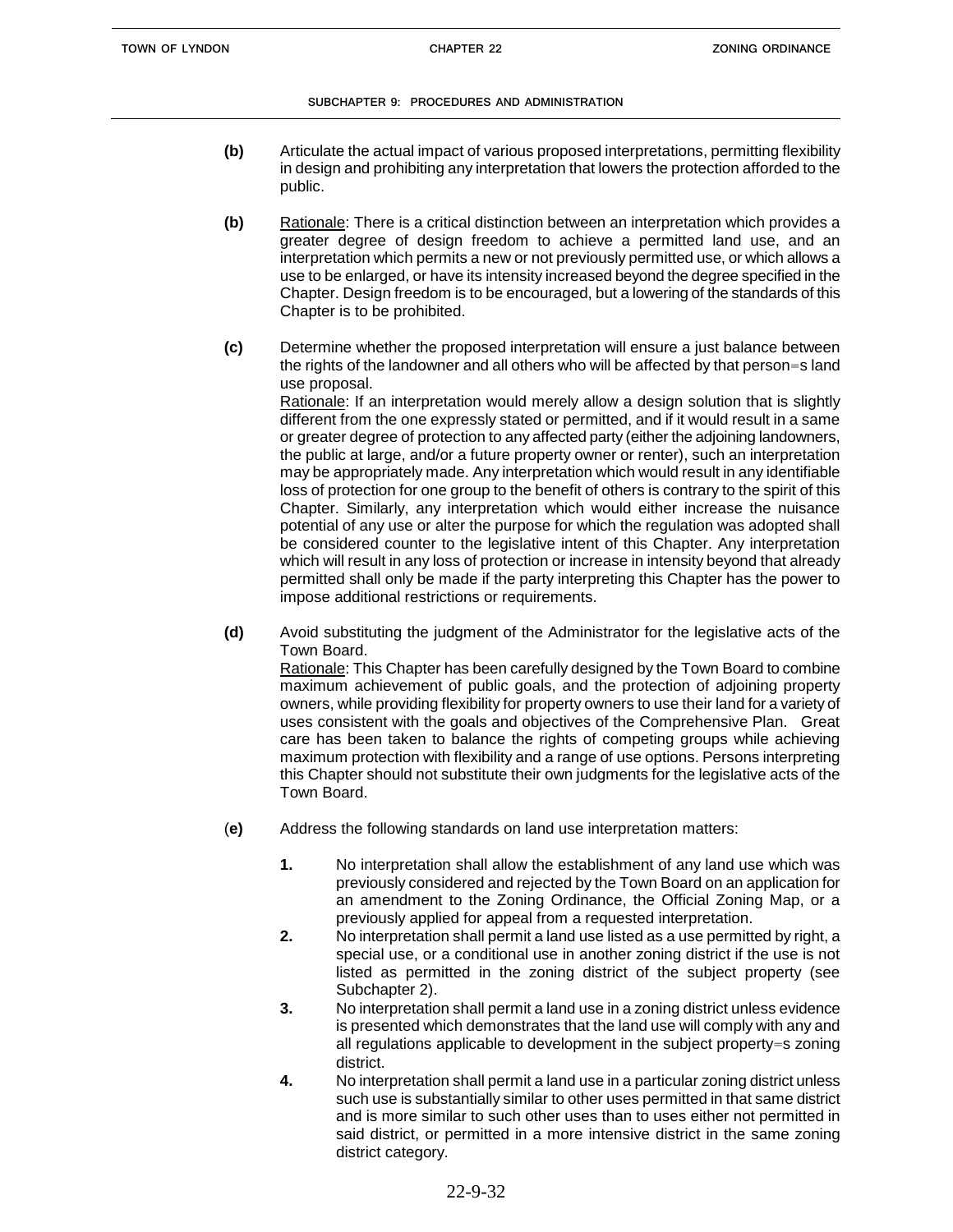**(b)** Articulate the actual impact of various proposed interpretations, permitting flexibility in design and prohibiting any interpretation that lowers the protection afforded to the public.

**(b)** Rationale: There is a critical distinction between an interpretation which provides a greater degree of design freedom to achieve a permitted land use, and an interpretation which permits a new or not previously permitted use, or which allows a use to be enlarged, or have its intensity increased beyond the degree specified in the Chapter. Design freedom is to be encouraged, but a lowering of the standards of this Chapter is to be prohibited.

**(c)** Determine whether the proposed interpretation will ensure a just balance between the rights of the landowner and all others who will be affected by that person=s land use proposal.
Rationale: If an interpretation would merely allow a design solution that is slightly different from the one expressly stated or permitted, and if it would result in a same or greater degree of protection to any affected party (either the adjoining landowners, the public at large, and/or a future property owner or renter), such an interpretation may be appropriately made. Any interpretation which would result in any identifiable loss of protection for one group to the benefit of others is contrary to the spirit of this Chapter. Similarly, any interpretation which would either increase the nuisance potential of any use or alter the purpose for which the regulation was adopted shall be considered counter to the legislative intent of this Chapter. Any interpretation which will result in any loss of protection or increase in intensity beyond that already permitted shall only be made if the party interpreting this Chapter has the power to impose additional restrictions or requirements.

**(d)** Avoid substituting the judgment of the Administrator for the legislative acts of the Town Board.
Rationale: This Chapter has been carefully designed by the Town Board to combine maximum achievement of public goals, and the protection of adjoining property owners, while providing flexibility for property owners to use their land for a variety of uses consistent with the goals and objectives of the Comprehensive Plan. Great care has been taken to balance the rights of competing groups while achieving maximum protection with flexibility and a range of use options. Persons interpreting this Chapter should not substitute their own judgments for the legislative acts of the Town Board.

**(e)** Address the following standards on land use interpretation matters:

1. No interpretation shall allow the establishment of any land use which was previously considered and rejected by the Town Board on an application for an amendment to the Zoning Ordinance, the Official Zoning Map, or a previously applied for appeal from a requested interpretation.
2. No interpretation shall permit a land use listed as a use permitted by right, a special use, or a conditional use in another zoning district if the use is not listed as permitted in the zoning district of the subject property (see Subchapter 2).
3. No interpretation shall permit a land use in a zoning district unless evidence is presented which demonstrates that the land use will comply with any and all regulations applicable to development in the subject property=s zoning district.
4. No interpretation shall permit a land use in a particular zoning district unless such use is substantially similar to other uses permitted in that same district and is more similar to such other uses than to uses either not permitted in said district, or permitted in a more intensive district in the same zoning district category.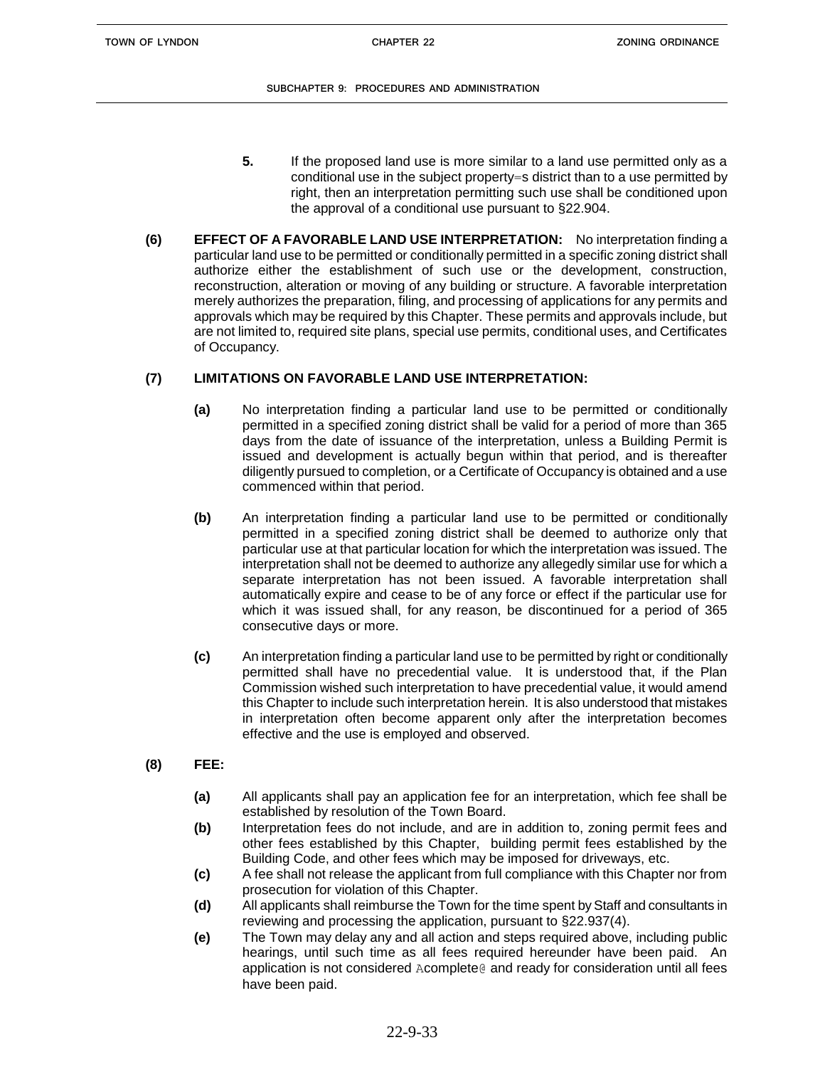**5.** If the proposed land use is more similar to a land use permitted only as a conditional use in the subject property=s district than to a use permitted by right, then an interpretation permitting such use shall be conditioned upon the approval of a conditional use pursuant to §22.904.

**(6) EFFECT OF A FAVORABLE LAND USE INTERPRETATION:** No interpretation finding a particular land use to be permitted or conditionally permitted in a specific zoning district shall authorize either the establishment of such use or the development, construction, reconstruction, alteration or moving of any building or structure. A favorable interpretation merely authorizes the preparation, filing, and processing of applications for any permits and approvals which may be required by this Chapter. These permits and approvals include, but are not limited to, required site plans, special use permits, conditional uses, and Certificates of Occupancy.

**(7) LIMITATIONS ON FAVORABLE LAND USE INTERPRETATION:**

**(a)** No interpretation finding a particular land use to be permitted or conditionally permitted in a specified zoning district shall be valid for a period of more than 365 days from the date of issuance of the interpretation, unless a Building Permit is issued and development is actually begun within that period, and is thereafter diligently pursued to completion, or a Certificate of Occupancy is obtained and a use commenced within that period.

**(b)** An interpretation finding a particular land use to be permitted or conditionally permitted in a specified zoning district shall be deemed to authorize only that particular use at that particular location for which the interpretation was issued. The interpretation shall not be deemed to authorize any allegedly similar use for which a separate interpretation has not been issued. A favorable interpretation shall automatically expire and cease to be of any force or effect if the particular use for which it was issued shall, for any reason, be discontinued for a period of 365 consecutive days or more.

**(c)** An interpretation finding a particular land use to be permitted by right or conditionally permitted shall have no precedential value. It is understood that, if the Plan Commission wished such interpretation to have precedential value, it would amend this Chapter to include such interpretation herein. It is also understood that mistakes in interpretation often become apparent only after the interpretation becomes effective and the use is employed and observed.

**(8) FEE:**

**(a)** All applicants shall pay an application fee for an interpretation, which fee shall be established by resolution of the Town Board.

**(b)** Interpretation fees do not include, and are in addition to, zoning permit fees and other fees established by this Chapter, building permit fees established by the Building Code, and other fees which may be imposed for driveways, etc.

**(c)** A fee shall not release the applicant from full compliance with this Chapter nor from prosecution for violation of this Chapter.

**(d)** All applicants shall reimburse the Town for the time spent by Staff and consultants in reviewing and processing the application, pursuant to §22.937(4).

**(e)** The Town may delay any and all action and steps required above, including public hearings, until such time as all fees required hereunder have been paid. An application is not considered Acomplete@ and ready for consideration until all fees have been paid.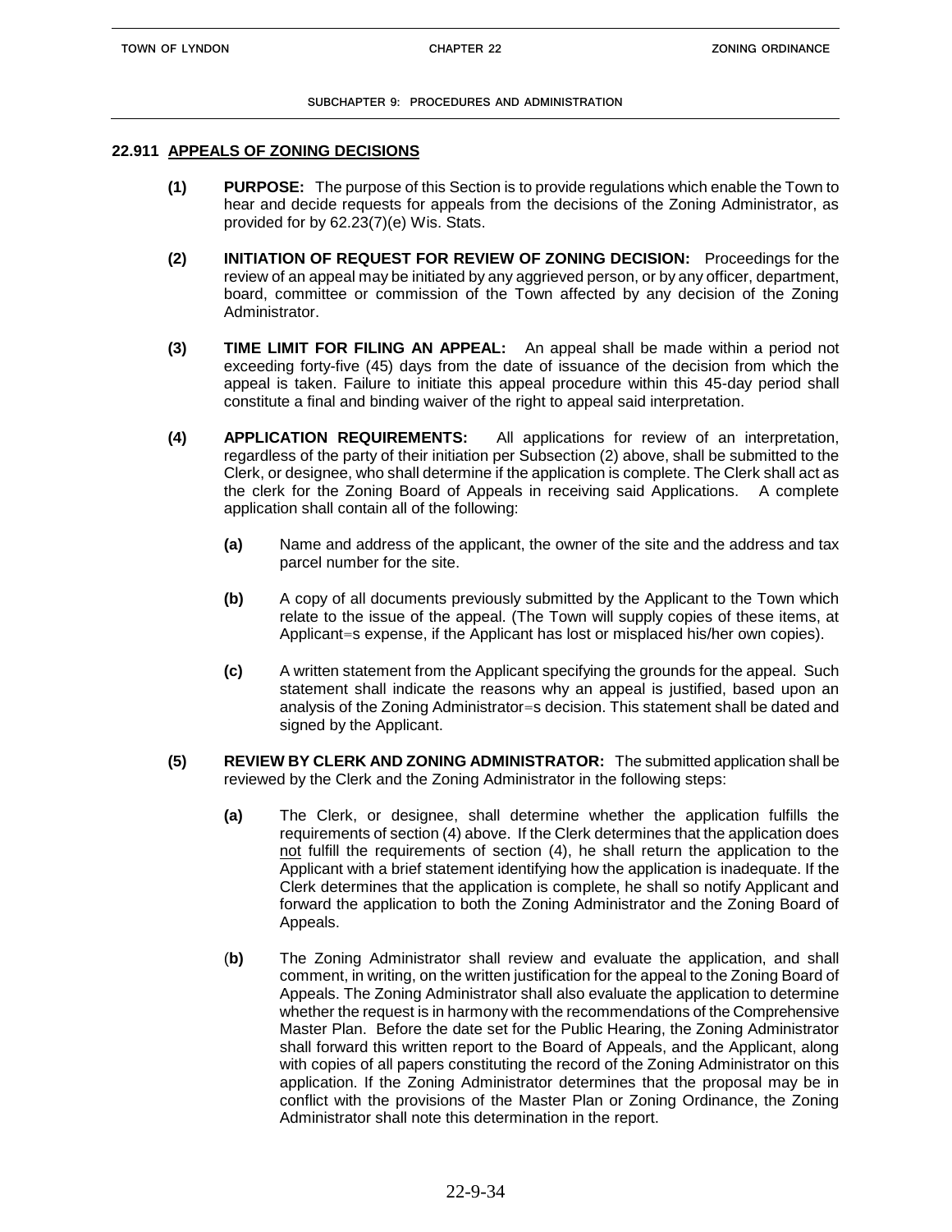## 22.911 APPEALS OF ZONING DECISIONS

**(1) PURPOSE:** The purpose of this Section is to provide regulations which enable the Town to hear and decide requests for appeals from the decisions of the Zoning Administrator, as provided for by 62.23(7)(e) Wis. Stats.

**(2) INITIATION OF REQUEST FOR REVIEW OF ZONING DECISION:** Proceedings for the review of an appeal may be initiated by any aggrieved person, or by any officer, department, board, committee or commission of the Town affected by any decision of the Zoning Administrator.

**(3) TIME LIMIT FOR FILING AN APPEAL:** An appeal shall be made within a period not exceeding forty-five (45) days from the date of issuance of the decision from which the appeal is taken. Failure to initiate this appeal procedure within this 45-day period shall constitute a final and binding waiver of the right to appeal said interpretation.

**(4) APPLICATION REQUIREMENTS:** All applications for review of an interpretation, regardless of the party of their initiation per Subsection (2) above, shall be submitted to the Clerk, or designee, who shall determine if the application is complete. The Clerk shall act as the clerk for the Zoning Board of Appeals in receiving said Applications. A complete application shall contain all of the following:

- **(a)** Name and address of the applicant, the owner of the site and the address and tax parcel number for the site.
- **(b)** A copy of all documents previously submitted by the Applicant to the Town which relate to the issue of the appeal. (The Town will supply copies of these items, at Applicant=s expense, if the Applicant has lost or misplaced his/her own copies).
- **(c)** A written statement from the Applicant specifying the grounds for the appeal. Such statement shall indicate the reasons why an appeal is justified, based upon an analysis of the Zoning Administrator=s decision. This statement shall be dated and signed by the Applicant.

**(5) REVIEW BY CLERK AND ZONING ADMINISTRATOR:** The submitted application shall be reviewed by the Clerk and the Zoning Administrator in the following steps:

- **(a)** The Clerk, or designee, shall determine whether the application fulfills the requirements of section (4) above. If the Clerk determines that the application does not fulfill the requirements of section (4), he shall return the application to the Applicant with a brief statement identifying how the application is inadequate. If the Clerk determines that the application is complete, he shall so notify Applicant and forward the application to both the Zoning Administrator and the Zoning Board of Appeals.
- **(b)** The Zoning Administrator shall review and evaluate the application, and shall comment, in writing, on the written justification for the appeal to the Zoning Board of Appeals. The Zoning Administrator shall also evaluate the application to determine whether the request is in harmony with the recommendations of the Comprehensive Master Plan. Before the date set for the Public Hearing, the Zoning Administrator shall forward this written report to the Board of Appeals, and the Applicant, along with copies of all papers constituting the record of the Zoning Administrator on this application. If the Zoning Administrator determines that the proposal may be in conflict with the provisions of the Master Plan or Zoning Ordinance, the Zoning Administrator shall note this determination in the report.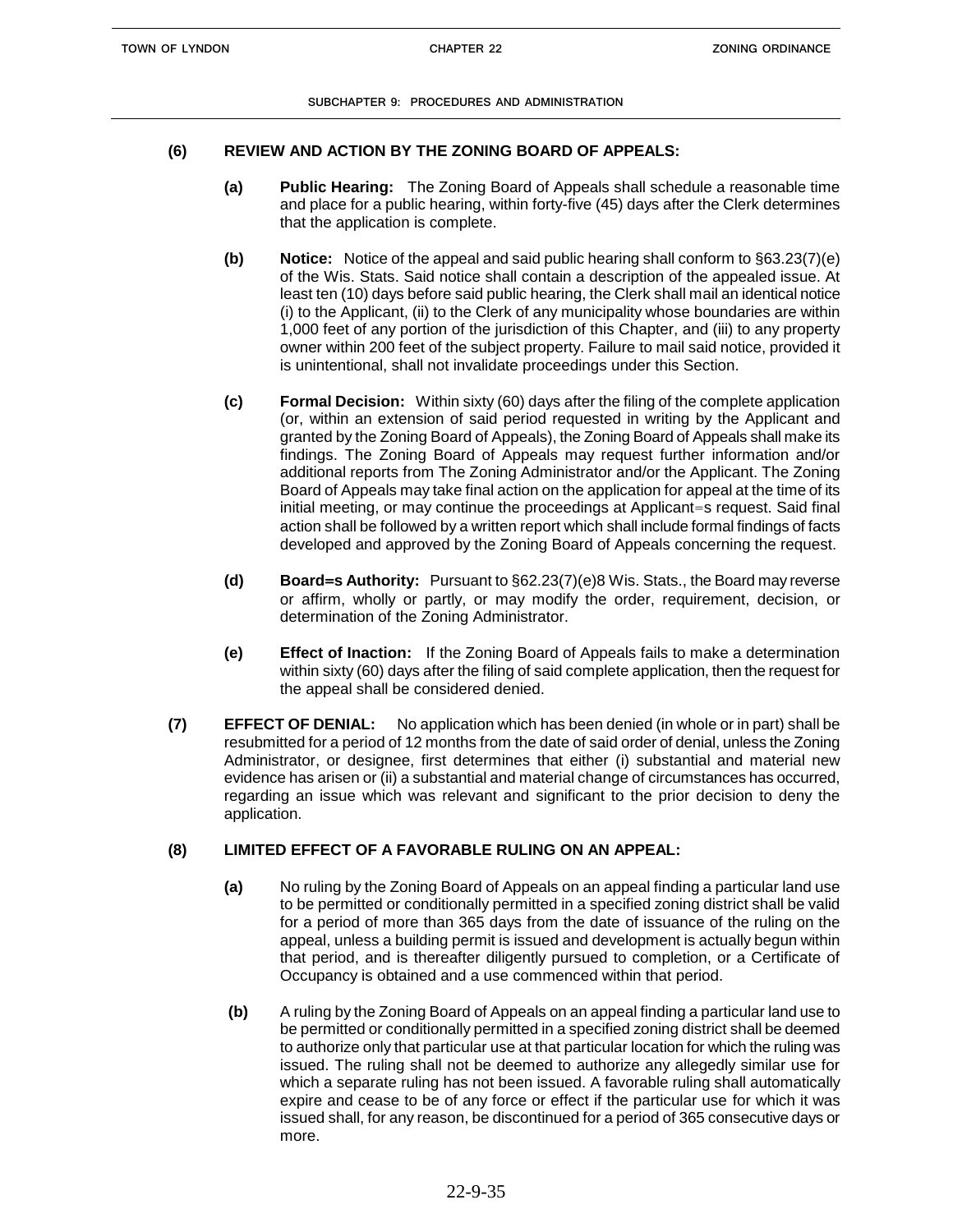**SUBCHAPTER 9: PROCEDURES AND ADMINISTRATION**

**(6) REVIEW AND ACTION BY THE ZONING BOARD OF APPEALS:**

**(a) Public Hearing:** The Zoning Board of Appeals shall schedule a reasonable time and place for a public hearing, within forty-five (45) days after the Clerk determines that the application is complete.

**(b) Notice:** Notice of the appeal and said public hearing shall conform to §63.23(7)(e) of the Wis. Stats. Said notice shall contain a description of the appealed issue. At least ten (10) days before said public hearing, the Clerk shall mail an identical notice (i) to the Applicant, (ii) to the Clerk of any municipality whose boundaries are within 1,000 feet of any portion of the jurisdiction of this Chapter, and (iii) to any property owner within 200 feet of the subject property. Failure to mail said notice, provided it is unintentional, shall not invalidate proceedings under this Section.

**(c) Formal Decision:** Within sixty (60) days after the filing of the complete application (or, within an extension of said period requested in writing by the Applicant and granted by the Zoning Board of Appeals), the Zoning Board of Appeals shall make its findings. The Zoning Board of Appeals may request further information and/or additional reports from The Zoning Administrator and/or the Applicant. The Zoning Board of Appeals may take final action on the application for appeal at the time of its initial meeting, or may continue the proceedings at Applicant=s request. Said final action shall be followed by a written report which shall include formal findings of facts developed and approved by the Zoning Board of Appeals concerning the request.

**(d) Board=s Authority:** Pursuant to §62.23(7)(e)8 Wis. Stats., the Board may reverse or affirm, wholly or partly, or may modify the order, requirement, decision, or determination of the Zoning Administrator.

**(e) Effect of Inaction:** If the Zoning Board of Appeals fails to make a determination within sixty (60) days after the filing of said complete application, then the request for the appeal shall be considered denied.

**(7) EFFECT OF DENIAL:** No application which has been denied (in whole or in part) shall be resubmitted for a period of 12 months from the date of said order of denial, unless the Zoning Administrator, or designee, first determines that either (i) substantial and material new evidence has arisen or (ii) a substantial and material change of circumstances has occurred, regarding an issue which was relevant and significant to the prior decision to deny the application.

**(8) LIMITED EFFECT OF A FAVORABLE RULING ON AN APPEAL:**

**(a)** No ruling by the Zoning Board of Appeals on an appeal finding a particular land use to be permitted or conditionally permitted in a specified zoning district shall be valid for a period of more than 365 days from the date of issuance of the ruling on the appeal, unless a building permit is issued and development is actually begun within that period, and is thereafter diligently pursued to completion, or a Certificate of Occupancy is obtained and a use commenced within that period.

**(b)** A ruling by the Zoning Board of Appeals on an appeal finding a particular land use to be permitted or conditionally permitted in a specified zoning district shall be deemed to authorize only that particular use at that particular location for which the ruling was issued. The ruling shall not be deemed to authorize any allegedly similar use for which a separate ruling has not been issued. A favorable ruling shall automatically expire and cease to be of any force or effect if the particular use for which it was issued shall, for any reason, be discontinued for a period of 365 consecutive days or more.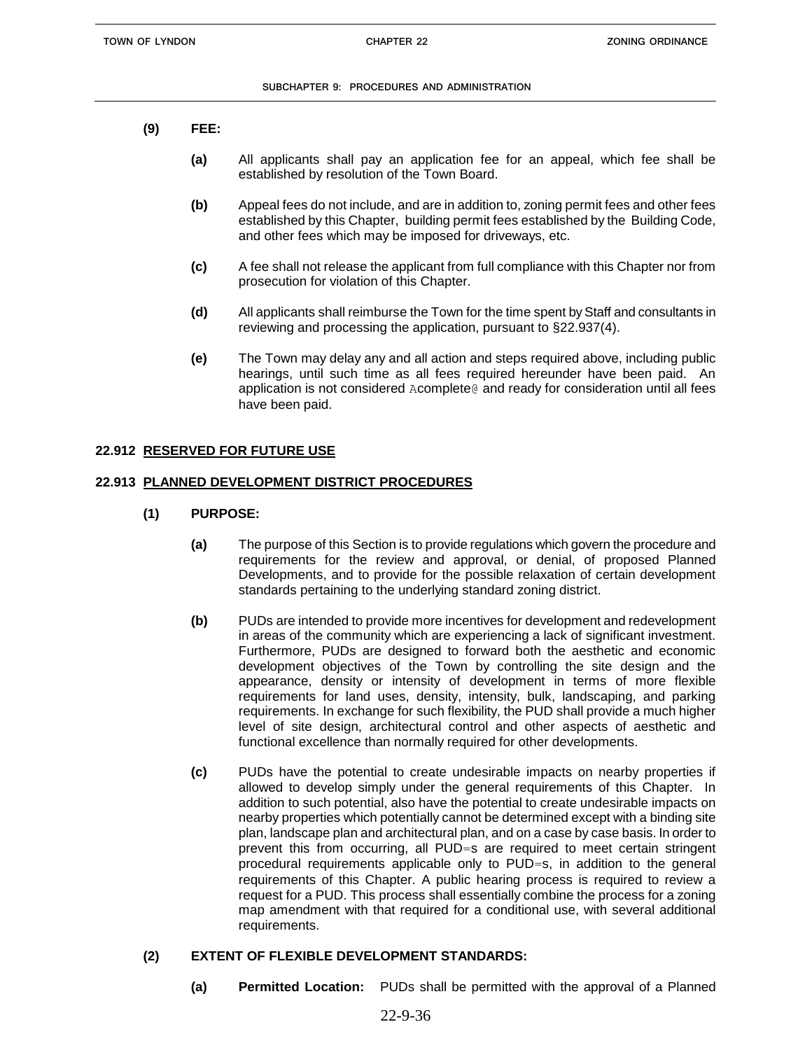**(9) FEE:**

**(a)** All applicants shall pay an application fee for an appeal, which fee shall be established by resolution of the Town Board.

**(b)** Appeal fees do not include, and are in addition to, zoning permit fees and other fees established by this Chapter, building permit fees established by the Building Code, and other fees which may be imposed for driveways, etc.

**(c)** A fee shall not release the applicant from full compliance with this Chapter nor from prosecution for violation of this Chapter.

**(d)** All applicants shall reimburse the Town for the time spent by Staff and consultants in reviewing and processing the application, pursuant to §22.937(4).

**(e)** The Town may delay any and all action and steps required above, including public hearings, until such time as all fees required hereunder have been paid. An application is not considered Acomplete@ and ready for consideration until all fees have been paid.

## 22.912 RESERVED FOR FUTURE USE

## 22.913 PLANNED DEVELOPMENT DISTRICT PROCEDURES

**(1) PURPOSE:**

**(a)** The purpose of this Section is to provide regulations which govern the procedure and requirements for the review and approval, or denial, of proposed Planned Developments, and to provide for the possible relaxation of certain development standards pertaining to the underlying standard zoning district.

**(b)** PUDs are intended to provide more incentives for development and redevelopment in areas of the community which are experiencing a lack of significant investment. Furthermore, PUDs are designed to forward both the aesthetic and economic development objectives of the Town by controlling the site design and the appearance, density or intensity of development in terms of more flexible requirements for land uses, density, intensity, bulk, landscaping, and parking requirements. In exchange for such flexibility, the PUD shall provide a much higher level of site design, architectural control and other aspects of aesthetic and functional excellence than normally required for other developments.

**(c)** PUDs have the potential to create undesirable impacts on nearby properties if allowed to develop simply under the general requirements of this Chapter. In addition to such potential, also have the potential to create undesirable impacts on nearby properties which potentially cannot be determined except with a binding site plan, landscape plan and architectural plan, and on a case by case basis. In order to prevent this from occurring, all PUD=s are required to meet certain stringent procedural requirements applicable only to PUD=s, in addition to the general requirements of this Chapter. A public hearing process is required to review a request for a PUD. This process shall essentially combine the process for a zoning map amendment with that required for a conditional use, with several additional requirements.

**(2) EXTENT OF FLEXIBLE DEVELOPMENT STANDARDS:**

**(a) Permitted Location:** PUDs shall be permitted with the approval of a Planned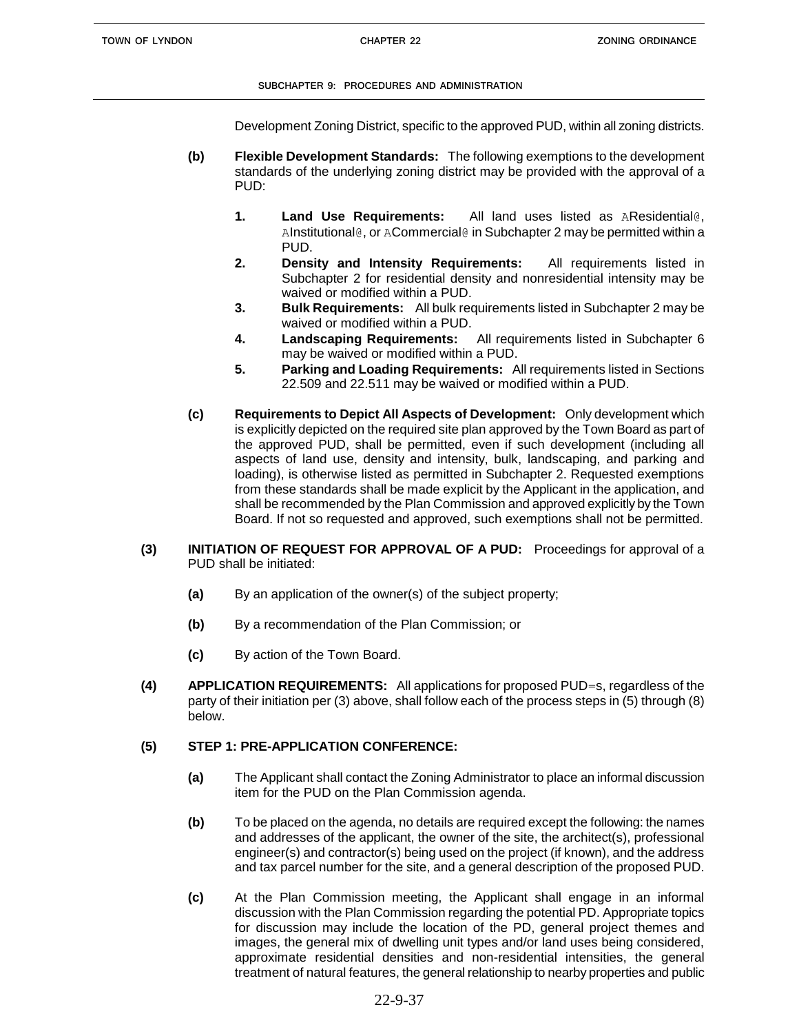Development Zoning District, specific to the approved PUD, within all zoning districts.

**(b) Flexible Development Standards:** The following exemptions to the development standards of the underlying zoning district may be provided with the approval of a PUD:

1. **Land Use Requirements:** All land uses listed as AResidential@, AInstitutional@, or ACommercial@ in Subchapter 2 may be permitted within a PUD.
2. **Density and Intensity Requirements:** All requirements listed in Subchapter 2 for residential density and nonresidential intensity may be waived or modified within a PUD.
3. **Bulk Requirements:** All bulk requirements listed in Subchapter 2 may be waived or modified within a PUD.
4. **Landscaping Requirements:** All requirements listed in Subchapter 6 may be waived or modified within a PUD.
5. **Parking and Loading Requirements:** All requirements listed in Sections 22.509 and 22.511 may be waived or modified within a PUD.

**(c) Requirements to Depict All Aspects of Development:** Only development which is explicitly depicted on the required site plan approved by the Town Board as part of the approved PUD, shall be permitted, even if such development (including all aspects of land use, density and intensity, bulk, landscaping, and parking and loading), is otherwise listed as permitted in Subchapter 2. Requested exemptions from these standards shall be made explicit by the Applicant in the application, and shall be recommended by the Plan Commission and approved explicitly by the Town Board. If not so requested and approved, such exemptions shall not be permitted.

**(3) INITIATION OF REQUEST FOR APPROVAL OF A PUD:** Proceedings for approval of a PUD shall be initiated:

**(a)** By an application of the owner(s) of the subject property;

**(b)** By a recommendation of the Plan Commission; or

**(c)** By action of the Town Board.

**(4) APPLICATION REQUIREMENTS:** All applications for proposed PUD=s, regardless of the party of their initiation per (3) above, shall follow each of the process steps in (5) through (8) below.

**(5) STEP 1: PRE-APPLICATION CONFERENCE:**

**(a)** The Applicant shall contact the Zoning Administrator to place an informal discussion item for the PUD on the Plan Commission agenda.

**(b)** To be placed on the agenda, no details are required except the following: the names and addresses of the applicant, the owner of the site, the architect(s), professional engineer(s) and contractor(s) being used on the project (if known), and the address and tax parcel number for the site, and a general description of the proposed PUD.

**(c)** At the Plan Commission meeting, the Applicant shall engage in an informal discussion with the Plan Commission regarding the potential PD. Appropriate topics for discussion may include the location of the PD, general project themes and images, the general mix of dwelling unit types and/or land uses being considered, approximate residential densities and non-residential intensities, the general treatment of natural features, the general relationship to nearby properties and public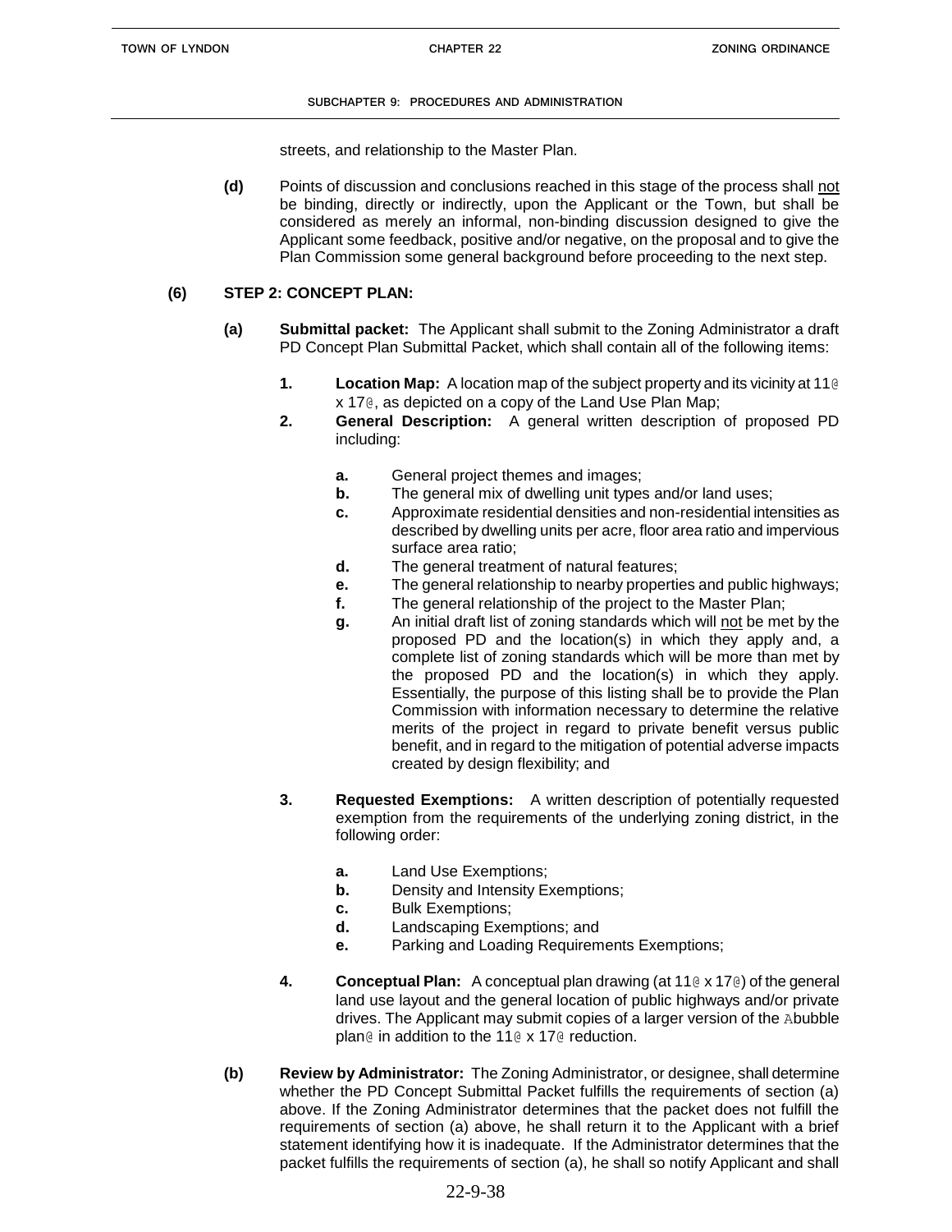streets, and relationship to the Master Plan.

**(d)** Points of discussion and conclusions reached in this stage of the process shall not be binding, directly or indirectly, upon the Applicant or the Town, but shall be considered as merely an informal, non-binding discussion designed to give the Applicant some feedback, positive and/or negative, on the proposal and to give the Plan Commission some general background before proceeding to the next step.

**(6) STEP 2: CONCEPT PLAN:**

**(a) Submittal packet:** The Applicant shall submit to the Zoning Administrator a draft PD Concept Plan Submittal Packet, which shall contain all of the following items:

**1. Location Map:** A location map of the subject property and its vicinity at 11@ x 17@, as depicted on a copy of the Land Use Plan Map;

**2. General Description:** A general written description of proposed PD including:

- **a.** General project themes and images;
- **b.** The general mix of dwelling unit types and/or land uses;
- **c.** Approximate residential densities and non-residential intensities as described by dwelling units per acre, floor area ratio and impervious surface area ratio;
- **d.** The general treatment of natural features;
- **e.** The general relationship to nearby properties and public highways;
- **f.** The general relationship of the project to the Master Plan;
- **g.** An initial draft list of zoning standards which will not be met by the proposed PD and the location(s) in which they apply and, a complete list of zoning standards which will be more than met by the proposed PD and the location(s) in which they apply. Essentially, the purpose of this listing shall be to provide the Plan Commission with information necessary to determine the relative merits of the project in regard to private benefit versus public benefit, and in regard to the mitigation of potential adverse impacts created by design flexibility; and

**3. Requested Exemptions:** A written description of potentially requested exemption from the requirements of the underlying zoning district, in the following order:

- **a.** Land Use Exemptions;
- **b.** Density and Intensity Exemptions;
- **c.** Bulk Exemptions;
- **d.** Landscaping Exemptions; and
- **e.** Parking and Loading Requirements Exemptions;

**4. Conceptual Plan:** A conceptual plan drawing (at 11@ x 17@) of the general land use layout and the general location of public highways and/or private drives. The Applicant may submit copies of a larger version of the Abubble plan@ in addition to the 11@ x 17@ reduction.

**(b) Review by Administrator:** The Zoning Administrator, or designee, shall determine whether the PD Concept Submittal Packet fulfills the requirements of section (a) above. If the Zoning Administrator determines that the packet does not fulfill the requirements of section (a) above, he shall return it to the Applicant with a brief statement identifying how it is inadequate. If the Administrator determines that the packet fulfills the requirements of section (a), he shall so notify Applicant and shall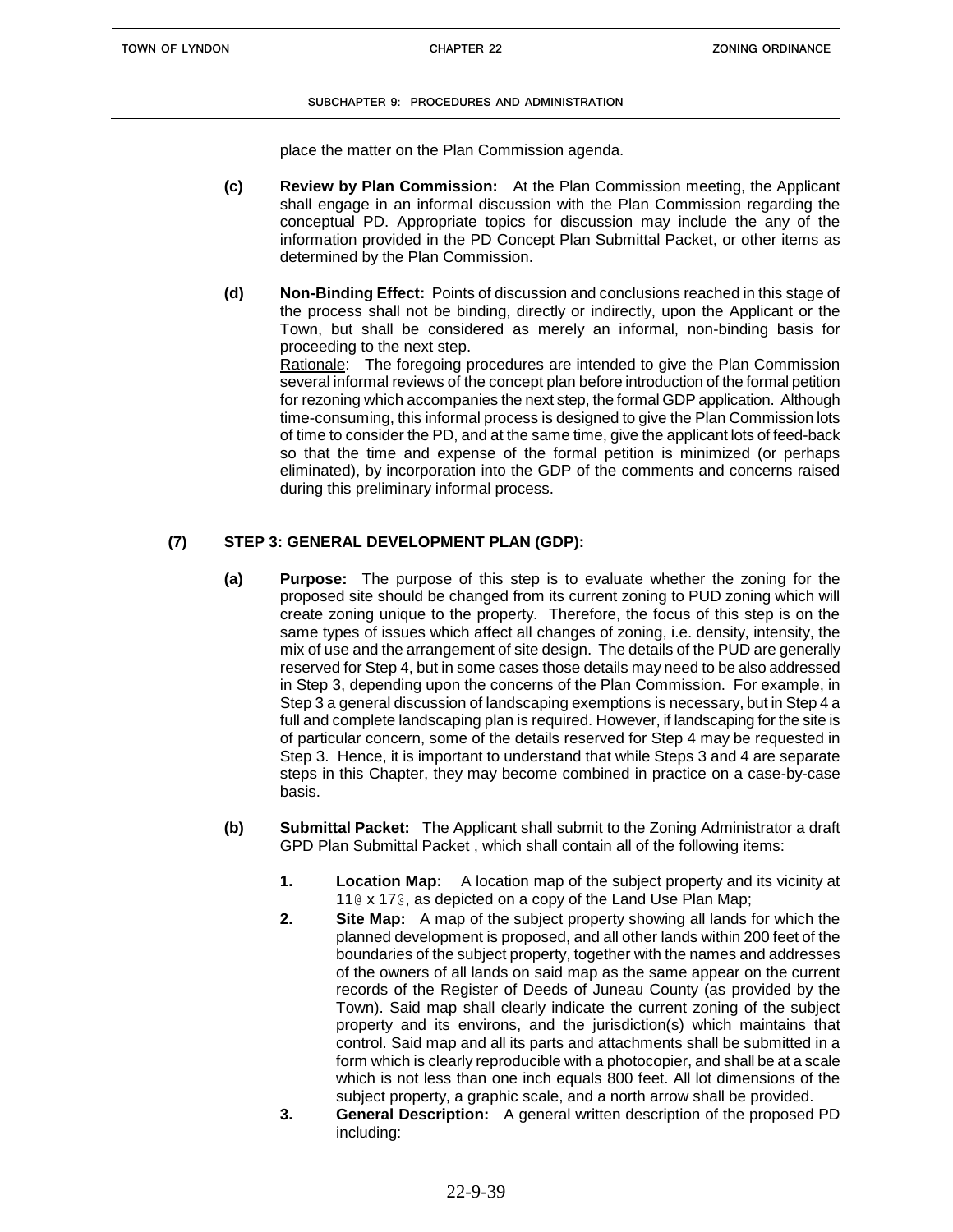place the matter on the Plan Commission agenda.

**(c)** **Review by Plan Commission:** At the Plan Commission meeting, the Applicant shall engage in an informal discussion with the Plan Commission regarding the conceptual PD. Appropriate topics for discussion may include the any of the information provided in the PD Concept Plan Submittal Packet, or other items as determined by the Plan Commission.

**(d)** **Non-Binding Effect:** Points of discussion and conclusions reached in this stage of the process shall not be binding, directly or indirectly, upon the Applicant or the Town, but shall be considered as merely an informal, non-binding basis for proceeding to the next step.
Rationale: The foregoing procedures are intended to give the Plan Commission several informal reviews of the concept plan before introduction of the formal petition for rezoning which accompanies the next step, the formal GDP application. Although time-consuming, this informal process is designed to give the Plan Commission lots of time to consider the PD, and at the same time, give the applicant lots of feed-back so that the time and expense of the formal petition is minimized (or perhaps eliminated), by incorporation into the GDP of the comments and concerns raised during this preliminary informal process.

**(7) STEP 3: GENERAL DEVELOPMENT PLAN (GDP):**

**(a)** **Purpose:** The purpose of this step is to evaluate whether the zoning for the proposed site should be changed from its current zoning to PUD zoning which will create zoning unique to the property. Therefore, the focus of this step is on the same types of issues which affect all changes of zoning, i.e. density, intensity, the mix of use and the arrangement of site design. The details of the PUD are generally reserved for Step 4, but in some cases those details may need to be also addressed in Step 3, depending upon the concerns of the Plan Commission. For example, in Step 3 a general discussion of landscaping exemptions is necessary, but in Step 4 a full and complete landscaping plan is required. However, if landscaping for the site is of particular concern, some of the details reserved for Step 4 may be requested in Step 3. Hence, it is important to understand that while Steps 3 and 4 are separate steps in this Chapter, they may become combined in practice on a case-by-case basis.

**(b)** **Submittal Packet:** The Applicant shall submit to the Zoning Administrator a draft GPD Plan Submittal Packet , which shall contain all of the following items:

1. **Location Map:** A location map of the subject property and its vicinity at 11@ x 17@, as depicted on a copy of the Land Use Plan Map;
2. **Site Map:** A map of the subject property showing all lands for which the planned development is proposed, and all other lands within 200 feet of the boundaries of the subject property, together with the names and addresses of the owners of all lands on said map as the same appear on the current records of the Register of Deeds of Juneau County (as provided by the Town). Said map shall clearly indicate the current zoning of the subject property and its environs, and the jurisdiction(s) which maintains that control. Said map and all its parts and attachments shall be submitted in a form which is clearly reproducible with a photocopier, and shall be at a scale which is not less than one inch equals 800 feet. All lot dimensions of the subject property, a graphic scale, and a north arrow shall be provided.
3. **General Description:** A general written description of the proposed PD including: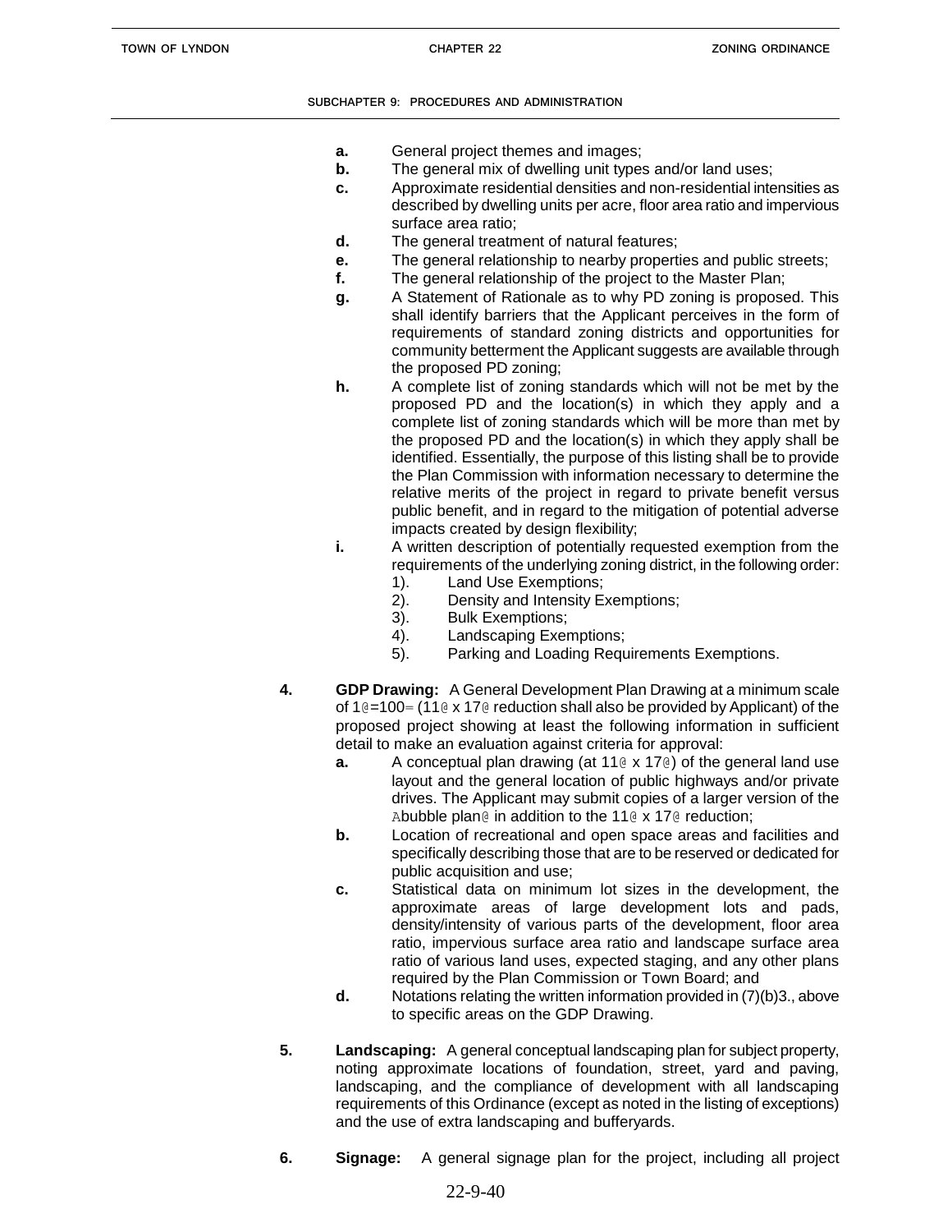**a.** General project themes and images;

**b.** The general mix of dwelling unit types and/or land uses;

**c.** Approximate residential densities and non-residential intensities as described by dwelling units per acre, floor area ratio and impervious surface area ratio;

**d.** The general treatment of natural features;

**e.** The general relationship to nearby properties and public streets;

**f.** The general relationship of the project to the Master Plan;

**g.** A Statement of Rationale as to why PD zoning is proposed. This shall identify barriers that the Applicant perceives in the form of requirements of standard zoning districts and opportunities for community betterment the Applicant suggests are available through the proposed PD zoning;

**h.** A complete list of zoning standards which will not be met by the proposed PD and the location(s) in which they apply and a complete list of zoning standards which will be more than met by the proposed PD and the location(s) in which they apply shall be identified. Essentially, the purpose of this listing shall be to provide the Plan Commission with information necessary to determine the relative merits of the project in regard to private benefit versus public benefit, and in regard to the mitigation of potential adverse impacts created by design flexibility;

**i.** A written description of potentially requested exemption from the requirements of the underlying zoning district, in the following order:

1). Land Use Exemptions;
2). Density and Intensity Exemptions;
3). Bulk Exemptions;
4). Landscaping Exemptions;
5). Parking and Loading Requirements Exemptions.

**4. GDP Drawing:** A General Development Plan Drawing at a minimum scale of 1@=100= (11@ x 17@ reduction shall also be provided by Applicant) of the proposed project showing at least the following information in sufficient detail to make an evaluation against criteria for approval:

**a.** A conceptual plan drawing (at 11@ x 17@) of the general land use layout and the general location of public highways and/or private drives. The Applicant may submit copies of a larger version of the Abubble plan@ in addition to the 11@ x 17@ reduction;

**b.** Location of recreational and open space areas and facilities and specifically describing those that are to be reserved or dedicated for public acquisition and use;

**c.** Statistical data on minimum lot sizes in the development, the approximate areas of large development lots and pads, density/intensity of various parts of the development, floor area ratio, impervious surface area ratio and landscape surface area ratio of various land uses, expected staging, and any other plans required by the Plan Commission or Town Board; and

**d.** Notations relating the written information provided in (7)(b)3., above to specific areas on the GDP Drawing.

**5. Landscaping:** A general conceptual landscaping plan for subject property, noting approximate locations of foundation, street, yard and paving, landscaping, and the compliance of development with all landscaping requirements of this Ordinance (except as noted in the listing of exceptions) and the use of extra landscaping and bufferyards.

**6. Signage:** A general signage plan for the project, including all project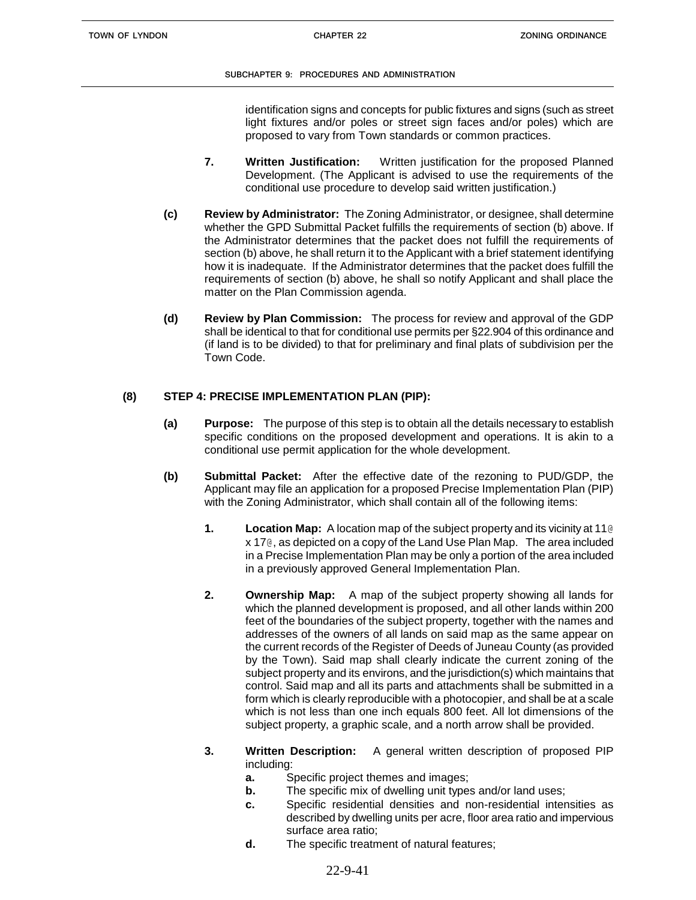identification signs and concepts for public fixtures and signs (such as street light fixtures and/or poles or street sign faces and/or poles) which are proposed to vary from Town standards or common practices.

**7. Written Justification:** Written justification for the proposed Planned Development. (The Applicant is advised to use the requirements of the conditional use procedure to develop said written justification.)

**(c) Review by Administrator:** The Zoning Administrator, or designee, shall determine whether the GPD Submittal Packet fulfills the requirements of section (b) above. If the Administrator determines that the packet does not fulfill the requirements of section (b) above, he shall return it to the Applicant with a brief statement identifying how it is inadequate. If the Administrator determines that the packet does fulfill the requirements of section (b) above, he shall so notify Applicant and shall place the matter on the Plan Commission agenda.

**(d) Review by Plan Commission:** The process for review and approval of the GDP shall be identical to that for conditional use permits per §22.904 of this ordinance and (if land is to be divided) to that for preliminary and final plats of subdivision per the Town Code.

**(8) STEP 4: PRECISE IMPLEMENTATION PLAN (PIP):**

**(a) Purpose:** The purpose of this step is to obtain all the details necessary to establish specific conditions on the proposed development and operations. It is akin to a conditional use permit application for the whole development.

**(b) Submittal Packet:** After the effective date of the rezoning to PUD/GDP, the Applicant may file an application for a proposed Precise Implementation Plan (PIP) with the Zoning Administrator, which shall contain all of the following items:

**1. Location Map:** A location map of the subject property and its vicinity at 11@ x 17@, as depicted on a copy of the Land Use Plan Map. The area included in a Precise Implementation Plan may be only a portion of the area included in a previously approved General Implementation Plan.

**2. Ownership Map:** A map of the subject property showing all lands for which the planned development is proposed, and all other lands within 200 feet of the boundaries of the subject property, together with the names and addresses of the owners of all lands on said map as the same appear on the current records of the Register of Deeds of Juneau County (as provided by the Town). Said map shall clearly indicate the current zoning of the subject property and its environs, and the jurisdiction(s) which maintains that control. Said map and all its parts and attachments shall be submitted in a form which is clearly reproducible with a photocopier, and shall be at a scale which is not less than one inch equals 800 feet. All lot dimensions of the subject property, a graphic scale, and a north arrow shall be provided.

**3. Written Description:** A general written description of proposed PIP including:

- **a.** Specific project themes and images;
- **b.** The specific mix of dwelling unit types and/or land uses;
- **c.** Specific residential densities and non-residential intensities as described by dwelling units per acre, floor area ratio and impervious surface area ratio;
- **d.** The specific treatment of natural features;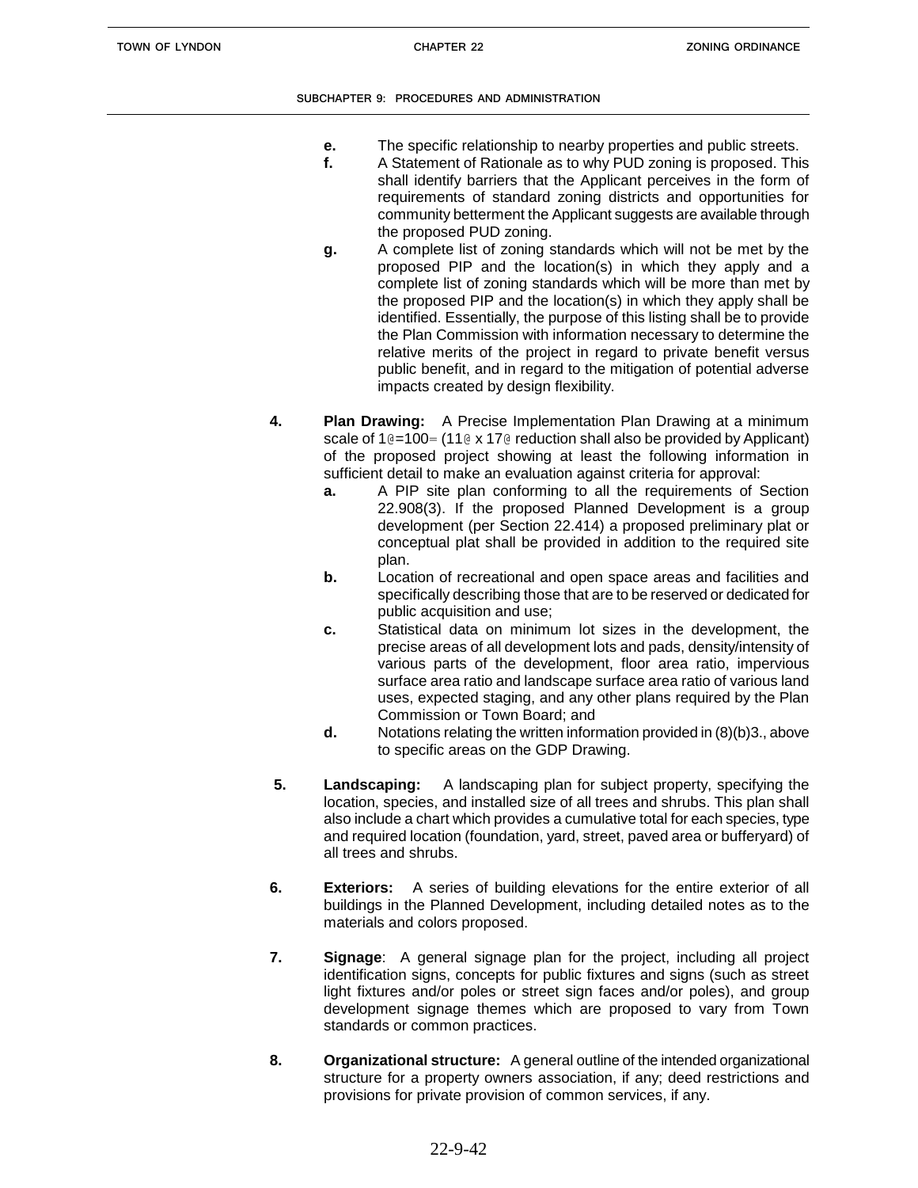- **e.** The specific relationship to nearby properties and public streets.
- **f.** A Statement of Rationale as to why PUD zoning is proposed. This shall identify barriers that the Applicant perceives in the form of requirements of standard zoning districts and opportunities for community betterment the Applicant suggests are available through the proposed PUD zoning.
- **g.** A complete list of zoning standards which will not be met by the proposed PIP and the location(s) in which they apply and a complete list of zoning standards which will be more than met by the proposed PIP and the location(s) in which they apply shall be identified. Essentially, the purpose of this listing shall be to provide the Plan Commission with information necessary to determine the relative merits of the project in regard to private benefit versus public benefit, and in regard to the mitigation of potential adverse impacts created by design flexibility.

**4.** **Plan Drawing:** A Precise Implementation Plan Drawing at a minimum scale of 1@=100= (11@ x 17@ reduction shall also be provided by Applicant) of the proposed project showing at least the following information in sufficient detail to make an evaluation against criteria for approval:

- **a.** A PIP site plan conforming to all the requirements of Section 22.908(3). If the proposed Planned Development is a group development (per Section 22.414) a proposed preliminary plat or conceptual plat shall be provided in addition to the required site plan.
- **b.** Location of recreational and open space areas and facilities and specifically describing those that are to be reserved or dedicated for public acquisition and use;
- **c.** Statistical data on minimum lot sizes in the development, the precise areas of all development lots and pads, density/intensity of various parts of the development, floor area ratio, impervious surface area ratio and landscape surface area ratio of various land uses, expected staging, and any other plans required by the Plan Commission or Town Board; and
- **d.** Notations relating the written information provided in (8)(b)3., above to specific areas on the GDP Drawing.

**5.** **Landscaping:** A landscaping plan for subject property, specifying the location, species, and installed size of all trees and shrubs. This plan shall also include a chart which provides a cumulative total for each species, type and required location (foundation, yard, street, paved area or bufferyard) of all trees and shrubs.

**6.** **Exteriors:** A series of building elevations for the entire exterior of all buildings in the Planned Development, including detailed notes as to the materials and colors proposed.

**7.** **Signage**: A general signage plan for the project, including all project identification signs, concepts for public fixtures and signs (such as street light fixtures and/or poles or street sign faces and/or poles), and group development signage themes which are proposed to vary from Town standards or common practices.

**8.** **Organizational structure:** A general outline of the intended organizational structure for a property owners association, if any; deed restrictions and provisions for private provision of common services, if any.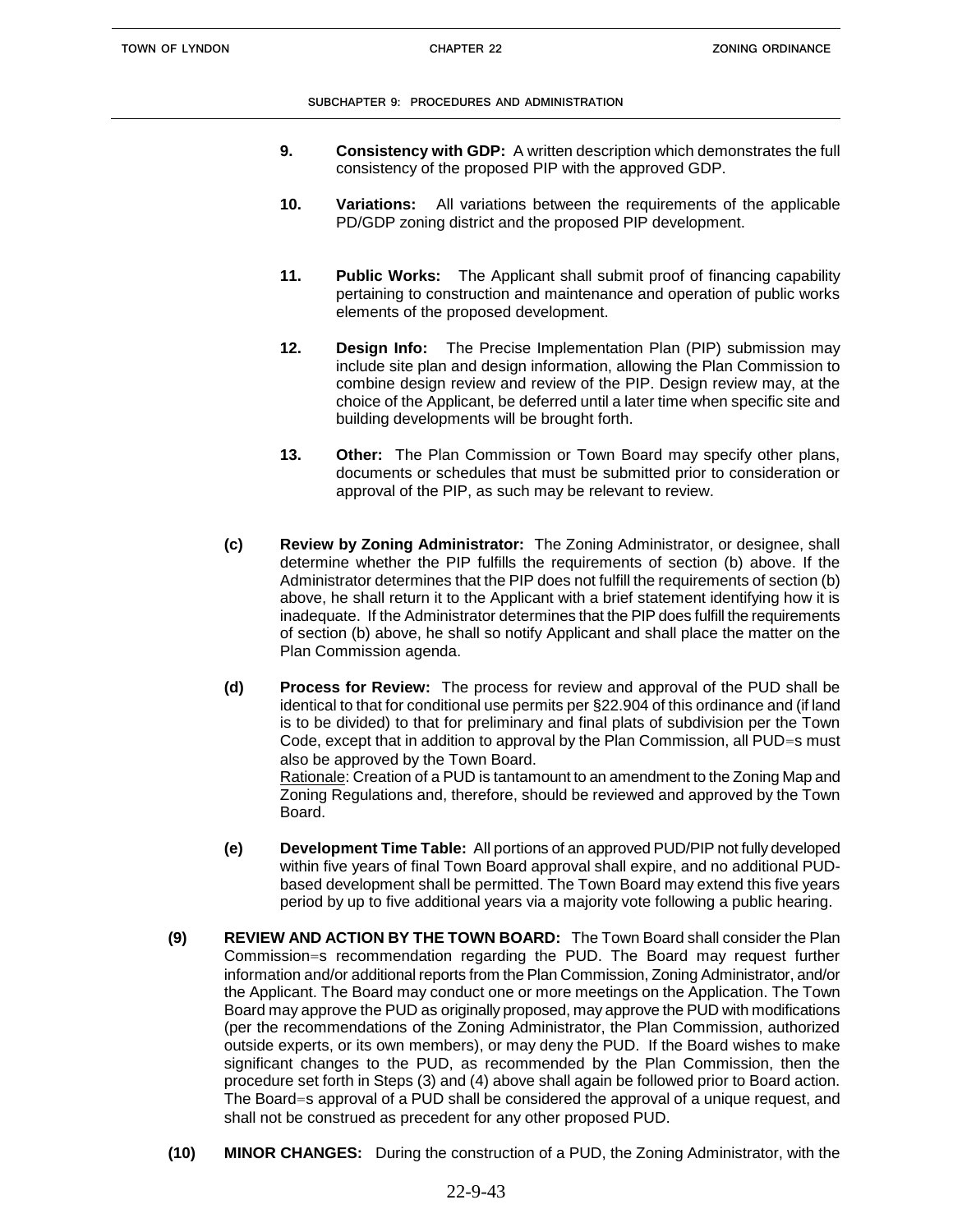9. **Consistency with GDP:** A written description which demonstrates the full consistency of the proposed PIP with the approved GDP.

10. **Variations:** All variations between the requirements of the applicable PD/GDP zoning district and the proposed PIP development.

11. **Public Works:** The Applicant shall submit proof of financing capability pertaining to construction and maintenance and operation of public works elements of the proposed development.

12. **Design Info:** The Precise Implementation Plan (PIP) submission may include site plan and design information, allowing the Plan Commission to combine design review and review of the PIP. Design review may, at the choice of the Applicant, be deferred until a later time when specific site and building developments will be brought forth.

13. **Other:** The Plan Commission or Town Board may specify other plans, documents or schedules that must be submitted prior to consideration or approval of the PIP, as such may be relevant to review.

**(c) Review by Zoning Administrator:** The Zoning Administrator, or designee, shall determine whether the PIP fulfills the requirements of section (b) above. If the Administrator determines that the PIP does not fulfill the requirements of section (b) above, he shall return it to the Applicant with a brief statement identifying how it is inadequate. If the Administrator determines that the PIP does fulfill the requirements of section (b) above, he shall so notify Applicant and shall place the matter on the Plan Commission agenda.

**(d) Process for Review:** The process for review and approval of the PUD shall be identical to that for conditional use permits per §22.904 of this ordinance and (if land is to be divided) to that for preliminary and final plats of subdivision per the Town Code, except that in addition to approval by the Plan Commission, all PUD=s must also be approved by the Town Board.
Rationale: Creation of a PUD is tantamount to an amendment to the Zoning Map and Zoning Regulations and, therefore, should be reviewed and approved by the Town Board.

**(e) Development Time Table:** All portions of an approved PUD/PIP not fully developed within five years of final Town Board approval shall expire, and no additional PUD-based development shall be permitted. The Town Board may extend this five years period by up to five additional years via a majority vote following a public hearing.

**(9) REVIEW AND ACTION BY THE TOWN BOARD:** The Town Board shall consider the Plan Commission=s recommendation regarding the PUD. The Board may request further information and/or additional reports from the Plan Commission, Zoning Administrator, and/or the Applicant. The Board may conduct one or more meetings on the Application. The Town Board may approve the PUD as originally proposed, may approve the PUD with modifications (per the recommendations of the Zoning Administrator, the Plan Commission, authorized outside experts, or its own members), or may deny the PUD. If the Board wishes to make significant changes to the PUD, as recommended by the Plan Commission, then the procedure set forth in Steps (3) and (4) above shall again be followed prior to Board action. The Board=s approval of a PUD shall be considered the approval of a unique request, and shall not be construed as precedent for any other proposed PUD.

**(10) MINOR CHANGES:** During the construction of a PUD, the Zoning Administrator, with the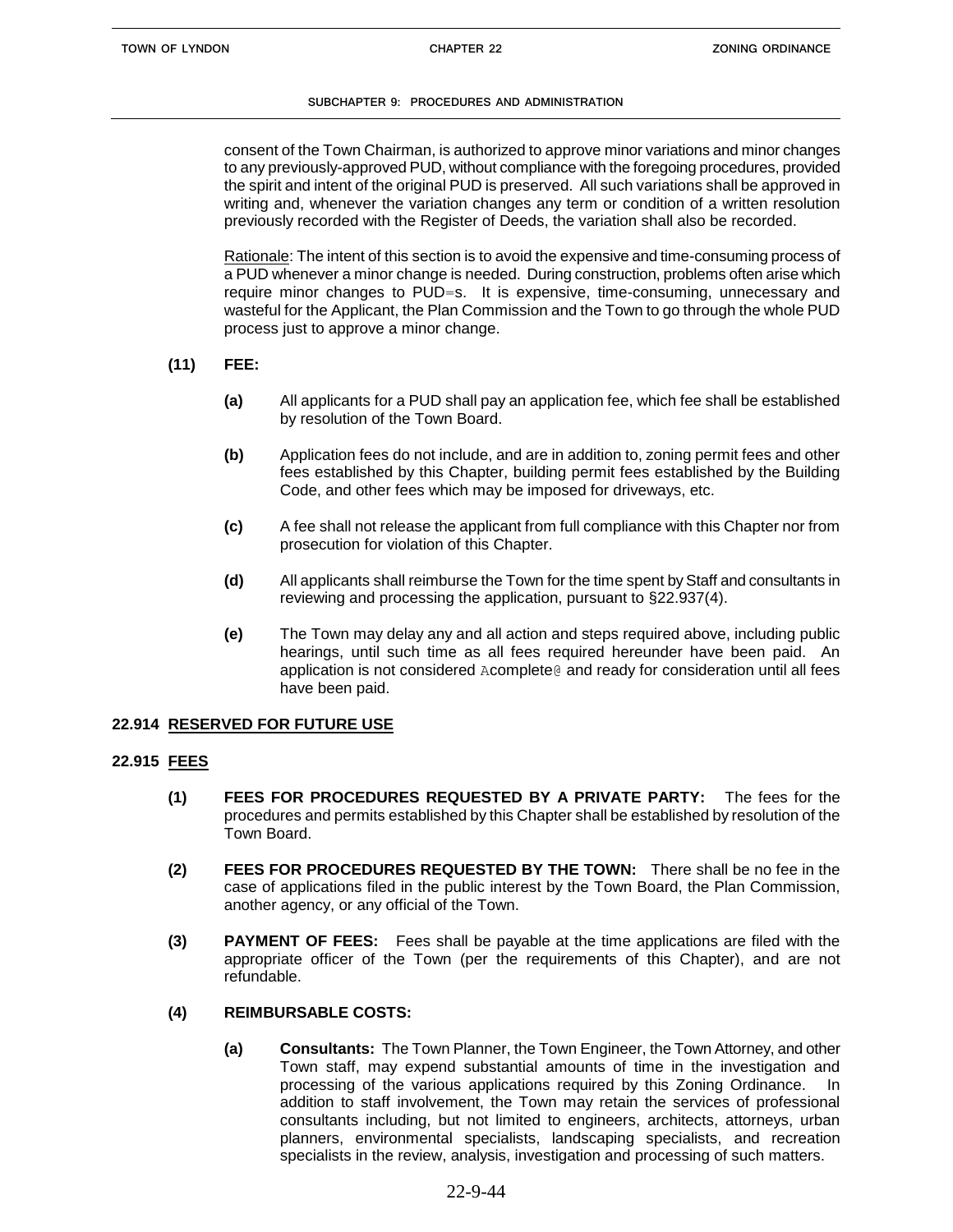consent of the Town Chairman, is authorized to approve minor variations and minor changes to any previously-approved PUD, without compliance with the foregoing procedures, provided the spirit and intent of the original PUD is preserved. All such variations shall be approved in writing and, whenever the variation changes any term or condition of a written resolution previously recorded with the Register of Deeds, the variation shall also be recorded.

Rationale: The intent of this section is to avoid the expensive and time-consuming process of a PUD whenever a minor change is needed. During construction, problems often arise which require minor changes to PUD=s. It is expensive, time-consuming, unnecessary and wasteful for the Applicant, the Plan Commission and the Town to go through the whole PUD process just to approve a minor change.

**(11) FEE:**

**(a)** All applicants for a PUD shall pay an application fee, which fee shall be established by resolution of the Town Board.

**(b)** Application fees do not include, and are in addition to, zoning permit fees and other fees established by this Chapter, building permit fees established by the Building Code, and other fees which may be imposed for driveways, etc.

**(c)** A fee shall not release the applicant from full compliance with this Chapter nor from prosecution for violation of this Chapter.

**(d)** All applicants shall reimburse the Town for the time spent by Staff and consultants in reviewing and processing the application, pursuant to §22.937(4).

**(e)** The Town may delay any and all action and steps required above, including public hearings, until such time as all fees required hereunder have been paid. An application is not considered Acomplete@ and ready for consideration until all fees have been paid.

## 22.914 RESERVED FOR FUTURE USE

## 22.915 FEES

**(1) FEES FOR PROCEDURES REQUESTED BY A PRIVATE PARTY:** The fees for the procedures and permits established by this Chapter shall be established by resolution of the Town Board.

**(2) FEES FOR PROCEDURES REQUESTED BY THE TOWN:** There shall be no fee in the case of applications filed in the public interest by the Town Board, the Plan Commission, another agency, or any official of the Town.

**(3) PAYMENT OF FEES:** Fees shall be payable at the time applications are filed with the appropriate officer of the Town (per the requirements of this Chapter), and are not refundable.

**(4) REIMBURSABLE COSTS:**

**(a) Consultants:** The Town Planner, the Town Engineer, the Town Attorney, and other Town staff, may expend substantial amounts of time in the investigation and processing of the various applications required by this Zoning Ordinance. In addition to staff involvement, the Town may retain the services of professional consultants including, but not limited to engineers, architects, attorneys, urban planners, environmental specialists, landscaping specialists, and recreation specialists in the review, analysis, investigation and processing of such matters.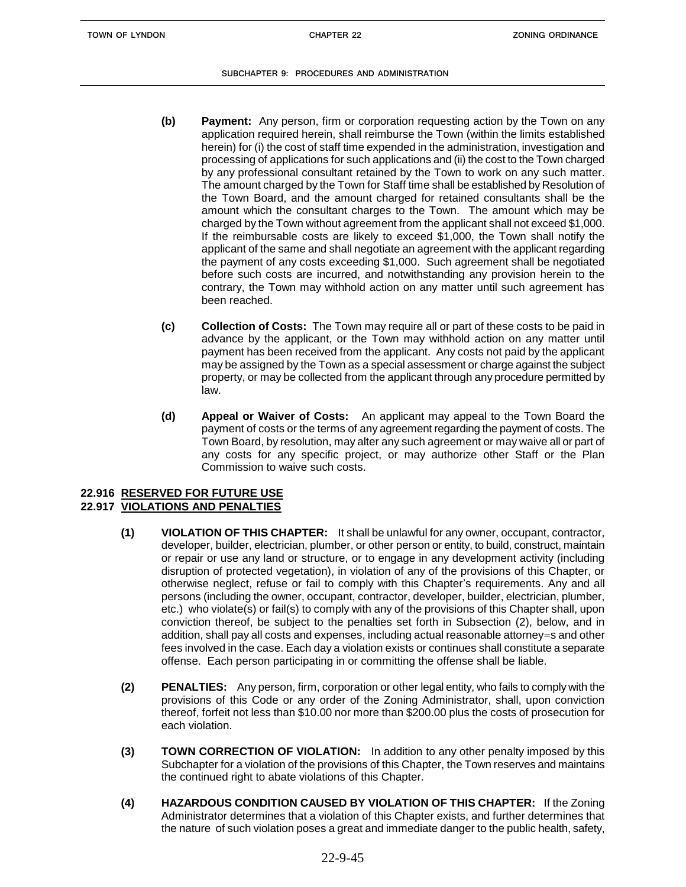**(b) Payment:** Any person, firm or corporation requesting action by the Town on any application required herein, shall reimburse the Town (within the limits established herein) for (i) the cost of staff time expended in the administration, investigation and processing of applications for such applications and (ii) the cost to the Town charged by any professional consultant retained by the Town to work on any such matter. The amount charged by the Town for Staff time shall be established by Resolution of the Town Board, and the amount charged for retained consultants shall be the amount which the consultant charges to the Town. The amount which may be charged by the Town without agreement from the applicant shall not exceed $1,000. If the reimbursable costs are likely to exceed $1,000, the Town shall notify the applicant of the same and shall negotiate an agreement with the applicant regarding the payment of any costs exceeding $1,000. Such agreement shall be negotiated before such costs are incurred, and notwithstanding any provision herein to the contrary, the Town may withhold action on any matter until such agreement has been reached.

**(c) Collection of Costs:** The Town may require all or part of these costs to be paid in advance by the applicant, or the Town may withhold action on any matter until payment has been received from the applicant. Any costs not paid by the applicant may be assigned by the Town as a special assessment or charge against the subject property, or may be collected from the applicant through any procedure permitted by law.

**(d) Appeal or Waiver of Costs:** An applicant may appeal to the Town Board the payment of costs or the terms of any agreement regarding the payment of costs. The Town Board, by resolution, may alter any such agreement or may waive all or part of any costs for any specific project, or may authorize other Staff or the Plan Commission to waive such costs.

## 22.916 RESERVED FOR FUTURE USE

## 22.917 VIOLATIONS AND PENALTIES

**(1) VIOLATION OF THIS CHAPTER:** It shall be unlawful for any owner, occupant, contractor, developer, builder, electrician, plumber, or other person or entity, to build, construct, maintain or repair or use any land or structure, or to engage in any development activity (including disruption of protected vegetation), in violation of any of the provisions of this Chapter, or otherwise neglect, refuse or fail to comply with this Chapter's requirements. Any and all persons (including the owner, occupant, contractor, developer, builder, electrician, plumber, etc.) who violate(s) or fail(s) to comply with any of the provisions of this Chapter shall, upon conviction thereof, be subject to the penalties set forth in Subsection (2), below, and in addition, shall pay all costs and expenses, including actual reasonable attorney=s and other fees involved in the case. Each day a violation exists or continues shall constitute a separate offense. Each person participating in or committing the offense shall be liable.

**(2) PENALTIES:** Any person, firm, corporation or other legal entity, who fails to comply with the provisions of this Code or any order of the Zoning Administrator, shall, upon conviction thereof, forfeit not less than $10.00 nor more than $200.00 plus the costs of prosecution for each violation.

**(3) TOWN CORRECTION OF VIOLATION:** In addition to any other penalty imposed by this Subchapter for a violation of the provisions of this Chapter, the Town reserves and maintains the continued right to abate violations of this Chapter.

**(4) HAZARDOUS CONDITION CAUSED BY VIOLATION OF THIS CHAPTER:** If the Zoning Administrator determines that a violation of this Chapter exists, and further determines that the nature of such violation poses a great and immediate danger to the public health, safety,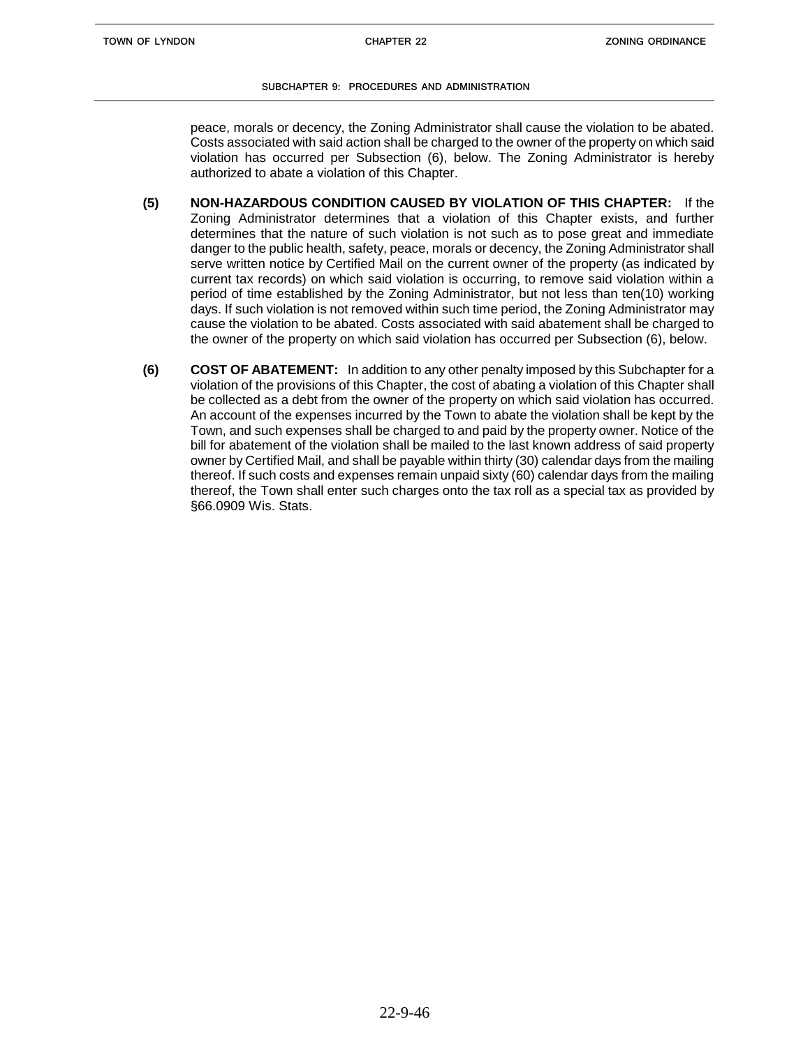peace, morals or decency, the Zoning Administrator shall cause the violation to be abated. Costs associated with said action shall be charged to the owner of the property on which said violation has occurred per Subsection (6), below. The Zoning Administrator is hereby authorized to abate a violation of this Chapter.

**(5) NON-HAZARDOUS CONDITION CAUSED BY VIOLATION OF THIS CHAPTER:** If the Zoning Administrator determines that a violation of this Chapter exists, and further determines that the nature of such violation is not such as to pose great and immediate danger to the public health, safety, peace, morals or decency, the Zoning Administrator shall serve written notice by Certified Mail on the current owner of the property (as indicated by current tax records) on which said violation is occurring, to remove said violation within a period of time established by the Zoning Administrator, but not less than ten(10) working days. If such violation is not removed within such time period, the Zoning Administrator may cause the violation to be abated. Costs associated with said abatement shall be charged to the owner of the property on which said violation has occurred per Subsection (6), below.

**(6) COST OF ABATEMENT:** In addition to any other penalty imposed by this Subchapter for a violation of the provisions of this Chapter, the cost of abating a violation of this Chapter shall be collected as a debt from the owner of the property on which said violation has occurred. An account of the expenses incurred by the Town to abate the violation shall be kept by the Town, and such expenses shall be charged to and paid by the property owner. Notice of the bill for abatement of the violation shall be mailed to the last known address of said property owner by Certified Mail, and shall be payable within thirty (30) calendar days from the mailing thereof. If such costs and expenses remain unpaid sixty (60) calendar days from the mailing thereof, the Town shall enter such charges onto the tax roll as a special tax as provided by §66.0909 Wis. Stats.